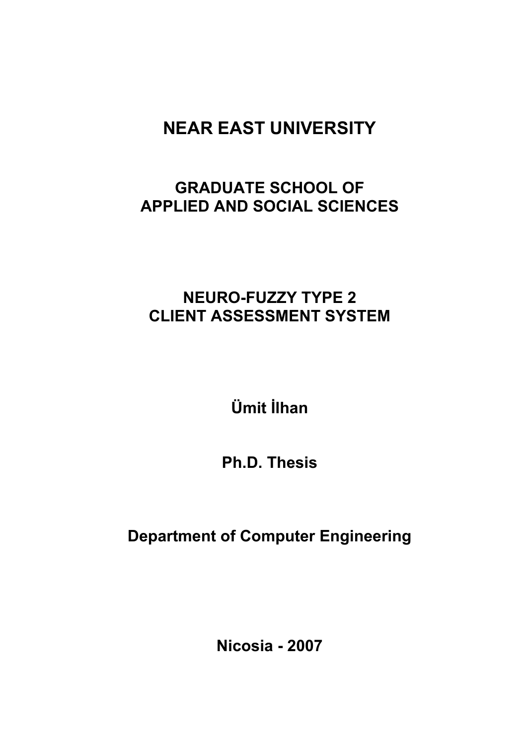# NEAR EAST UNIVERSITY

## GRADUATE SCHOOL OF APPLIED AND SOCIAL SCIENCES

## NEURO-FUZZY TYPE 2 CLIENT ASSESSMENT SYSTEM

**Ümit İlhan**

**Ph.D. Thesis**

**Department of Computer Engineering**

**Nicosia - 2007**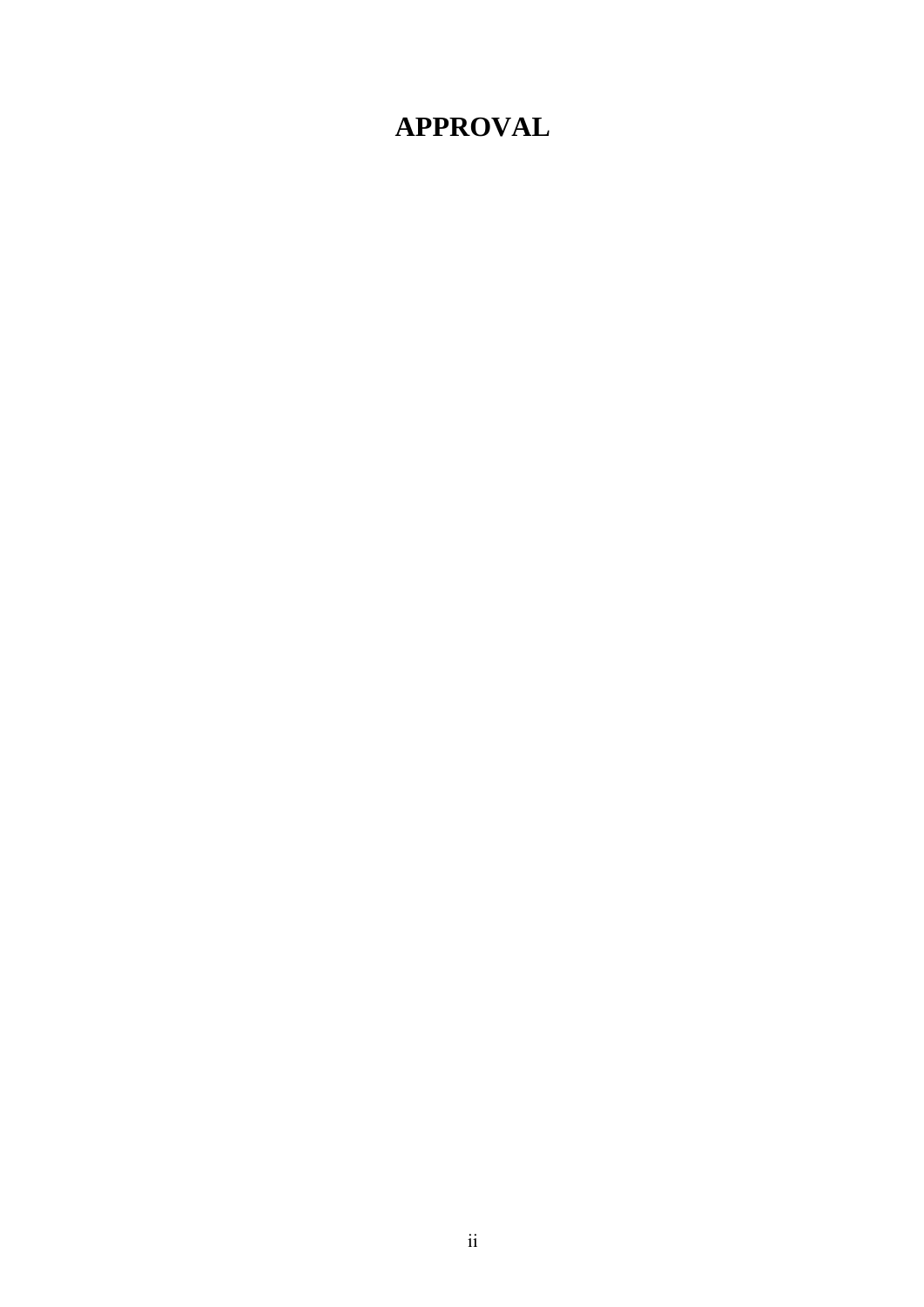# APPROVAL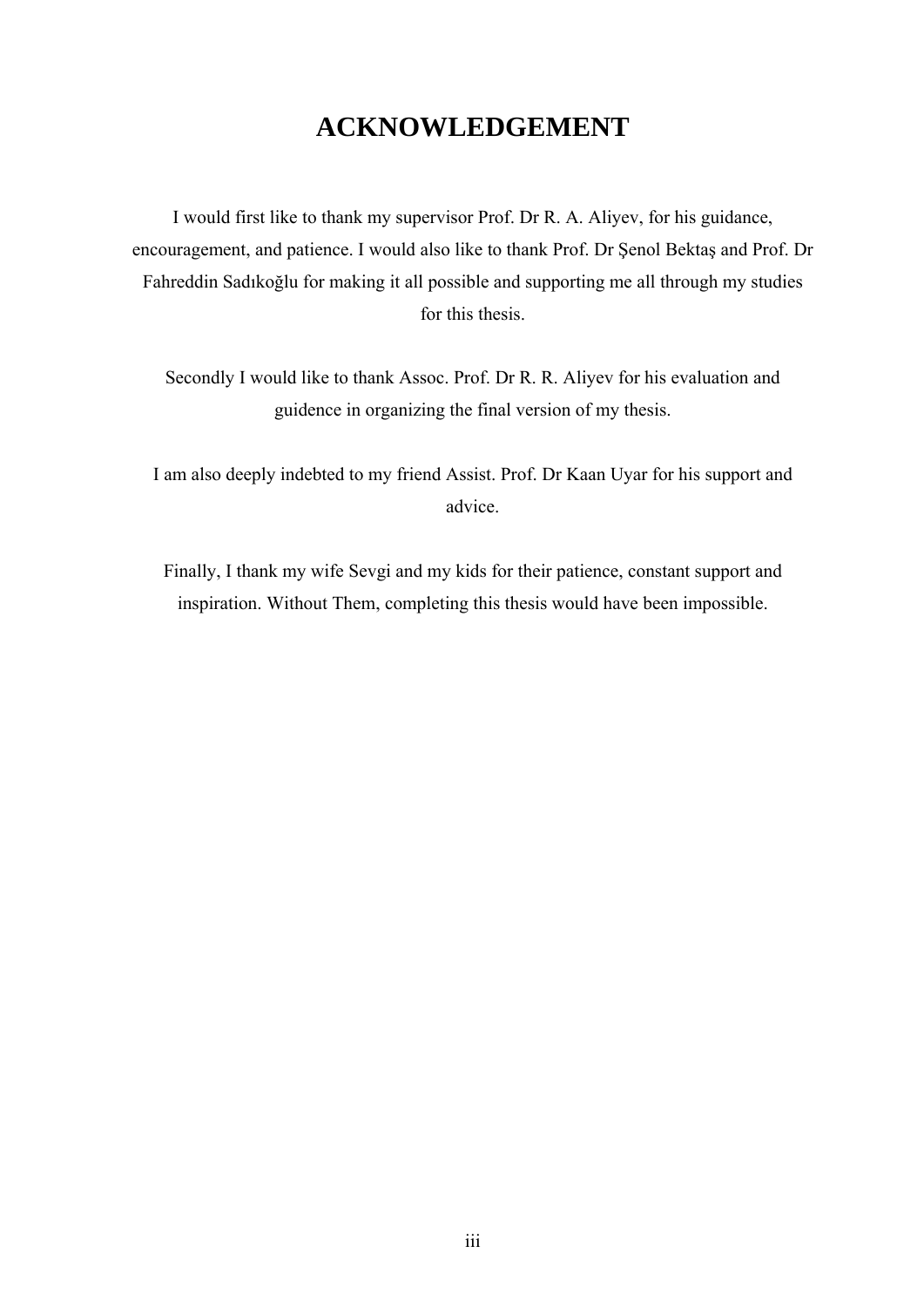# ACKNOWLEDGEMENT

I would first like to thank my supervisor Prof. Dr R. A. Aliyev, for his guidance, encouragement, and patience. I would also like to thank Prof. Dr Şenol Bektaş and Prof. Dr Fahreddin Sadıkoğlu for making it all possible and supporting me all through my studies for this thesis.

Secondly I would like to thank Assoc. Prof. Dr R. R. Aliyev for his evaluation and guidence in organizing the final version of my thesis.

I am also deeply indebted to my friend Assist. Prof. Dr Kaan Uyar for his support and advice.

Finally, I thank my wife Sevgi and my kids for their patience, constant support and inspiration. Without Them, completing this thesis would have been impossible.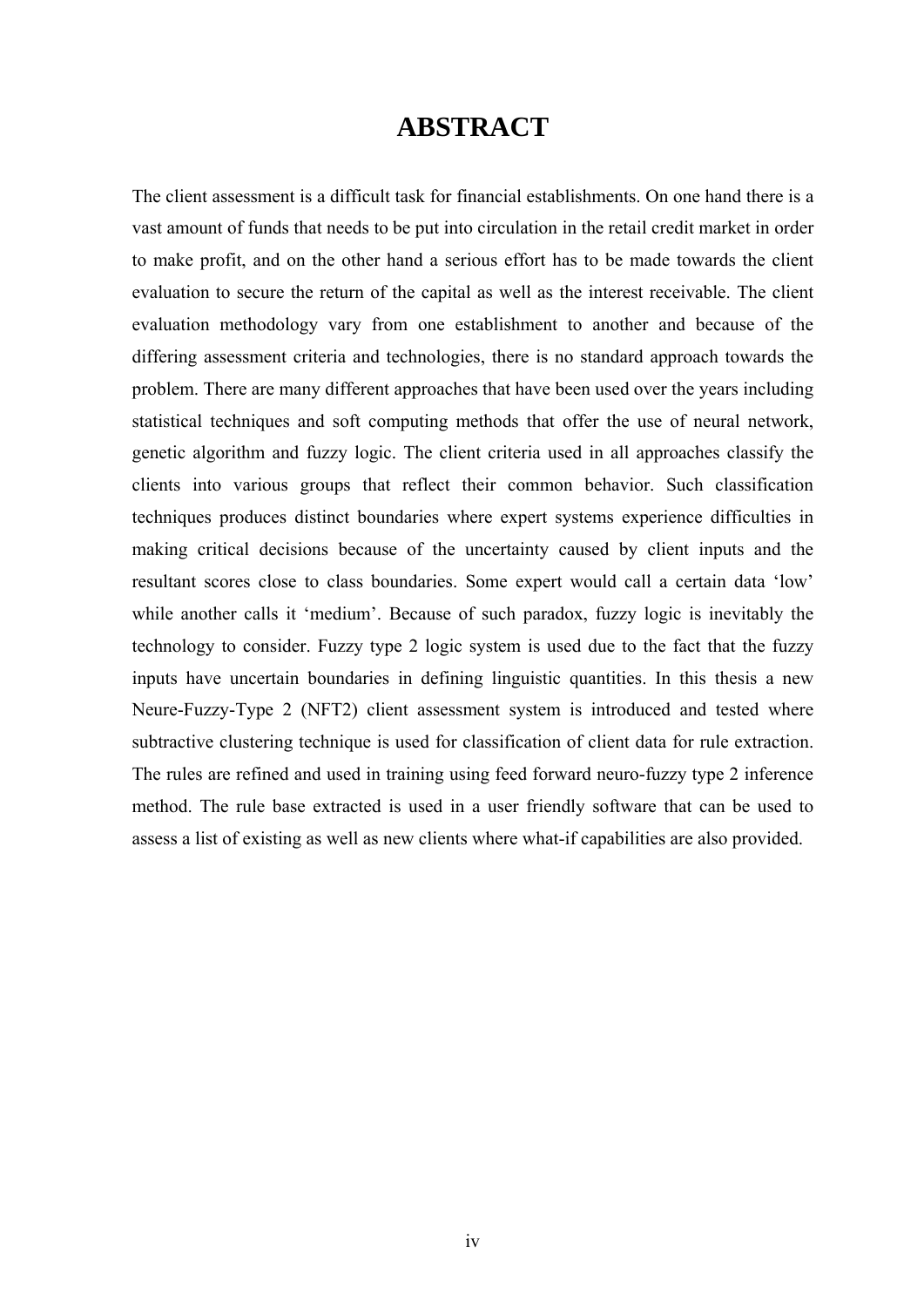# ABSTRACT

The client assessment is a difficult task for financial establishments. On one hand there is a vast amount of funds that needs to be put into circulation in the retail credit market in order to make profit, and on the other hand a serious effort has to be made towards the client evaluation to secure the return of the capital as well as the interest receivable. The client evaluation methodology vary from one establishment to another and because of the differing assessment criteria and technologies, there is no standard approach towards the problem. There are many different approaches that have been used over the years including statistical techniques and soft computing methods that offer the use of neural network, genetic algorithm and fuzzy logic. The client criteria used in all approaches classify the clients into various groups that reflect their common behavior. Such classification techniques produces distinct boundaries where expert systems experience difficulties in making critical decisions because of the uncertainty caused by client inputs and the resultant scores close to class boundaries. Some expert would call a certain data 'low' while another calls it 'medium'. Because of such paradox, fuzzy logic is inevitably the technology to consider. Fuzzy type 2 logic system is used due to the fact that the fuzzy inputs have uncertain boundaries in defining linguistic quantities. In this thesis a new Neure-Fuzzy-Type 2 (NFT2) client assessment system is introduced and tested where subtractive clustering technique is used for classification of client data for rule extraction. The rules are refined and used in training using feed forward neuro-fuzzy type 2 inference method. The rule base extracted is used in a user friendly software that can be used to assess a list of existing as well as new clients where what-if capabilities are also provided.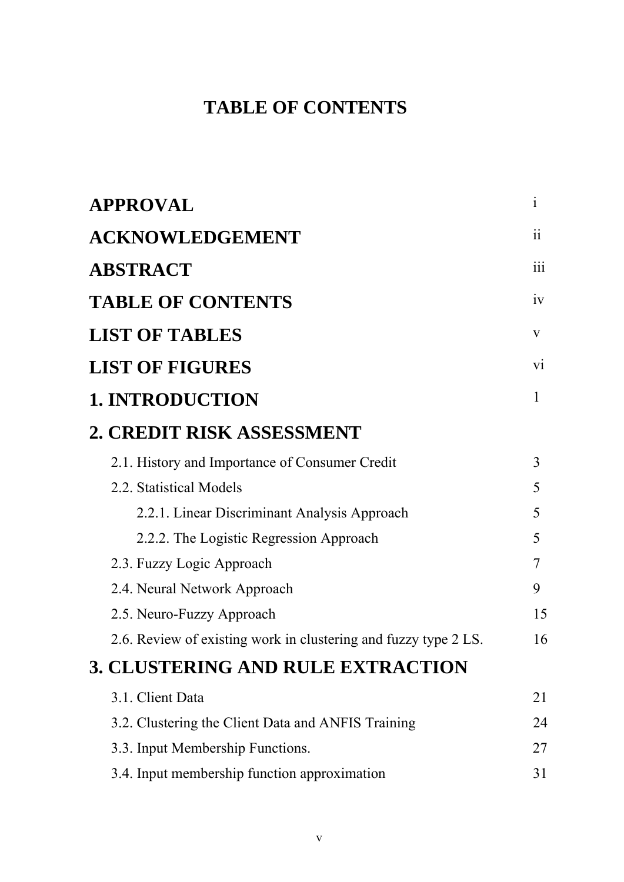# TABLE OF CONTENTS

| | |
|---|---|
| **APPROVAL** | i |
| **ACKNOWLEDGEMENT** | ii |
| **ABSTRACT** | iii |
| **TABLE OF CONTENTS** | iv |
| **LIST OF TABLES** | v |
| **LIST OF FIGURES** | vi |
| **1. INTRODUCTION** | 1 |
| **2. CREDIT RISK ASSESSMENT** | |
| 2.1. History and Importance of Consumer Credit | 3 |
| 2.2. Statistical Models | 5 |
| 2.2.1. Linear Discriminant Analysis Approach | 5 |
| 2.2.2. The Logistic Regression Approach | 5 |
| 2.3. Fuzzy Logic Approach | 7 |
| 2.4. Neural Network Approach | 9 |
| 2.5. Neuro-Fuzzy Approach | 15 |
| 2.6. Review of existing work in clustering and fuzzy type 2 LS. | 16 |
| **3. CLUSTERING AND RULE EXTRACTION** | |
| 3.1. Client Data | 21 |
| 3.2. Clustering the Client Data and ANFIS Training | 24 |
| 3.3. Input Membership Functions. | 27 |
| 3.4. Input membership function approximation | 31 |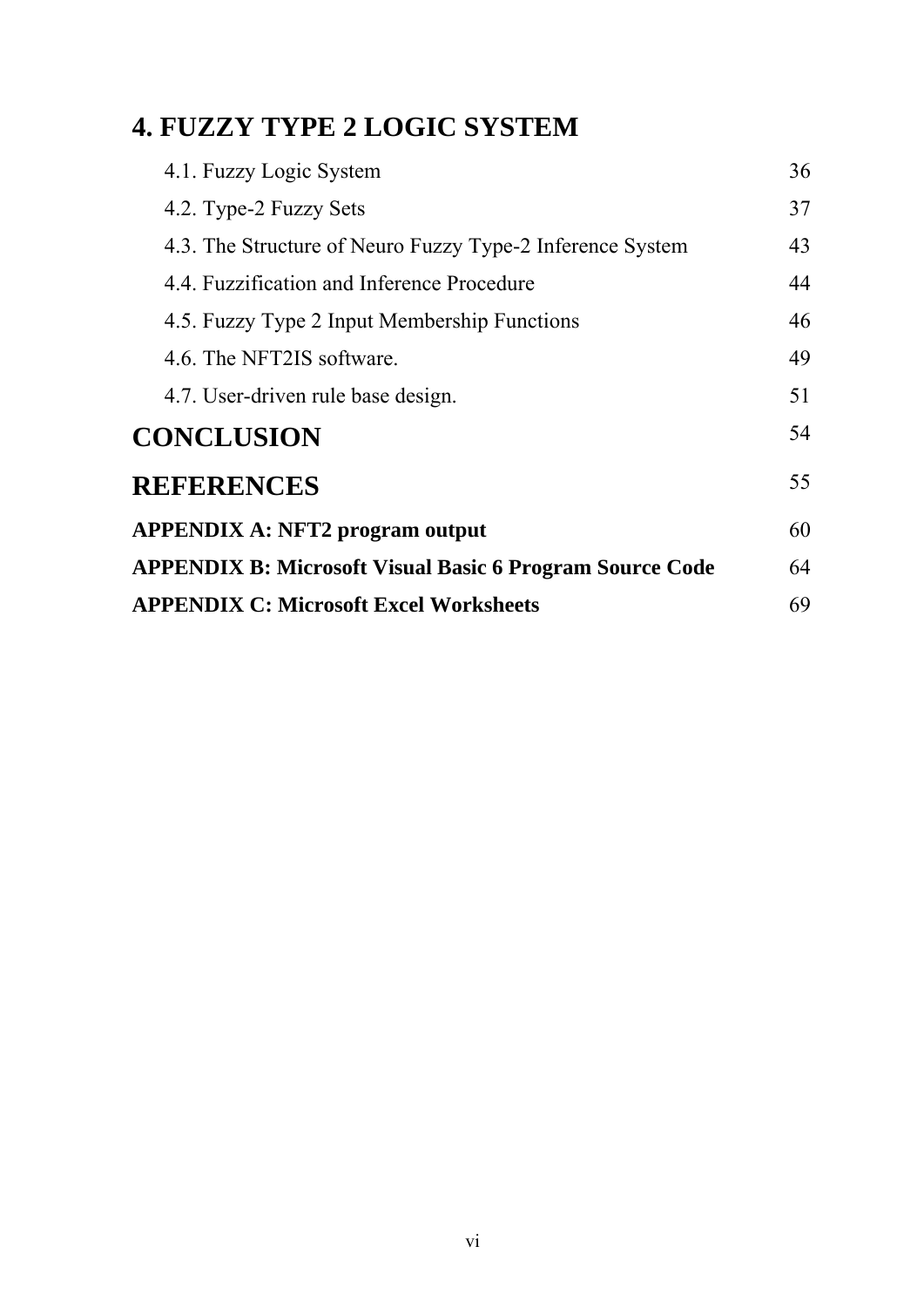# 4. FUZZY TYPE 2 LOGIC SYSTEM

| | |
|---|---|
| 4.1. Fuzzy Logic System | 36 |
| 4.2. Type-2 Fuzzy Sets | 37 |
| 4.3. The Structure of Neuro Fuzzy Type-2 Inference System | 43 |
| 4.4. Fuzzification and Inference Procedure | 44 |
| 4.5. Fuzzy Type 2 Input Membership Functions | 46 |
| 4.6. The NFT2IS software. | 49 |
| 4.7. User-driven rule base design. | 51 |

# CONCLUSION 54

# REFERENCES 55

**APPENDIX A: NFT2 program output** 60

**APPENDIX B: Microsoft Visual Basic 6 Program Source Code** 64

**APPENDIX C: Microsoft Excel Worksheets** 69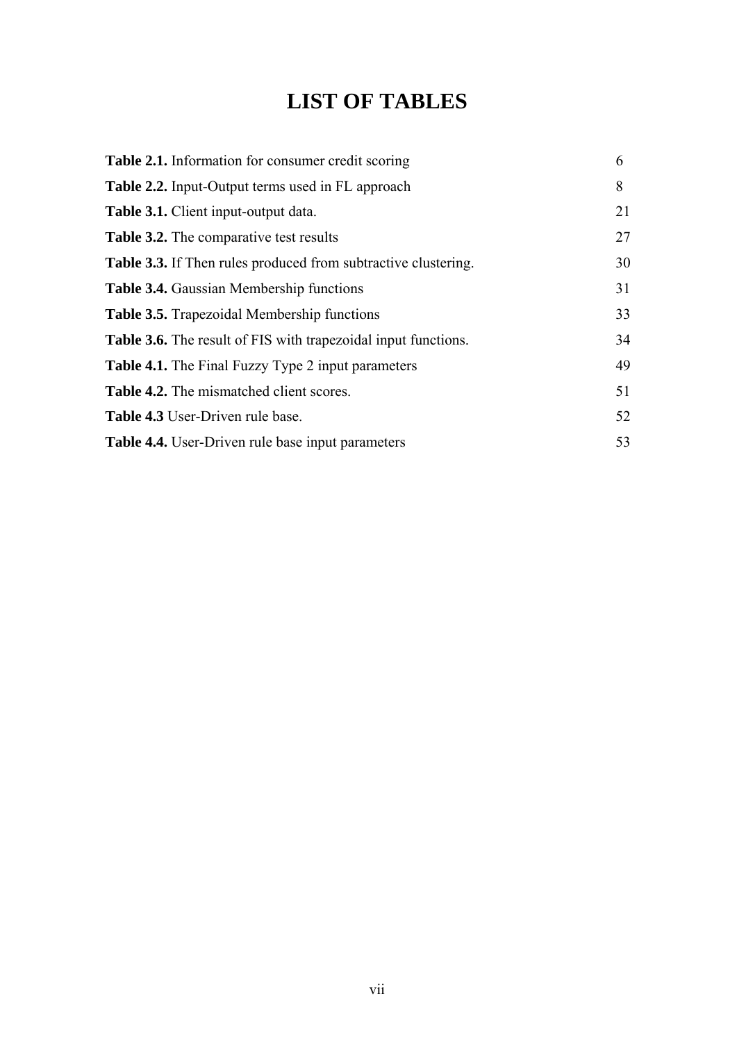# LIST OF TABLES

| | |
|---|---|
| **Table 2.1.** Information for consumer credit scoring | 6 |
| **Table 2.2.** Input-Output terms used in FL approach | 8 |
| **Table 3.1.** Client input-output data. | 21 |
| **Table 3.2.** The comparative test results | 27 |
| **Table 3.3.** If Then rules produced from subtractive clustering. | 30 |
| **Table 3.4.** Gaussian Membership functions | 31 |
| **Table 3.5.** Trapezoidal Membership functions | 33 |
| **Table 3.6.** The result of FIS with trapezoidal input functions. | 34 |
| **Table 4.1.** The Final Fuzzy Type 2 input parameters | 49 |
| **Table 4.2.** The mismatched client scores. | 51 |
| **Table 4.3** User-Driven rule base. | 52 |
| **Table 4.4.** User-Driven rule base input parameters | 53 |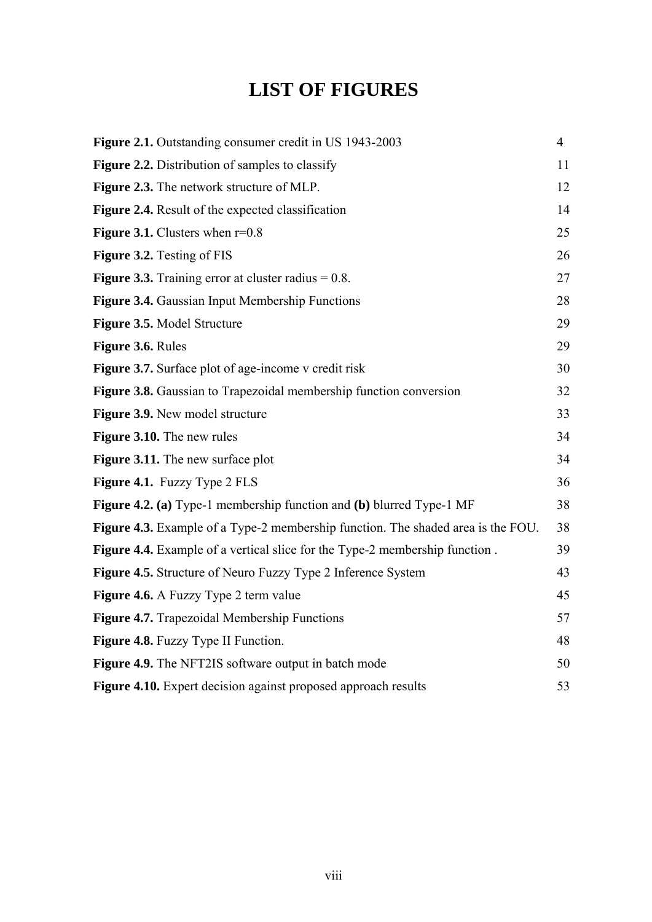# LIST OF FIGURES

| | |
|---|---|
| **Figure 2.1.** Outstanding consumer credit in US 1943-2003 | 4 |
| **Figure 2.2.** Distribution of samples to classify | 11 |
| **Figure 2.3.** The network structure of MLP. | 12 |
| **Figure 2.4.** Result of the expected classification | 14 |
| **Figure 3.1.** Clusters when r=0.8 | 25 |
| **Figure 3.2.** Testing of FIS | 26 |
| **Figure 3.3.** Training error at cluster radius = 0.8. | 27 |
| **Figure 3.4.** Gaussian Input Membership Functions | 28 |
| **Figure 3.5.** Model Structure | 29 |
| **Figure 3.6.** Rules | 29 |
| **Figure 3.7.** Surface plot of age-income v credit risk | 30 |
| **Figure 3.8.** Gaussian to Trapezoidal membership function conversion | 32 |
| **Figure 3.9.** New model structure | 33 |
| **Figure 3.10.** The new rules | 34 |
| **Figure 3.11.** The new surface plot | 34 |
| **Figure 4.1.** Fuzzy Type 2 FLS | 36 |
| **Figure 4.2. (a)** Type-1 membership function and **(b)** blurred Type-1 MF | 38 |
| **Figure 4.3.** Example of a Type-2 membership function. The shaded area is the FOU. | 38 |
| **Figure 4.4.** Example of a vertical slice for the Type-2 membership function . | 39 |
| **Figure 4.5.** Structure of Neuro Fuzzy Type 2 Inference System | 43 |
| **Figure 4.6.** A Fuzzy Type 2 term value | 45 |
| **Figure 4.7.** Trapezoidal Membership Functions | 57 |
| **Figure 4.8.** Fuzzy Type II Function. | 48 |
| **Figure 4.9.** The NFT2IS software output in batch mode | 50 |
| **Figure 4.10.** Expert decision against proposed approach results | 53 |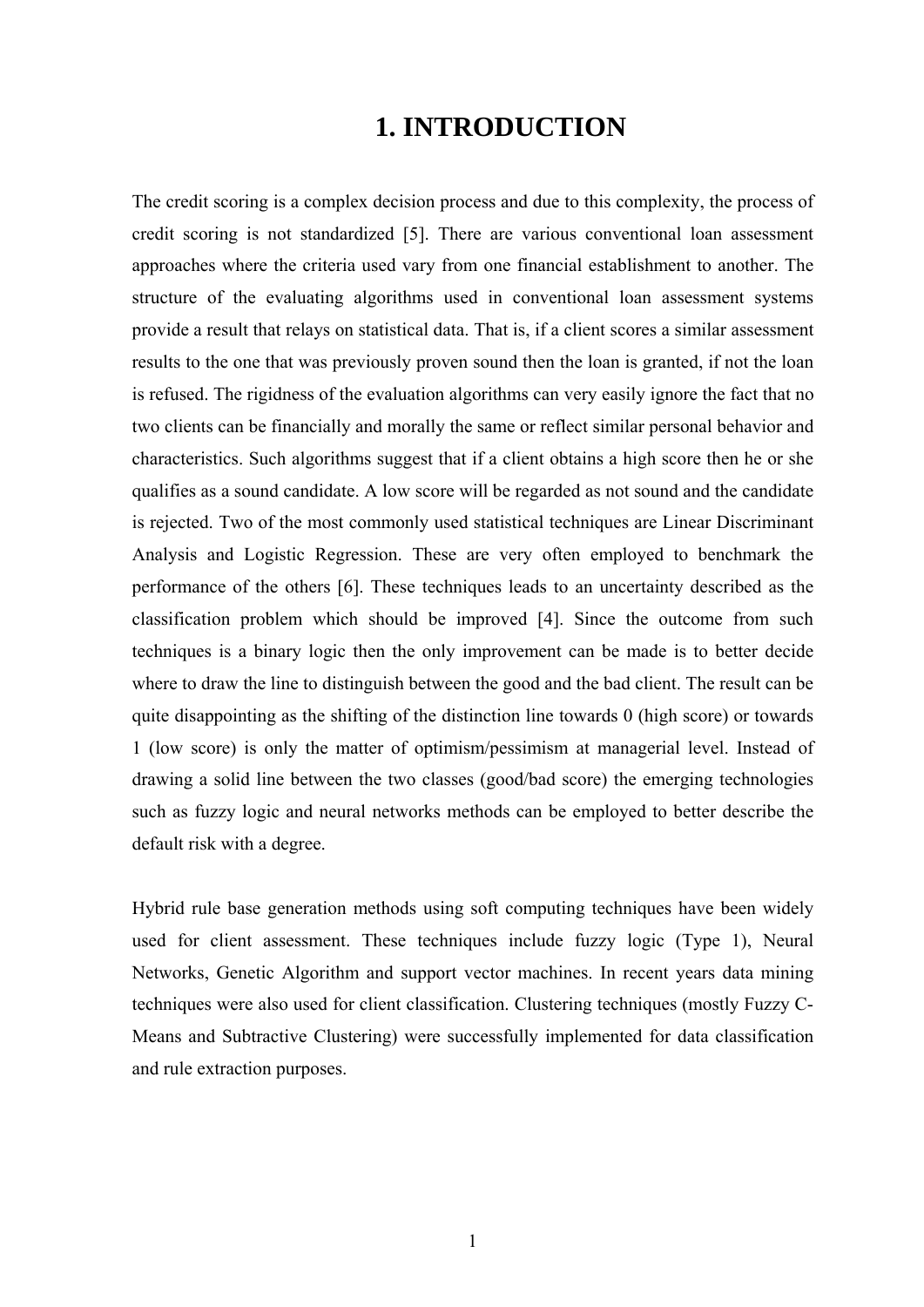# 1. INTRODUCTION

The credit scoring is a complex decision process and due to this complexity, the process of credit scoring is not standardized [5]. There are various conventional loan assessment approaches where the criteria used vary from one financial establishment to another. The structure of the evaluating algorithms used in conventional loan assessment systems provide a result that relays on statistical data. That is, if a client scores a similar assessment results to the one that was previously proven sound then the loan is granted, if not the loan is refused. The rigidness of the evaluation algorithms can very easily ignore the fact that no two clients can be financially and morally the same or reflect similar personal behavior and characteristics. Such algorithms suggest that if a client obtains a high score then he or she qualifies as a sound candidate. A low score will be regarded as not sound and the candidate is rejected. Two of the most commonly used statistical techniques are Linear Discriminant Analysis and Logistic Regression. These are very often employed to benchmark the performance of the others [6]. These techniques leads to an uncertainty described as the classification problem which should be improved [4]. Since the outcome from such techniques is a binary logic then the only improvement can be made is to better decide where to draw the line to distinguish between the good and the bad client. The result can be quite disappointing as the shifting of the distinction line towards 0 (high score) or towards 1 (low score) is only the matter of optimism/pessimism at managerial level. Instead of drawing a solid line between the two classes (good/bad score) the emerging technologies such as fuzzy logic and neural networks methods can be employed to better describe the default risk with a degree.

Hybrid rule base generation methods using soft computing techniques have been widely used for client assessment. These techniques include fuzzy logic (Type 1), Neural Networks, Genetic Algorithm and support vector machines. In recent years data mining techniques were also used for client classification. Clustering techniques (mostly Fuzzy C-Means and Subtractive Clustering) were successfully implemented for data classification and rule extraction purposes.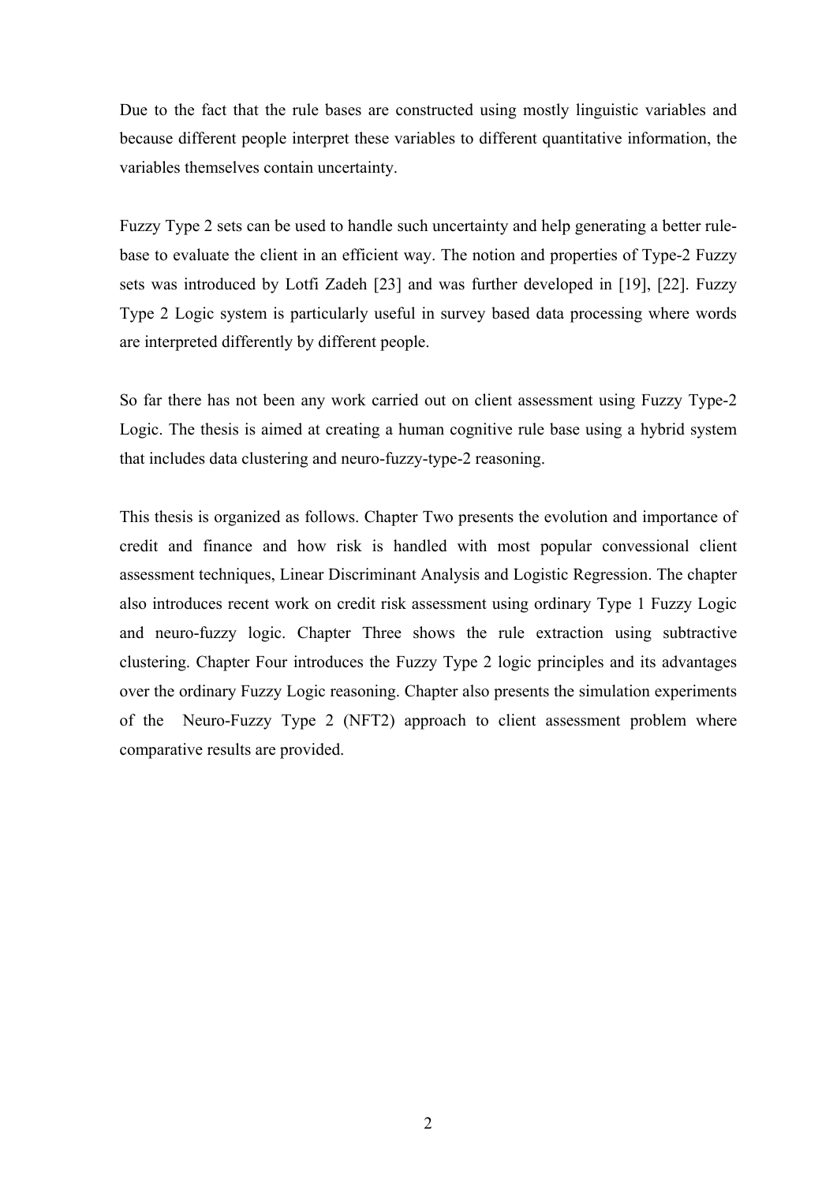Due to the fact that the rule bases are constructed using mostly linguistic variables and because different people interpret these variables to different quantitative information, the variables themselves contain uncertainty.

Fuzzy Type 2 sets can be used to handle such uncertainty and help generating a better rule-base to evaluate the client in an efficient way. The notion and properties of Type-2 Fuzzy sets was introduced by Lotfi Zadeh [23] and was further developed in [19], [22]. Fuzzy Type 2 Logic system is particularly useful in survey based data processing where words are interpreted differently by different people.

So far there has not been any work carried out on client assessment using Fuzzy Type-2 Logic. The thesis is aimed at creating a human cognitive rule base using a hybrid system that includes data clustering and neuro-fuzzy-type-2 reasoning.

This thesis is organized as follows. Chapter Two presents the evolution and importance of credit and finance and how risk is handled with most popular convessional client assessment techniques, Linear Discriminant Analysis and Logistic Regression. The chapter also introduces recent work on credit risk assessment using ordinary Type 1 Fuzzy Logic and neuro-fuzzy logic. Chapter Three shows the rule extraction using subtractive clustering. Chapter Four introduces the Fuzzy Type 2 logic principles and its advantages over the ordinary Fuzzy Logic reasoning. Chapter also presents the simulation experiments of the Neuro-Fuzzy Type 2 (NFT2) approach to client assessment problem where comparative results are provided.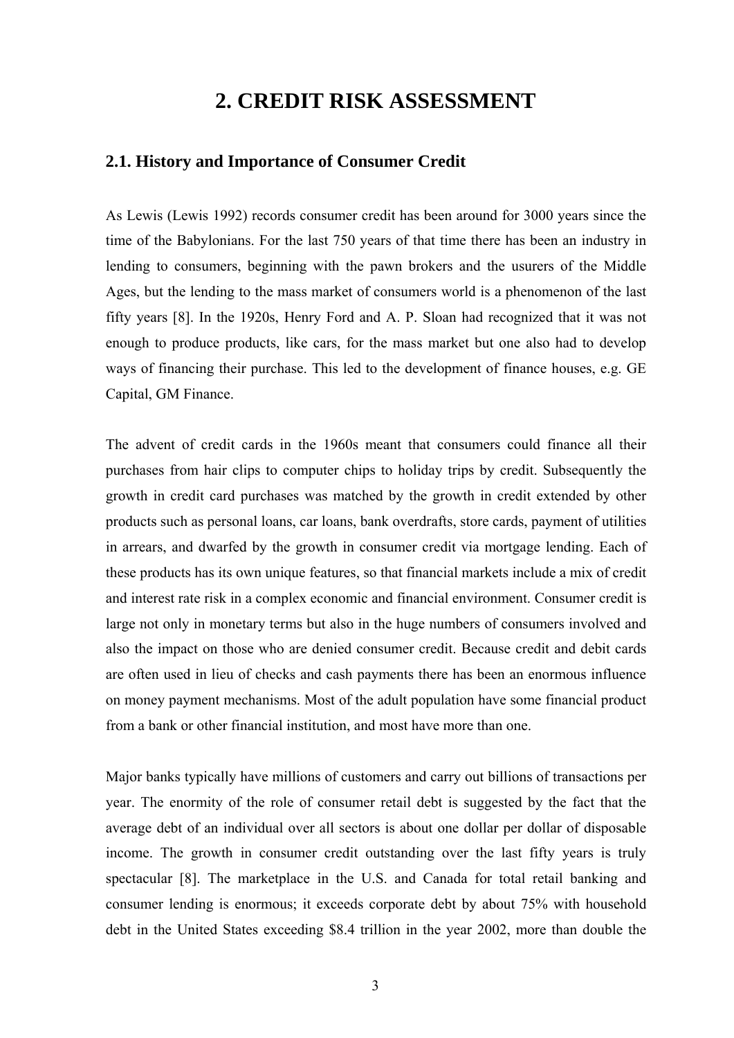# 2. CREDIT RISK ASSESSMENT

## 2.1. History and Importance of Consumer Credit

As Lewis (Lewis 1992) records consumer credit has been around for 3000 years since the time of the Babylonians. For the last 750 years of that time there has been an industry in lending to consumers, beginning with the pawn brokers and the usurers of the Middle Ages, but the lending to the mass market of consumers world is a phenomenon of the last fifty years [8]. In the 1920s, Henry Ford and A. P. Sloan had recognized that it was not enough to produce products, like cars, for the mass market but one also had to develop ways of financing their purchase. This led to the development of finance houses, e.g. GE Capital, GM Finance.

The advent of credit cards in the 1960s meant that consumers could finance all their purchases from hair clips to computer chips to holiday trips by credit. Subsequently the growth in credit card purchases was matched by the growth in credit extended by other products such as personal loans, car loans, bank overdrafts, store cards, payment of utilities in arrears, and dwarfed by the growth in consumer credit via mortgage lending. Each of these products has its own unique features, so that financial markets include a mix of credit and interest rate risk in a complex economic and financial environment. Consumer credit is large not only in monetary terms but also in the huge numbers of consumers involved and also the impact on those who are denied consumer credit. Because credit and debit cards are often used in lieu of checks and cash payments there has been an enormous influence on money payment mechanisms. Most of the adult population have some financial product from a bank or other financial institution, and most have more than one.

Major banks typically have millions of customers and carry out billions of transactions per year. The enormity of the role of consumer retail debt is suggested by the fact that the average debt of an individual over all sectors is about one dollar per dollar of disposable income. The growth in consumer credit outstanding over the last fifty years is truly spectacular [8]. The marketplace in the U.S. and Canada for total retail banking and consumer lending is enormous; it exceeds corporate debt by about 75% with household debt in the United States exceeding $8.4 trillion in the year 2002, more than double the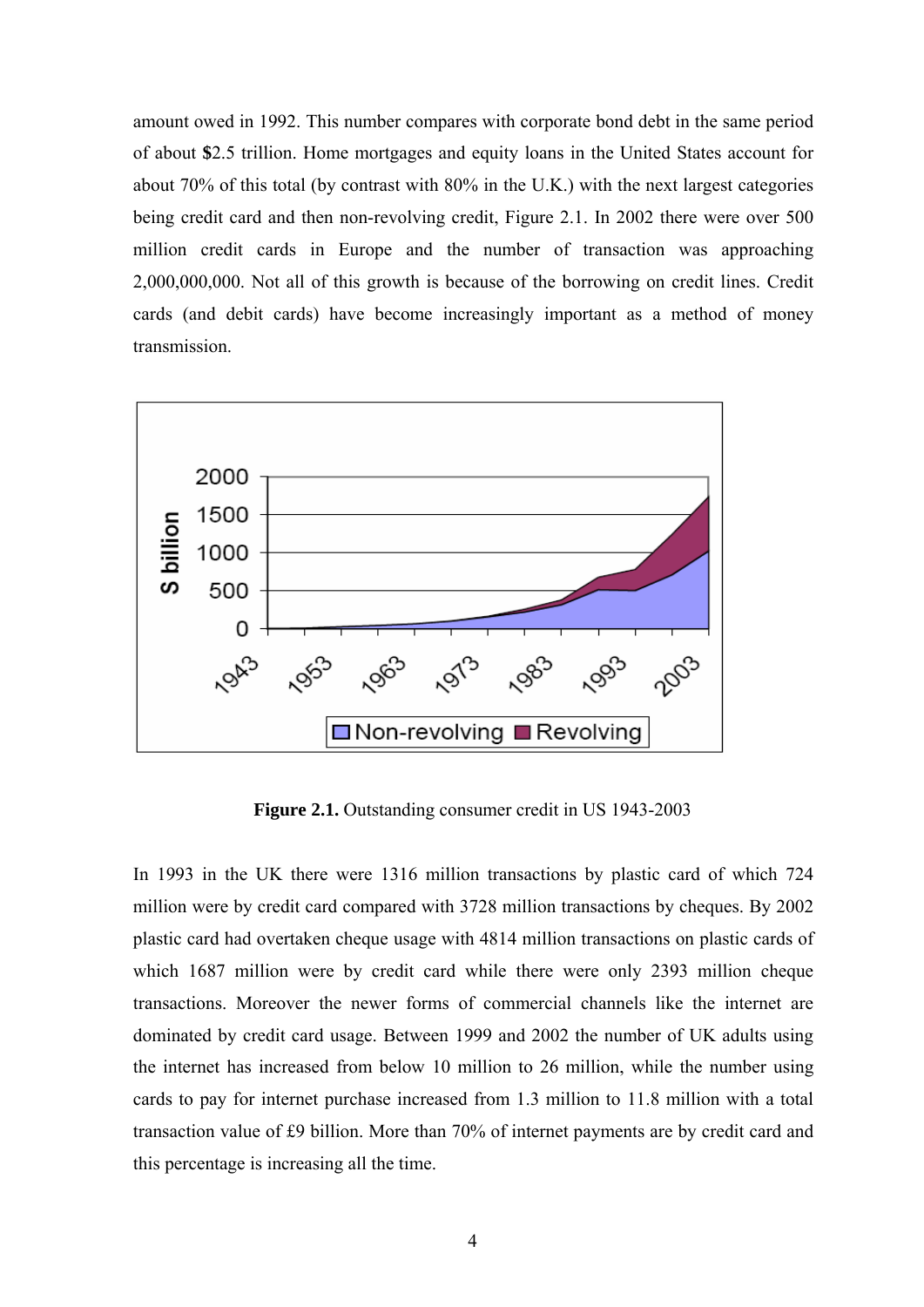amount owed in 1992. This number compares with corporate bond debt in the same period of about **$**2.5 trillion. Home mortgages and equity loans in the United States account for about 70% of this total (by contrast with 80% in the U.K.) with the next largest categories being credit card and then non-revolving credit, Figure 2.1. In 2002 there were over 500 million credit cards in Europe and the number of transaction was approaching 2,000,000,000. Not all of this growth is because of the borrowing on credit lines. Credit cards (and debit cards) have become increasingly important as a method of money transmission.

**Figure 2.1.** Outstanding consumer credit in US 1943-2003

In 1993 in the UK there were 1316 million transactions by plastic card of which 724 million were by credit card compared with 3728 million transactions by cheques. By 2002 plastic card had overtaken cheque usage with 4814 million transactions on plastic cards of which 1687 million were by credit card while there were only 2393 million cheque transactions. Moreover the newer forms of commercial channels like the internet are dominated by credit card usage. Between 1999 and 2002 the number of UK adults using the internet has increased from below 10 million to 26 million, while the number using cards to pay for internet purchase increased from 1.3 million to 11.8 million with a total transaction value of £9 billion. More than 70% of internet payments are by credit card and this percentage is increasing all the time.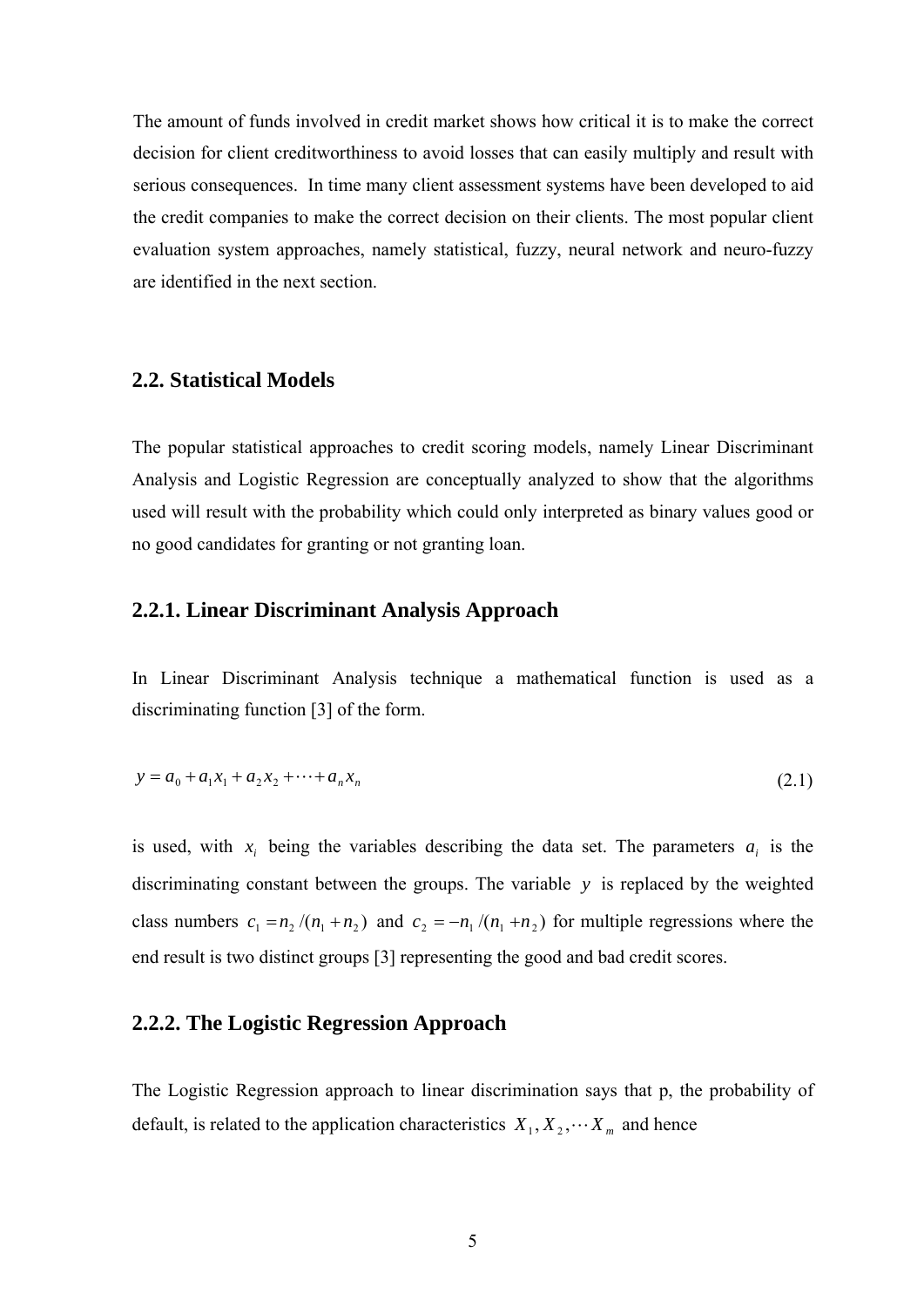The amount of funds involved in credit market shows how critical it is to make the correct decision for client creditworthiness to avoid losses that can easily multiply and result with serious consequences. In time many client assessment systems have been developed to aid the credit companies to make the correct decision on their clients. The most popular client evaluation system approaches, namely statistical, fuzzy, neural network and neuro-fuzzy are identified in the next section.

## 2.2. Statistical Models

The popular statistical approaches to credit scoring models, namely Linear Discriminant Analysis and Logistic Regression are conceptually analyzed to show that the algorithms used will result with the probability which could only interpreted as binary values good or no good candidates for granting or not granting loan.

### 2.2.1. Linear Discriminant Analysis Approach

In Linear Discriminant Analysis technique a mathematical function is used as a discriminating function [3] of the form.

$$y = a_0 + a_1 x_1 + a_2 x_2 + \cdots + a_n x_n \tag{2.1}$$

is used, with $x_i$ being the variables describing the data set. The parameters $a_i$ is the discriminating constant between the groups. The variable $y$ is replaced by the weighted class numbers $c_1 = n_2/(n_1 + n_2)$ and $c_2 = -n_1/(n_1 + n_2)$ for multiple regressions where the end result is two distinct groups [3] representing the good and bad credit scores.

### 2.2.2. The Logistic Regression Approach

The Logistic Regression approach to linear discrimination says that p, the probability of default, is related to the application characteristics $X_1, X_2, \cdots X_m$ and hence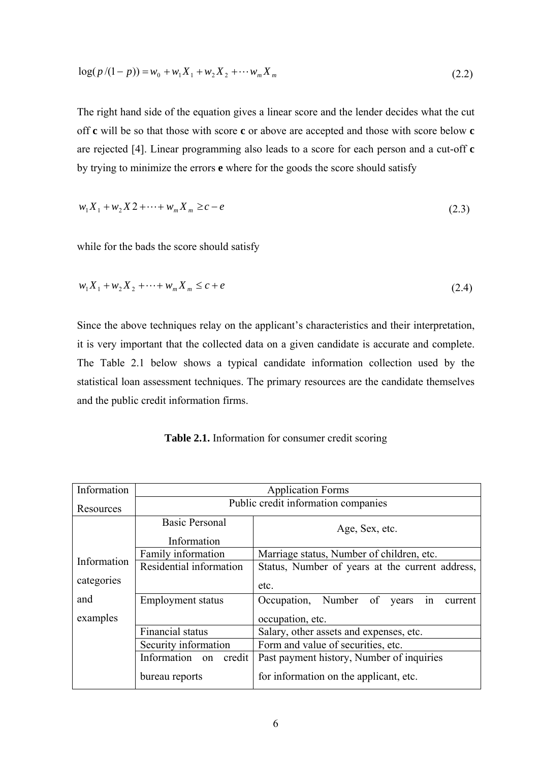$$\log(p/(1-p)) = w_0 + w_1 X_1 + w_2 X_2 + \cdots w_m X_m \tag{2.2}$$

The right hand side of the equation gives a linear score and the lender decides what the cut off **c** will be so that those with score **c** or above are accepted and those with score below **c** are rejected [4]. Linear programming also leads to a score for each person and a cut-off **c** by trying to minimize the errors **e** where for the goods the score should satisfy

$$w_1 X_1 + w_2 X 2 + \cdots + w_m X_m \geq c - e \tag{2.3}$$

while for the bads the score should satisfy

$$w_1 X_1 + w_2 X_2 + \cdots + w_m X_m \leq c + e \tag{2.4}$$

Since the above techniques relay on the applicant's characteristics and their interpretation, it is very important that the collected data on a given candidate is accurate and complete. The Table 2.1 below shows a typical candidate information collection used by the statistical loan assessment techniques. The primary resources are the candidate themselves and the public credit information firms.

**Table 2.1.** Information for consumer credit scoring

| Information Resources | Application Forms<br>Public credit information companies | |
|---|---|---|
| Information categories and examples | Basic Personal Information | Age, Sex, etc. |
| | Family information | Marriage status, Number of children, etc. |
| | Residential information | Status, Number of years at the current address, etc. |
| | Employment status | Occupation, Number of years in current occupation, etc. |
| | Financial status | Salary, other assets and expenses, etc. |
| | Security information | Form and value of securities, etc. |
| | Information on credit bureau reports | Past payment history, Number of inquiries for information on the applicant, etc. |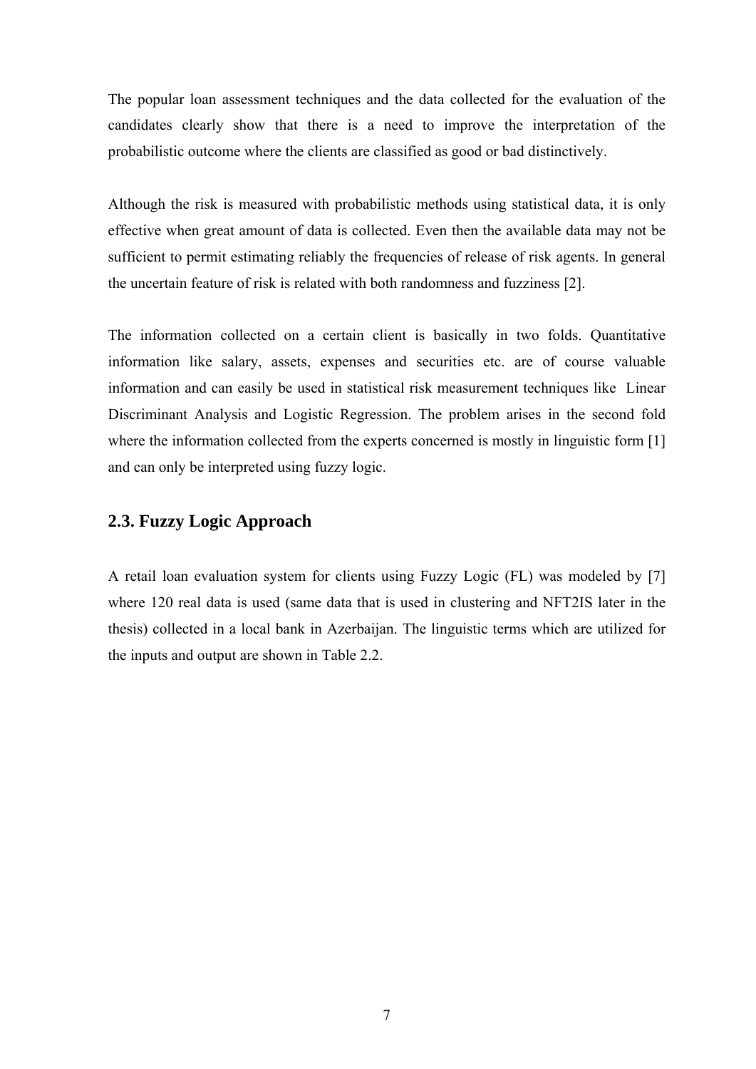The popular loan assessment techniques and the data collected for the evaluation of the candidates clearly show that there is a need to improve the interpretation of the probabilistic outcome where the clients are classified as good or bad distinctively.

Although the risk is measured with probabilistic methods using statistical data, it is only effective when great amount of data is collected. Even then the available data may not be sufficient to permit estimating reliably the frequencies of release of risk agents. In general the uncertain feature of risk is related with both randomness and fuzziness [2].

The information collected on a certain client is basically in two folds. Quantitative information like salary, assets, expenses and securities etc. are of course valuable information and can easily be used in statistical risk measurement techniques like Linear Discriminant Analysis and Logistic Regression. The problem arises in the second fold where the information collected from the experts concerned is mostly in linguistic form [1] and can only be interpreted using fuzzy logic.

## 2.3. Fuzzy Logic Approach

A retail loan evaluation system for clients using Fuzzy Logic (FL) was modeled by [7] where 120 real data is used (same data that is used in clustering and NFT2IS later in the thesis) collected in a local bank in Azerbaijan. The linguistic terms which are utilized for the inputs and output are shown in Table 2.2.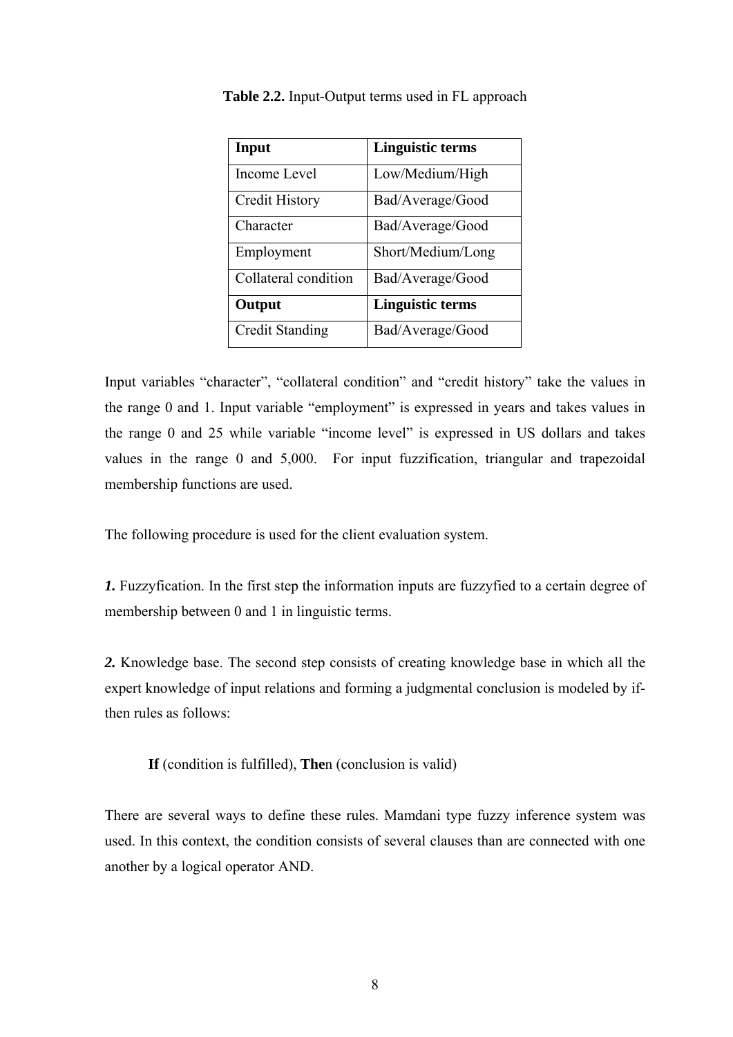**Table 2.2.** Input-Output terms used in FL approach

| **Input** | **Linguistic terms** |
|---|---|
| Income Level | Low/Medium/High |
| Credit History | Bad/Average/Good |
| Character | Bad/Average/Good |
| Employment | Short/Medium/Long |
| Collateral condition | Bad/Average/Good |
| **Output** | **Linguistic terms** |
| Credit Standing | Bad/Average/Good |

Input variables "character", "collateral condition" and "credit history" take the values in the range 0 and 1. Input variable "employment" is expressed in years and takes values in the range 0 and 25 while variable "income level" is expressed in US dollars and takes values in the range 0 and 5,000. For input fuzzification, triangular and trapezoidal membership functions are used.

The following procedure is used for the client evaluation system.

***1.*** Fuzzyfication. In the first step the information inputs are fuzzyfied to a certain degree of membership between 0 and 1 in linguistic terms.

***2.*** Knowledge base. The second step consists of creating knowledge base in which all the expert knowledge of input relations and forming a judgmental conclusion is modeled by if-then rules as follows:

**If** (condition is fulfilled), **The**n (conclusion is valid)

There are several ways to define these rules. Mamdani type fuzzy inference system was used. In this context, the condition consists of several clauses than are connected with one another by a logical operator AND.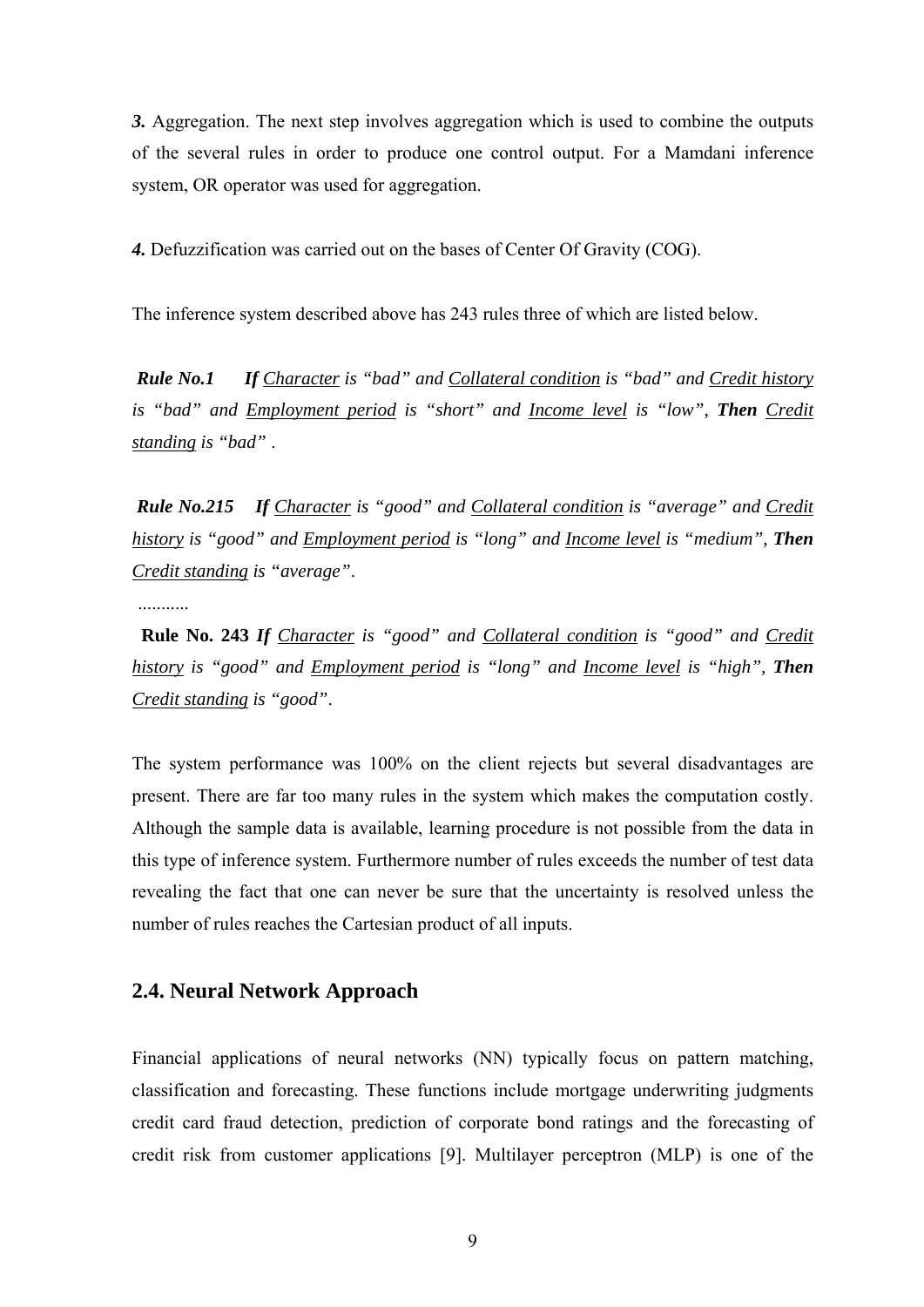***3.*** Aggregation. The next step involves aggregation which is used to combine the outputs of the several rules in order to produce one control output. For a Mamdani inference system, OR operator was used for aggregation.

***4.*** Defuzzification was carried out on the bases of Center Of Gravity (COG).

The inference system described above has 243 rules three of which are listed below.

***Rule No.1*** ***If*** *<u>Character</u> is "bad" and <u>Collateral condition</u> is "bad" and <u>Credit history</u> is "bad" and <u>Employment period</u> is "short" and <u>Income level</u> is "low",* ***Then*** *<u>Credit standing</u> is "bad" .*

***Rule No.215*** ***If*** *<u>Character</u> is "good" and <u>Collateral condition</u> is "average" and <u>Credit history</u> is "good" and <u>Employment period</u> is "long" and <u>Income level</u> is "medium",* ***Then*** *<u>Credit standing</u> is "average".*

...........

**Rule No. 243** ***If*** *<u>Character</u> is "good" and <u>Collateral condition</u> is "good" and <u>Credit history</u> is "good" and <u>Employment period</u> is "long" and <u>Income level</u> is "high",* ***Then*** *<u>Credit standing</u> is "good".*

The system performance was 100% on the client rejects but several disadvantages are present. There are far too many rules in the system which makes the computation costly. Although the sample data is available, learning procedure is not possible from the data in this type of inference system. Furthermore number of rules exceeds the number of test data revealing the fact that one can never be sure that the uncertainty is resolved unless the number of rules reaches the Cartesian product of all inputs.

## 2.4. Neural Network Approach

Financial applications of neural networks (NN) typically focus on pattern matching, classification and forecasting. These functions include mortgage underwriting judgments credit card fraud detection, prediction of corporate bond ratings and the forecasting of credit risk from customer applications [9]. Multilayer perceptron (MLP) is one of the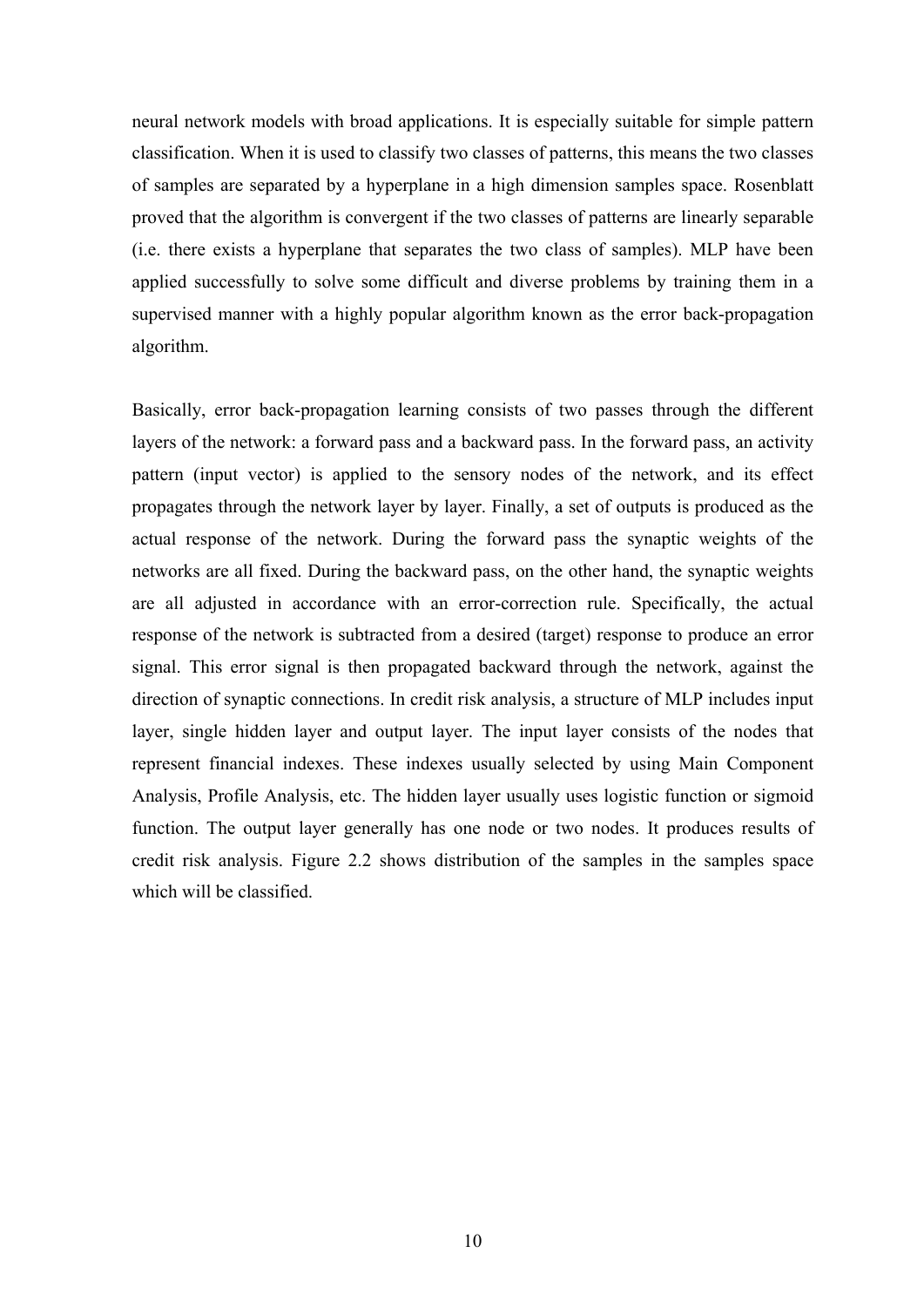neural network models with broad applications. It is especially suitable for simple pattern classification. When it is used to classify two classes of patterns, this means the two classes of samples are separated by a hyperplane in a high dimension samples space. Rosenblatt proved that the algorithm is convergent if the two classes of patterns are linearly separable (i.e. there exists a hyperplane that separates the two class of samples). MLP have been applied successfully to solve some difficult and diverse problems by training them in a supervised manner with a highly popular algorithm known as the error back-propagation algorithm.

Basically, error back-propagation learning consists of two passes through the different layers of the network: a forward pass and a backward pass. In the forward pass, an activity pattern (input vector) is applied to the sensory nodes of the network, and its effect propagates through the network layer by layer. Finally, a set of outputs is produced as the actual response of the network. During the forward pass the synaptic weights of the networks are all fixed. During the backward pass, on the other hand, the synaptic weights are all adjusted in accordance with an error-correction rule. Specifically, the actual response of the network is subtracted from a desired (target) response to produce an error signal. This error signal is then propagated backward through the network, against the direction of synaptic connections. In credit risk analysis, a structure of MLP includes input layer, single hidden layer and output layer. The input layer consists of the nodes that represent financial indexes. These indexes usually selected by using Main Component Analysis, Profile Analysis, etc. The hidden layer usually uses logistic function or sigmoid function. The output layer generally has one node or two nodes. It produces results of credit risk analysis. Figure 2.2 shows distribution of the samples in the samples space which will be classified.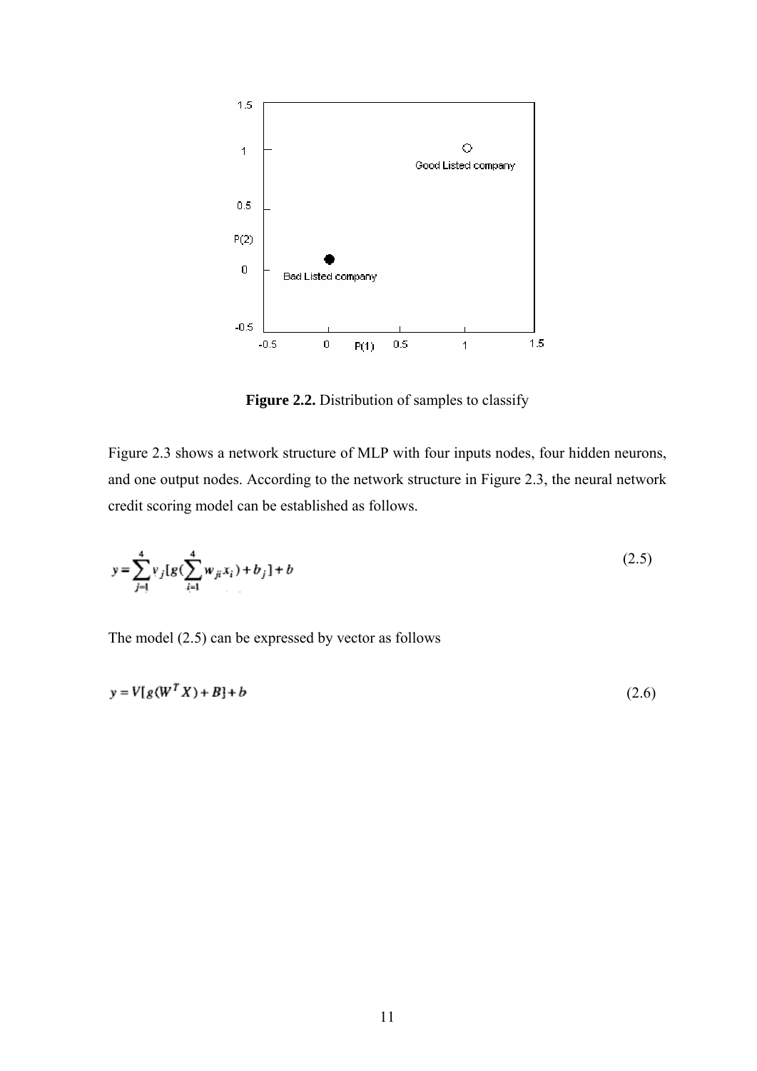**Figure 2.2.** Distribution of samples to classify

Figure 2.3 shows a network structure of MLP with four inputs nodes, four hidden neurons, and one output nodes. According to the network structure in Figure 2.3, the neural network credit scoring model can be established as follows.

$$y = \sum_{j=1}^{4} v_j [g(\sum_{i=1}^{4} w_{ji} x_i) + b_j] + b \tag{2.5}$$

The model (2.5) can be expressed by vector as follows

$$y = V[g(W^T X) + B] + b \tag{2.6}$$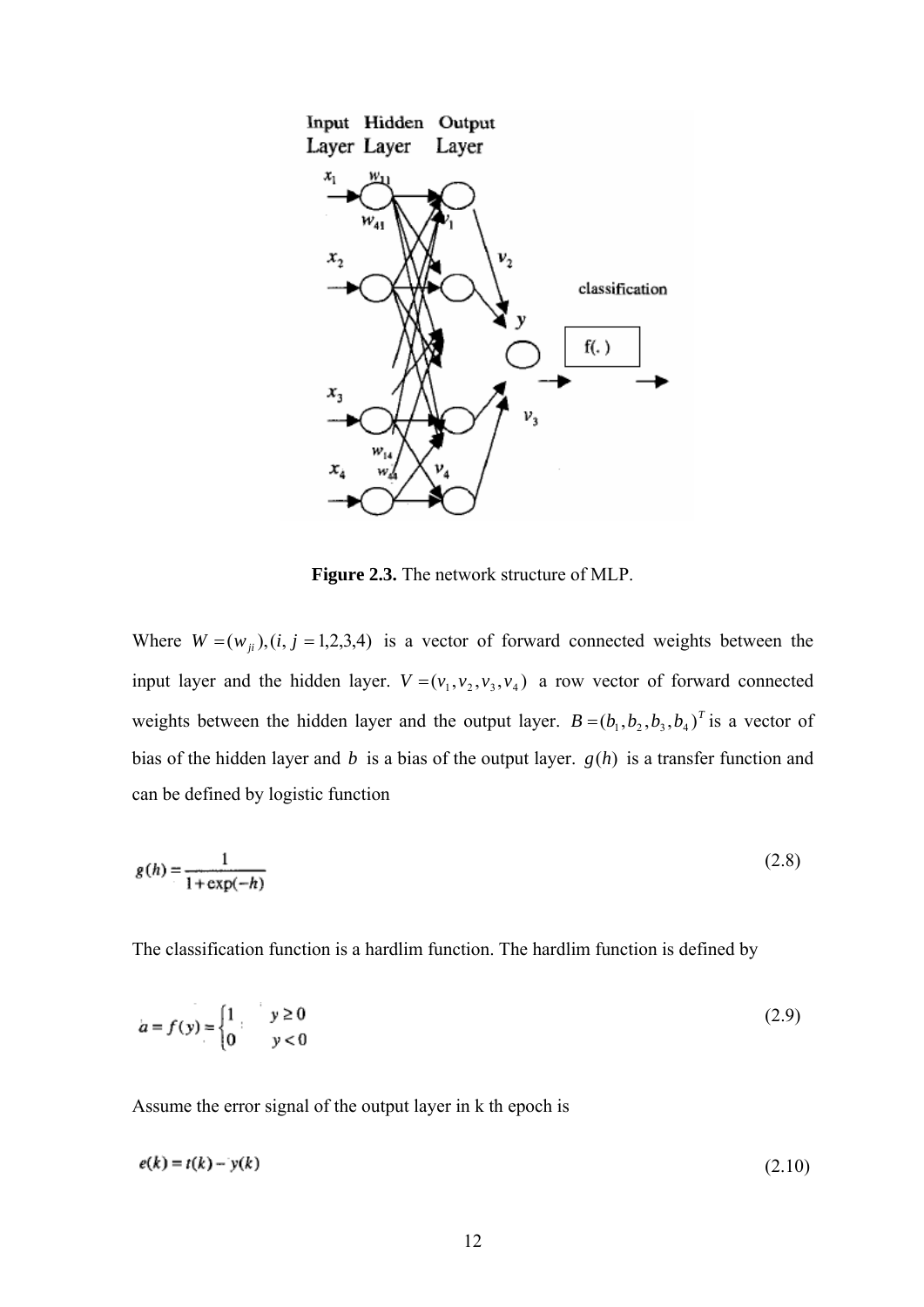**Figure 2.3.** The network structure of MLP.

Where $W = (w_{ji}), (i, j = 1,2,3,4)$ is a vector of forward connected weights between the input layer and the hidden layer. $V = (v_1, v_2, v_3, v_4)$ a row vector of forward connected weights between the hidden layer and the output layer. $B = (b_1, b_2, b_3, b_4)^T$ is a vector of bias of the hidden layer and $b$ is a bias of the output layer. $g(h)$ is a transfer function and can be defined by logistic function

$$g(h) = \frac{1}{1 + \exp(-h)} \tag{2.8}$$

The classification function is a hardlim function. The hardlim function is defined by

$$a = f(y) = \begin{cases} 1 & y \geq 0 \\ 0 & y < 0 \end{cases} \tag{2.9}$$

Assume the error signal of the output layer in k th epoch is

$$e(k) = t(k) - y(k) \tag{2.10}$$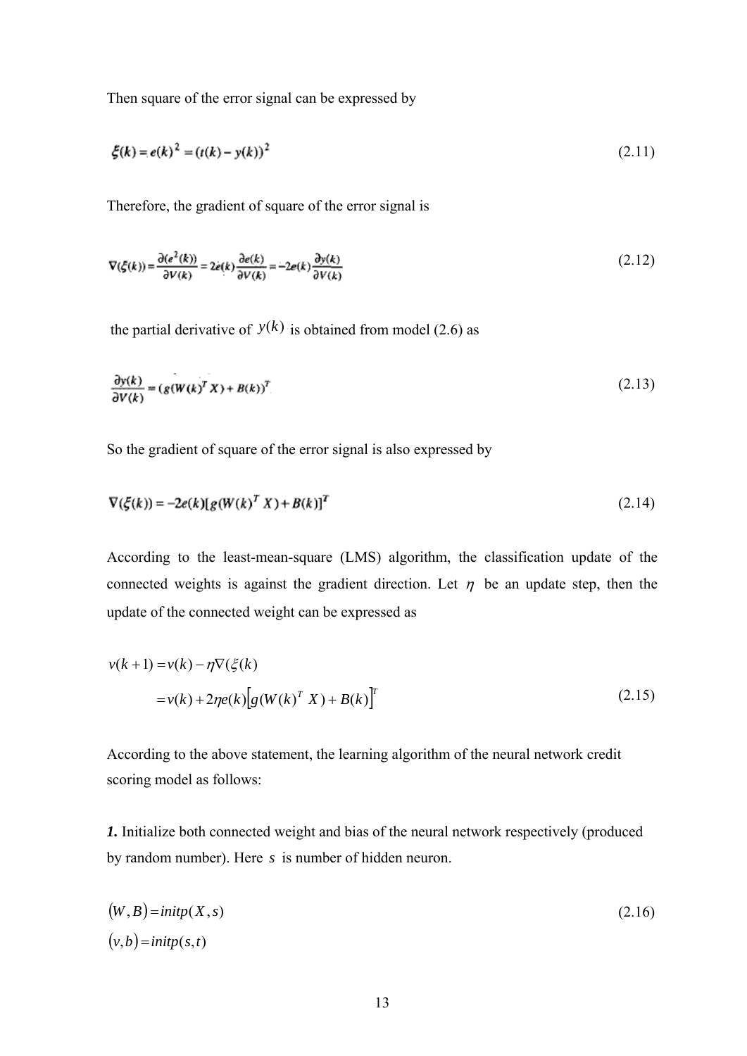Then square of the error signal can be expressed by

$$\xi(k) = e(k)^2 = (t(k) - y(k))^2 \tag{2.11}$$

Therefore, the gradient of square of the error signal is

$$\nabla(\xi(k)) = \frac{\partial(e^2(k))}{\partial V(k)} = 2e(k)\frac{\partial e(k)}{\partial V(k)} = -2e(k)\frac{\partial y(k)}{\partial V(k)} \tag{2.12}$$

the partial derivative of $y(k)$ is obtained from model (2.6) as

$$\frac{\partial y(k)}{\partial V(k)} = (g(W(k)^T X) + B(k))^T \tag{2.13}$$

So the gradient of square of the error signal is also expressed by

$$\nabla(\xi(k)) = -2e(k)[g(W(k)^T X) + B(k)]^T \tag{2.14}$$

According to the least-mean-square (LMS) algorithm, the classification update of the connected weights is against the gradient direction. Let $\eta$ be an update step, then the update of the connected weight can be expressed as

$$\begin{aligned} v(k+1) &= v(k) - \eta\nabla(\xi(k) \\ &= v(k) + 2\eta e(k)\left[g(W(k)^T\ X) + B(k)\right]^T \end{aligned} \tag{2.15}$$

According to the above statement, the learning algorithm of the neural network credit scoring model as follows:

***1.*** Initialize both connected weight and bias of the neural network respectively (produced by random number). Here $s$ is number of hidden neuron.

$$\begin{aligned} (W, B) &= initp(X, s) \\ (v, b) &= initp(s, t) \end{aligned} \tag{2.16}$$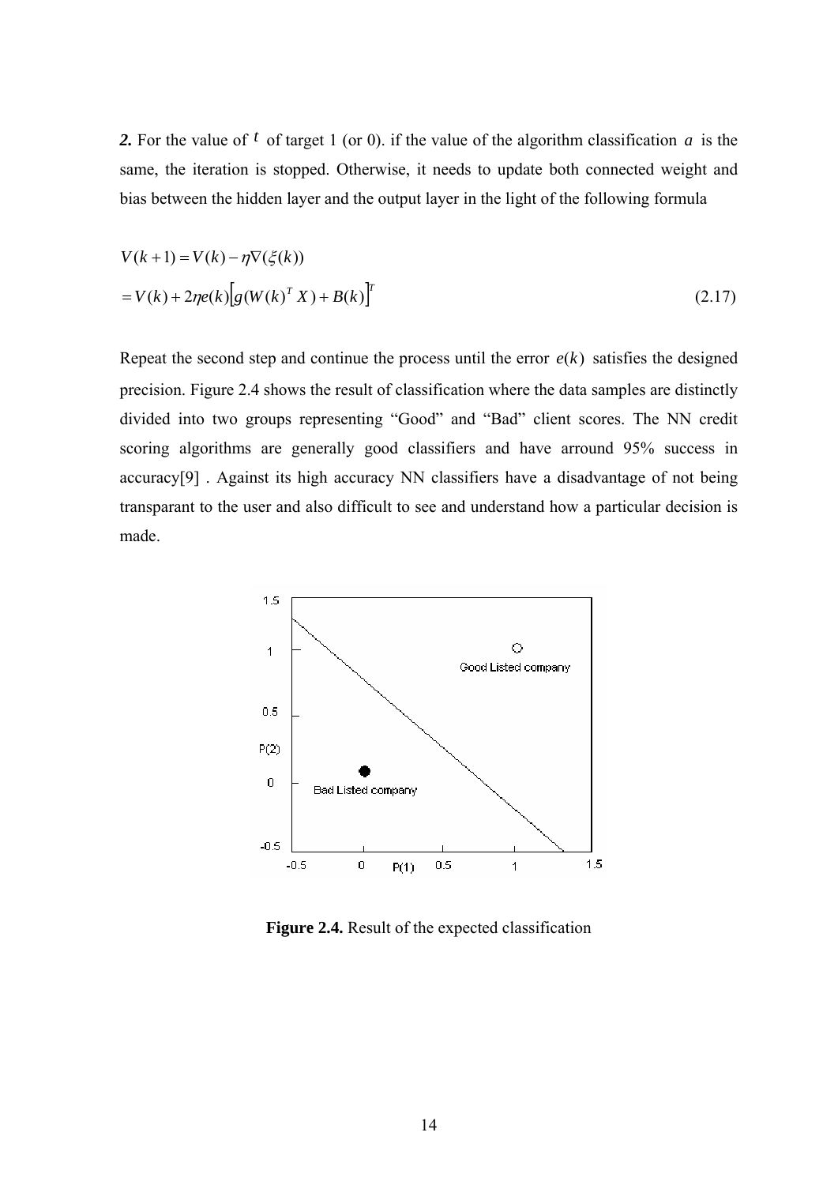**2.** For the value of $t$ of target 1 (or 0). if the value of the algorithm classification $a$ is the same, the iteration is stopped. Otherwise, it needs to update both connected weight and bias between the hidden layer and the output layer in the light of the following formula

$$V(k+1) = V(k) - \eta \nabla(\xi(k))$$
$$= V(k) + 2\eta e(k)\left[g(W(k)^T X) + B(k)\right]^T \tag{2.17}$$

Repeat the second step and continue the process until the error $e(k)$ satisfies the designed precision. Figure 2.4 shows the result of classification where the data samples are distinctly divided into two groups representing "Good" and "Bad" client scores. The NN credit scoring algorithms are generally good classifiers and have arround 95% success in accuracy[9] . Against its high accuracy NN classifiers have a disadvantage of not being transparant to the user and also difficult to see and understand how a particular decision is made.

**Figure 2.4.** Result of the expected classification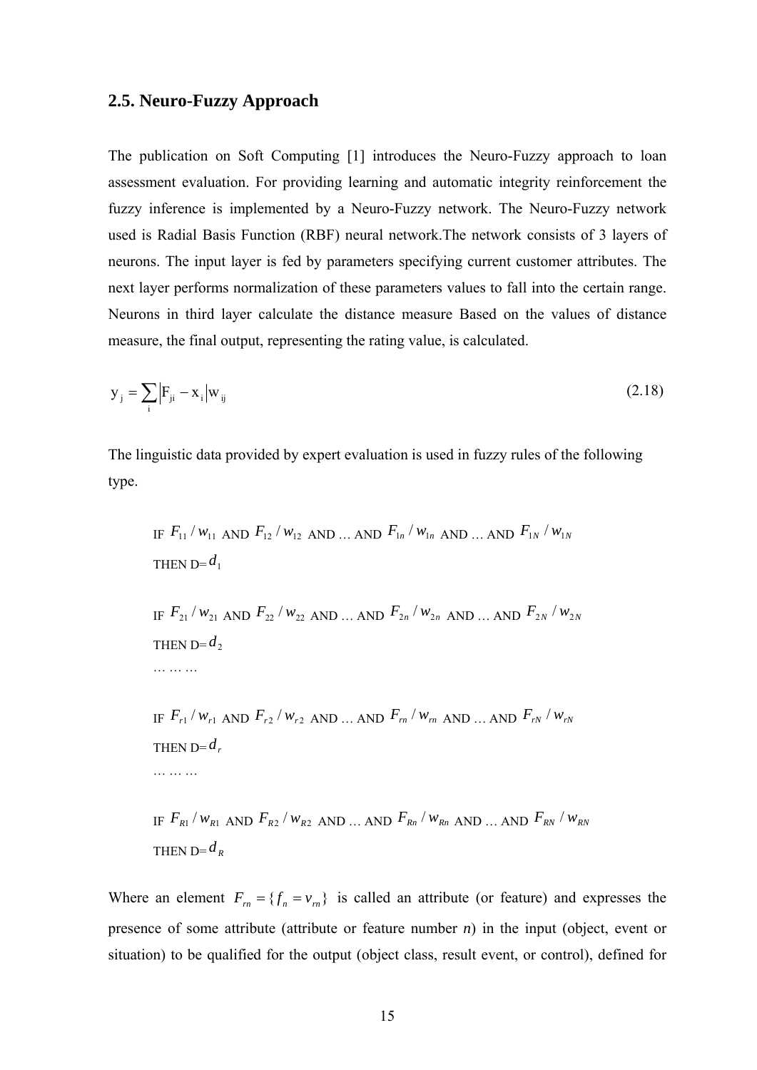## 2.5. Neuro-Fuzzy Approach

The publication on Soft Computing [1] introduces the Neuro-Fuzzy approach to loan assessment evaluation. For providing learning and automatic integrity reinforcement the fuzzy inference is implemented by a Neuro-Fuzzy network. The Neuro-Fuzzy network used is Radial Basis Function (RBF) neural network.The network consists of 3 layers of neurons. The input layer is fed by parameters specifying current customer attributes. The next layer performs normalization of these parameters values to fall into the certain range. Neurons in third layer calculate the distance measure Based on the values of distance measure, the final output, representing the rating value, is calculated.

$$y_j = \sum_i \left| F_{ji} - x_i \right| w_{ij} \tag{2.18}$$

The linguistic data provided by expert evaluation is used in fuzzy rules of the following type.

IF $F_{11}/w_{11}$ AND $F_{12}/w_{12}$ AND … AND $F_{1n}/w_{1n}$ AND … AND $F_{1N}/w_{1N}$  
THEN D= $d_1$

IF $F_{21}/w_{21}$ AND $F_{22}/w_{22}$ AND … AND $F_{2n}/w_{2n}$ AND … AND $F_{2N}/w_{2N}$  
THEN D= $d_2$  
… … …

IF $F_{r1}/w_{r1}$ AND $F_{r2}/w_{r2}$ AND … AND $F_{rn}/w_{rn}$ AND … AND $F_{rN}/w_{rN}$  
THEN D= $d_r$  
… … …

IF $F_{R1}/w_{R1}$ AND $F_{R2}/w_{R2}$ AND … AND $F_{Rn}/w_{Rn}$ AND … AND $F_{RN}/w_{RN}$  
THEN D= $d_R$

Where an element $F_{rn} = \{f_n = v_{rn}\}$ is called an attribute (or feature) and expresses the presence of some attribute (attribute or feature number *n*) in the input (object, event or situation) to be qualified for the output (object class, result event, or control), defined for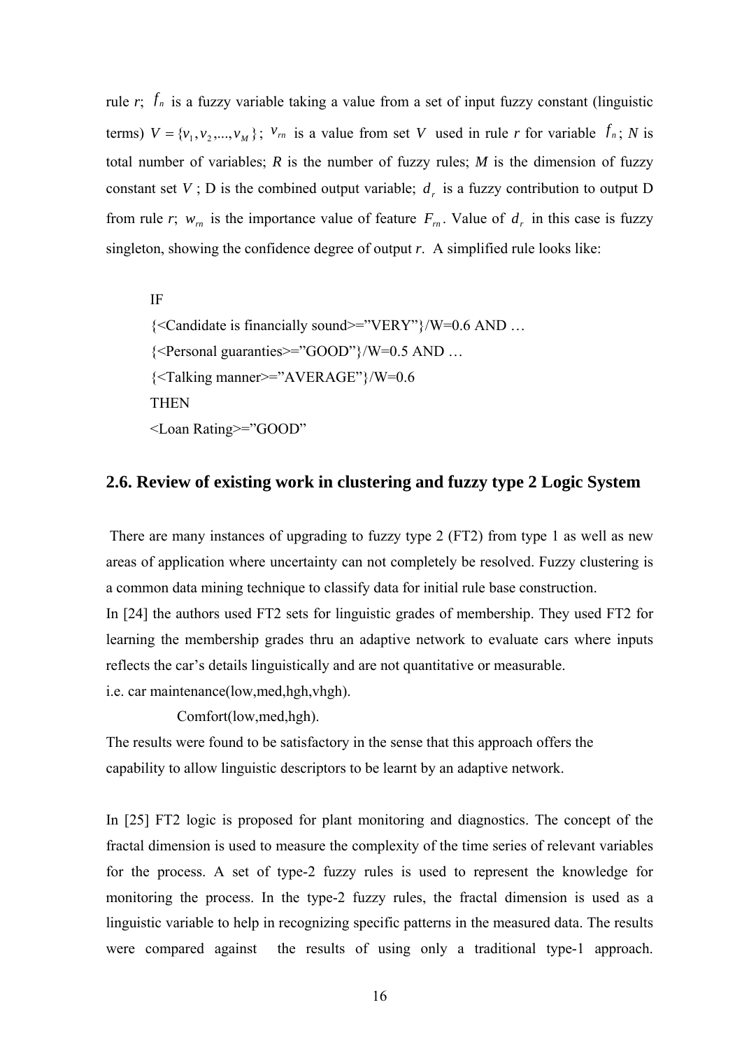rule *r*; $f_n$ is a fuzzy variable taking a value from a set of input fuzzy constant (linguistic terms) $V = \{v_1, v_2, ..., v_M\}$; $v_{rn}$ is a value from set $V$ used in rule *r* for variable $f_n$; *N* is total number of variables; *R* is the number of fuzzy rules; *M* is the dimension of fuzzy constant set $V$; D is the combined output variable; $d_r$ is a fuzzy contribution to output D from rule *r*; $w_{rn}$ is the importance value of feature $F_{rn}$. Value of $d_r$ in this case is fuzzy singleton, showing the confidence degree of output *r*. A simplified rule looks like:

IF
{<Candidate is financially sound>="VERY"}/W=0.6 AND …
{<Personal guaranties>="GOOD"}/W=0.5 AND …
{<Talking manner>="AVERAGE"}/W=0.6
THEN
<Loan Rating>="GOOD"

## 2.6. Review of existing work in clustering and fuzzy type 2 Logic System

There are many instances of upgrading to fuzzy type 2 (FT2) from type 1 as well as new areas of application where uncertainty can not completely be resolved. Fuzzy clustering is a common data mining technique to classify data for initial rule base construction.
In [24] the authors used FT2 sets for linguistic grades of membership. They used FT2 for learning the membership grades thru an adaptive network to evaluate cars where inputs reflects the car's details linguistically and are not quantitative or measurable.
i.e. car maintenance(low,med,hgh,vhgh).
Comfort(low,med,hgh).
The results were found to be satisfactory in the sense that this approach offers the capability to allow linguistic descriptors to be learnt by an adaptive network.

In [25] FT2 logic is proposed for plant monitoring and diagnostics. The concept of the fractal dimension is used to measure the complexity of the time series of relevant variables for the process. A set of type-2 fuzzy rules is used to represent the knowledge for monitoring the process. In the type-2 fuzzy rules, the fractal dimension is used as a linguistic variable to help in recognizing specific patterns in the measured data. The results were compared against the results of using only a traditional type-1 approach.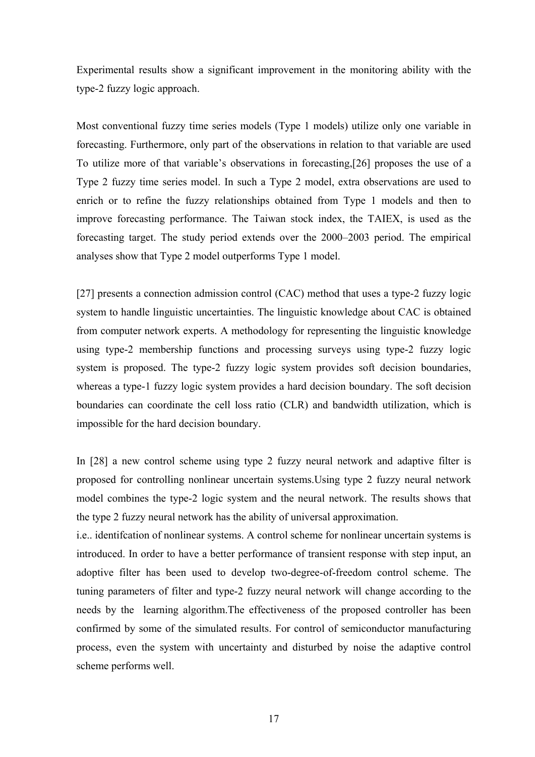Experimental results show a significant improvement in the monitoring ability with the type-2 fuzzy logic approach.

Most conventional fuzzy time series models (Type 1 models) utilize only one variable in forecasting. Furthermore, only part of the observations in relation to that variable are used To utilize more of that variable's observations in forecasting,[26] proposes the use of a Type 2 fuzzy time series model. In such a Type 2 model, extra observations are used to enrich or to refine the fuzzy relationships obtained from Type 1 models and then to improve forecasting performance. The Taiwan stock index, the TAIEX, is used as the forecasting target. The study period extends over the 2000–2003 period. The empirical analyses show that Type 2 model outperforms Type 1 model.

[27] presents a connection admission control (CAC) method that uses a type-2 fuzzy logic system to handle linguistic uncertainties. The linguistic knowledge about CAC is obtained from computer network experts. A methodology for representing the linguistic knowledge using type-2 membership functions and processing surveys using type-2 fuzzy logic system is proposed. The type-2 fuzzy logic system provides soft decision boundaries, whereas a type-1 fuzzy logic system provides a hard decision boundary. The soft decision boundaries can coordinate the cell loss ratio (CLR) and bandwidth utilization, which is impossible for the hard decision boundary.

In [28] a new control scheme using type 2 fuzzy neural network and adaptive filter is proposed for controlling nonlinear uncertain systems.Using type 2 fuzzy neural network model combines the type-2 logic system and the neural network. The results shows that the type 2 fuzzy neural network has the ability of universal approximation.
i.e.. identifcation of nonlinear systems. A control scheme for nonlinear uncertain systems is introduced. In order to have a better performance of transient response with step input, an adoptive filter has been used to develop two-degree-of-freedom control scheme. The tuning parameters of filter and type-2 fuzzy neural network will change according to the needs by the learning algorithm.The effectiveness of the proposed controller has been confirmed by some of the simulated results. For control of semiconductor manufacturing process, even the system with uncertainty and disturbed by noise the adaptive control scheme performs well.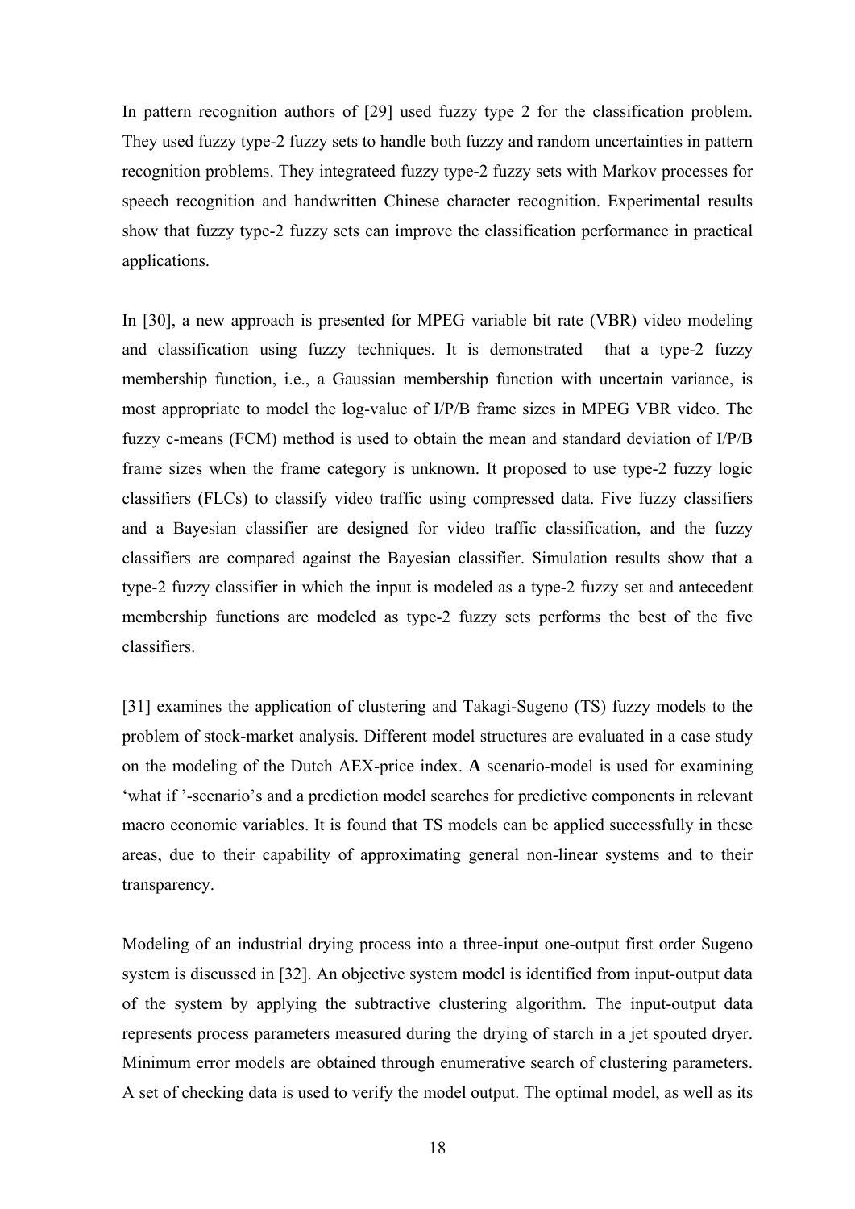In pattern recognition authors of [29] used fuzzy type 2 for the classification problem. They used fuzzy type-2 fuzzy sets to handle both fuzzy and random uncertainties in pattern recognition problems. They integrateed fuzzy type-2 fuzzy sets with Markov processes for speech recognition and handwritten Chinese character recognition. Experimental results show that fuzzy type-2 fuzzy sets can improve the classification performance in practical applications.

In [30], a new approach is presented for MPEG variable bit rate (VBR) video modeling and classification using fuzzy techniques. It is demonstrated that a type-2 fuzzy membership function, i.e., a Gaussian membership function with uncertain variance, is most appropriate to model the log-value of I/P/B frame sizes in MPEG VBR video. The fuzzy c-means (FCM) method is used to obtain the mean and standard deviation of I/P/B frame sizes when the frame category is unknown. It proposed to use type-2 fuzzy logic classifiers (FLCs) to classify video traffic using compressed data. Five fuzzy classifiers and a Bayesian classifier are designed for video traffic classification, and the fuzzy classifiers are compared against the Bayesian classifier. Simulation results show that a type-2 fuzzy classifier in which the input is modeled as a type-2 fuzzy set and antecedent membership functions are modeled as type-2 fuzzy sets performs the best of the five classifiers.

[31] examines the application of clustering and Takagi-Sugeno (TS) fuzzy models to the problem of stock-market analysis. Different model structures are evaluated in a case study on the modeling of the Dutch AEX-price index. **A** scenario-model is used for examining 'what if '-scenario's and a prediction model searches for predictive components in relevant macro economic variables. It is found that TS models can be applied successfully in these areas, due to their capability of approximating general non-linear systems and to their transparency.

Modeling of an industrial drying process into a three-input one-output first order Sugeno system is discussed in [32]. An objective system model is identified from input-output data of the system by applying the subtractive clustering algorithm. The input-output data represents process parameters measured during the drying of starch in a jet spouted dryer. Minimum error models are obtained through enumerative search of clustering parameters. A set of checking data is used to verify the model output. The optimal model, as well as its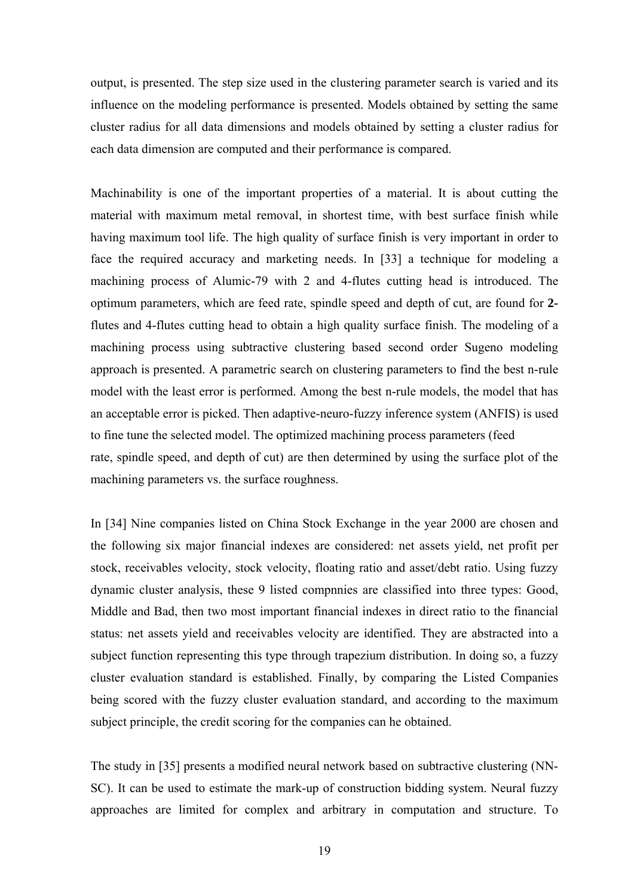output, is presented. The step size used in the clustering parameter search is varied and its influence on the modeling performance is presented. Models obtained by setting the same cluster radius for all data dimensions and models obtained by setting a cluster radius for each data dimension are computed and their performance is compared.

Machinability is one of the important properties of a material. It is about cutting the material with maximum metal removal, in shortest time, with best surface finish while having maximum tool life. The high quality of surface finish is very important in order to face the required accuracy and marketing needs. In [33] a technique for modeling a machining process of Alumic-79 with 2 and 4-flutes cutting head is introduced. The optimum parameters, which are feed rate, spindle speed and depth of cut, are found for **2-** flutes and 4-flutes cutting head to obtain a high quality surface finish. The modeling of a machining process using subtractive clustering based second order Sugeno modeling approach is presented. A parametric search on clustering parameters to find the best n-rule model with the least error is performed. Among the best n-rule models, the model that has an acceptable error is picked. Then adaptive-neuro-fuzzy inference system (ANFIS) is used to fine tune the selected model. The optimized machining process parameters (feed rate, spindle speed, and depth of cut) are then determined by using the surface plot of the machining parameters vs. the surface roughness.

In [34] Nine companies listed on China Stock Exchange in the year 2000 are chosen and the following six major financial indexes are considered: net assets yield, net profit per stock, receivables velocity, stock velocity, floating ratio and asset/debt ratio. Using fuzzy dynamic cluster analysis, these 9 listed compnnies are classified into three types: Good, Middle and Bad, then two most important financial indexes in direct ratio to the financial status: net assets yield and receivables velocity are identified. They are abstracted into a subject function representing this type through trapezium distribution. In doing so, a fuzzy cluster evaluation standard is established. Finally, by comparing the Listed Companies being scored with the fuzzy cluster evaluation standard, and according to the maximum subject principle, the credit scoring for the companies can he obtained.

The study in [35] presents a modified neural network based on subtractive clustering (NN-SC). It can be used to estimate the mark-up of construction bidding system. Neural fuzzy approaches are limited for complex and arbitrary in computation and structure. To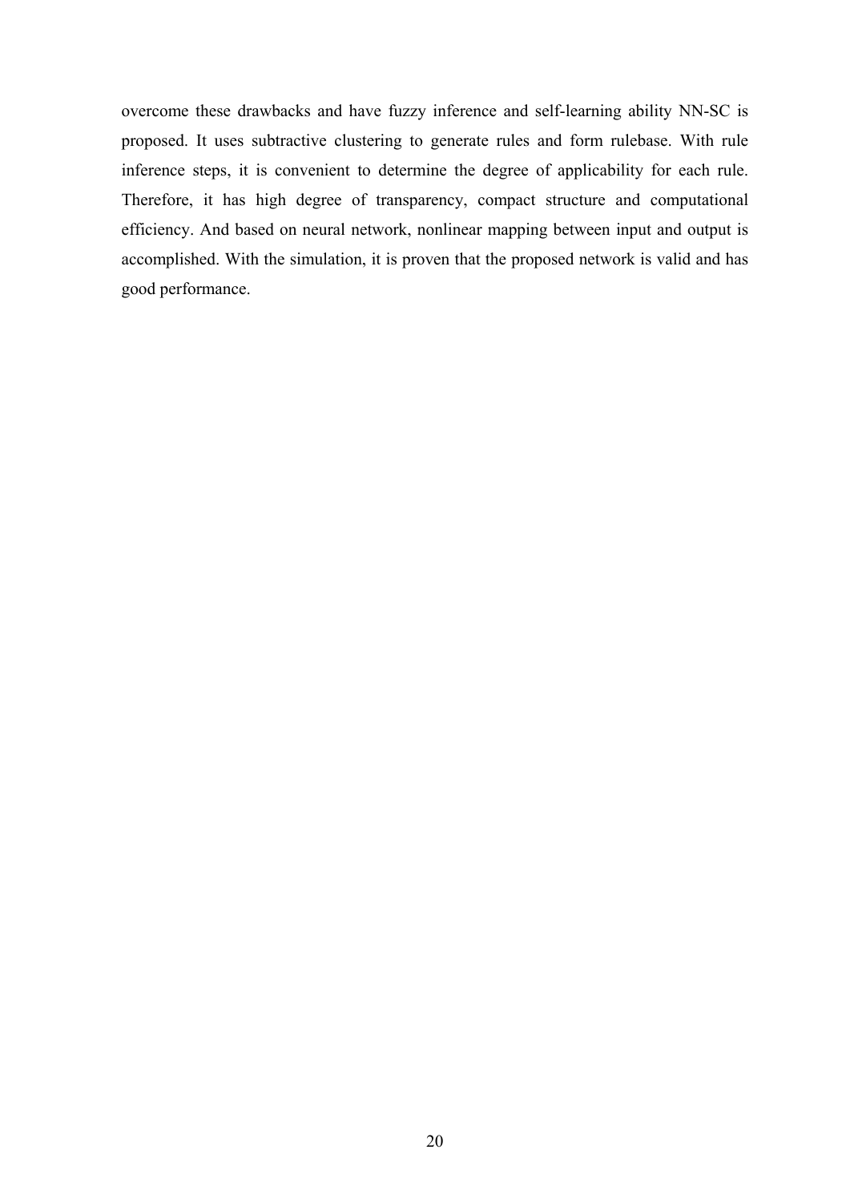overcome these drawbacks and have fuzzy inference and self-learning ability NN-SC is proposed. It uses subtractive clustering to generate rules and form rulebase. With rule inference steps, it is convenient to determine the degree of applicability for each rule. Therefore, it has high degree of transparency, compact structure and computational efficiency. And based on neural network, nonlinear mapping between input and output is accomplished. With the simulation, it is proven that the proposed network is valid and has good performance.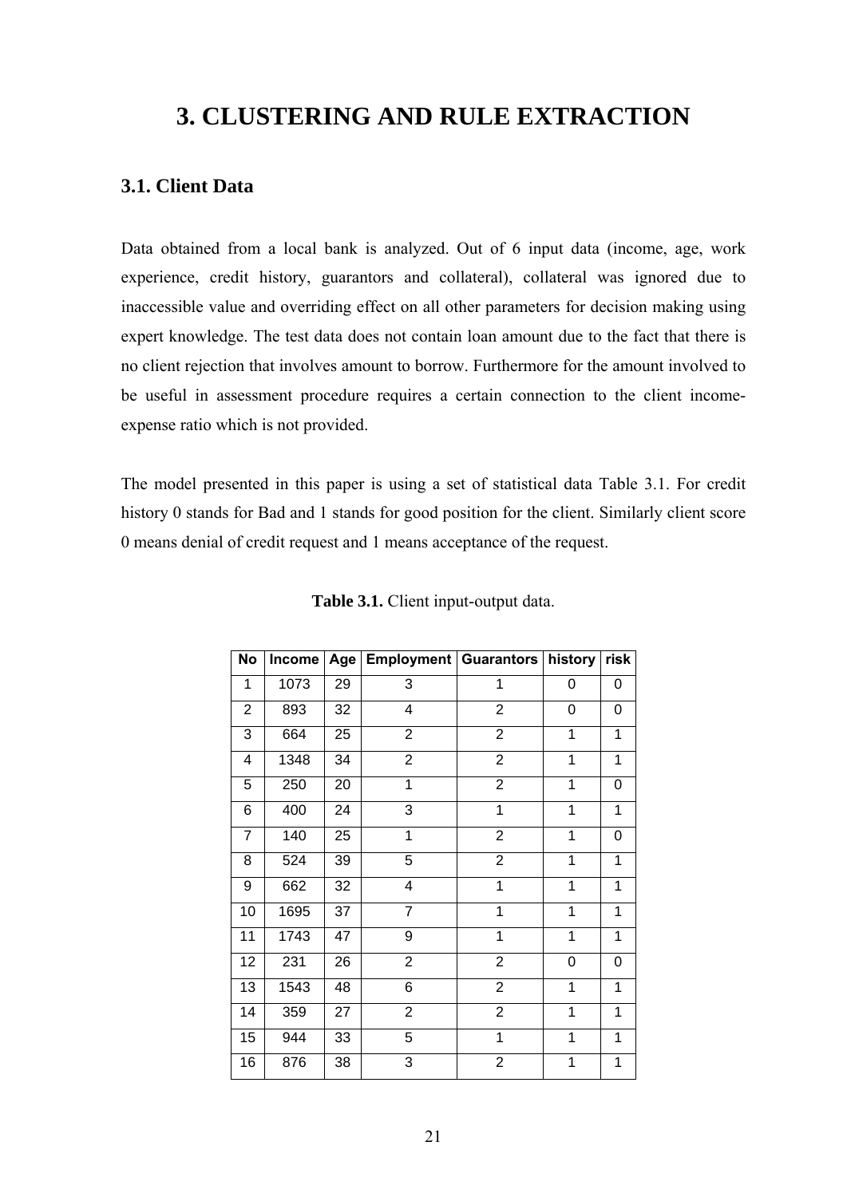# 3. CLUSTERING AND RULE EXTRACTION

## 3.1. Client Data

Data obtained from a local bank is analyzed. Out of 6 input data (income, age, work experience, credit history, guarantors and collateral), collateral was ignored due to inaccessible value and overriding effect on all other parameters for decision making using expert knowledge. The test data does not contain loan amount due to the fact that there is no client rejection that involves amount to borrow. Furthermore for the amount involved to be useful in assessment procedure requires a certain connection to the client income-expense ratio which is not provided.

The model presented in this paper is using a set of statistical data Table 3.1. For credit history 0 stands for Bad and 1 stands for good position for the client. Similarly client score 0 means denial of credit request and 1 means acceptance of the request.

**Table 3.1.** Client input-output data.

| No | Income | Age | Employment | Guarantors | history | risk |
|---|---|---|---|---|---|---|
| 1 | 1073 | 29 | 3 | 1 | 0 | 0 |
| 2 | 893 | 32 | 4 | 2 | 0 | 0 |
| 3 | 664 | 25 | 2 | 2 | 1 | 1 |
| 4 | 1348 | 34 | 2 | 2 | 1 | 1 |
| 5 | 250 | 20 | 1 | 2 | 1 | 0 |
| 6 | 400 | 24 | 3 | 1 | 1 | 1 |
| 7 | 140 | 25 | 1 | 2 | 1 | 0 |
| 8 | 524 | 39 | 5 | 2 | 1 | 1 |
| 9 | 662 | 32 | 4 | 1 | 1 | 1 |
| 10 | 1695 | 37 | 7 | 1 | 1 | 1 |
| 11 | 1743 | 47 | 9 | 1 | 1 | 1 |
| 12 | 231 | 26 | 2 | 2 | 0 | 0 |
| 13 | 1543 | 48 | 6 | 2 | 1 | 1 |
| 14 | 359 | 27 | 2 | 2 | 1 | 1 |
| 15 | 944 | 33 | 5 | 1 | 1 | 1 |
| 16 | 876 | 38 | 3 | 2 | 1 | 1 |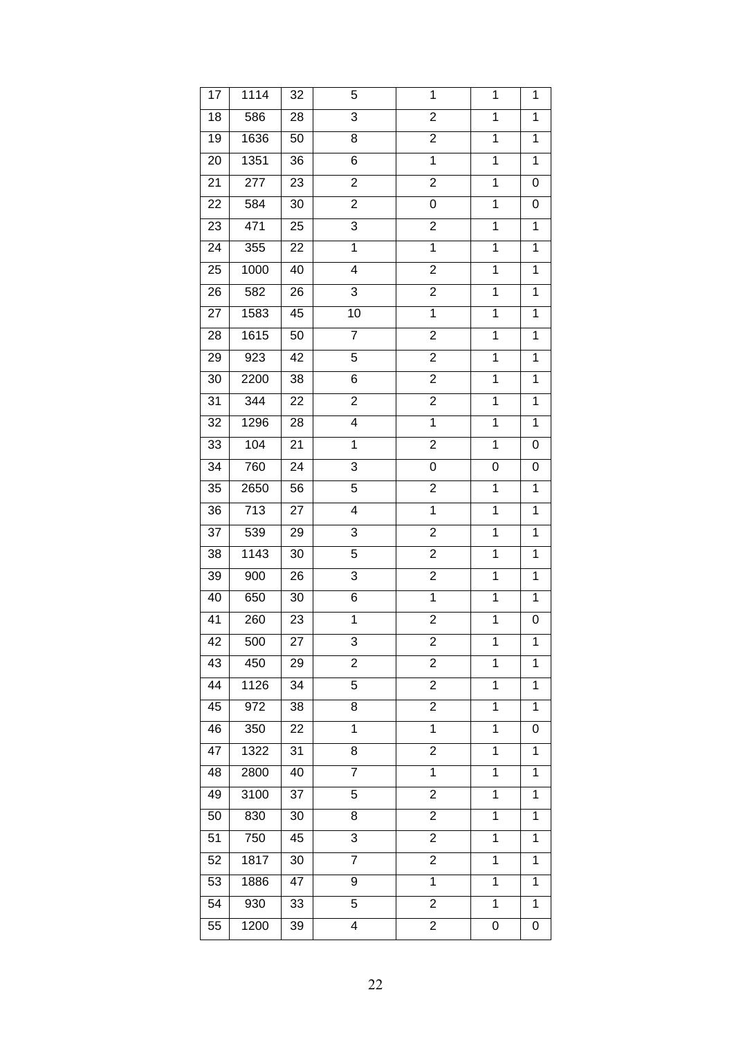| 17 | 1114 | 32 | 5 | 1 | 1 | 1 |
|---|---|---|---|---|---|---|
| 18 | 586 | 28 | 3 | 2 | 1 | 1 |
| 19 | 1636 | 50 | 8 | 2 | 1 | 1 |
| 20 | 1351 | 36 | 6 | 1 | 1 | 1 |
| 21 | 277 | 23 | 2 | 2 | 1 | 0 |
| 22 | 584 | 30 | 2 | 0 | 1 | 0 |
| 23 | 471 | 25 | 3 | 2 | 1 | 1 |
| 24 | 355 | 22 | 1 | 1 | 1 | 1 |
| 25 | 1000 | 40 | 4 | 2 | 1 | 1 |
| 26 | 582 | 26 | 3 | 2 | 1 | 1 |
| 27 | 1583 | 45 | 10 | 1 | 1 | 1 |
| 28 | 1615 | 50 | 7 | 2 | 1 | 1 |
| 29 | 923 | 42 | 5 | 2 | 1 | 1 |
| 30 | 2200 | 38 | 6 | 2 | 1 | 1 |
| 31 | 344 | 22 | 2 | 2 | 1 | 1 |
| 32 | 1296 | 28 | 4 | 1 | 1 | 1 |
| 33 | 104 | 21 | 1 | 2 | 1 | 0 |
| 34 | 760 | 24 | 3 | 0 | 0 | 0 |
| 35 | 2650 | 56 | 5 | 2 | 1 | 1 |
| 36 | 713 | 27 | 4 | 1 | 1 | 1 |
| 37 | 539 | 29 | 3 | 2 | 1 | 1 |
| 38 | 1143 | 30 | 5 | 2 | 1 | 1 |
| 39 | 900 | 26 | 3 | 2 | 1 | 1 |
| 40 | 650 | 30 | 6 | 1 | 1 | 1 |
| 41 | 260 | 23 | 1 | 2 | 1 | 0 |
| 42 | 500 | 27 | 3 | 2 | 1 | 1 |
| 43 | 450 | 29 | 2 | 2 | 1 | 1 |
| 44 | 1126 | 34 | 5 | 2 | 1 | 1 |
| 45 | 972 | 38 | 8 | 2 | 1 | 1 |
| 46 | 350 | 22 | 1 | 1 | 1 | 0 |
| 47 | 1322 | 31 | 8 | 2 | 1 | 1 |
| 48 | 2800 | 40 | 7 | 1 | 1 | 1 |
| 49 | 3100 | 37 | 5 | 2 | 1 | 1 |
| 50 | 830 | 30 | 8 | 2 | 1 | 1 |
| 51 | 750 | 45 | 3 | 2 | 1 | 1 |
| 52 | 1817 | 30 | 7 | 2 | 1 | 1 |
| 53 | 1886 | 47 | 9 | 1 | 1 | 1 |
| 54 | 930 | 33 | 5 | 2 | 1 | 1 |
| 55 | 1200 | 39 | 4 | 2 | 0 | 0 |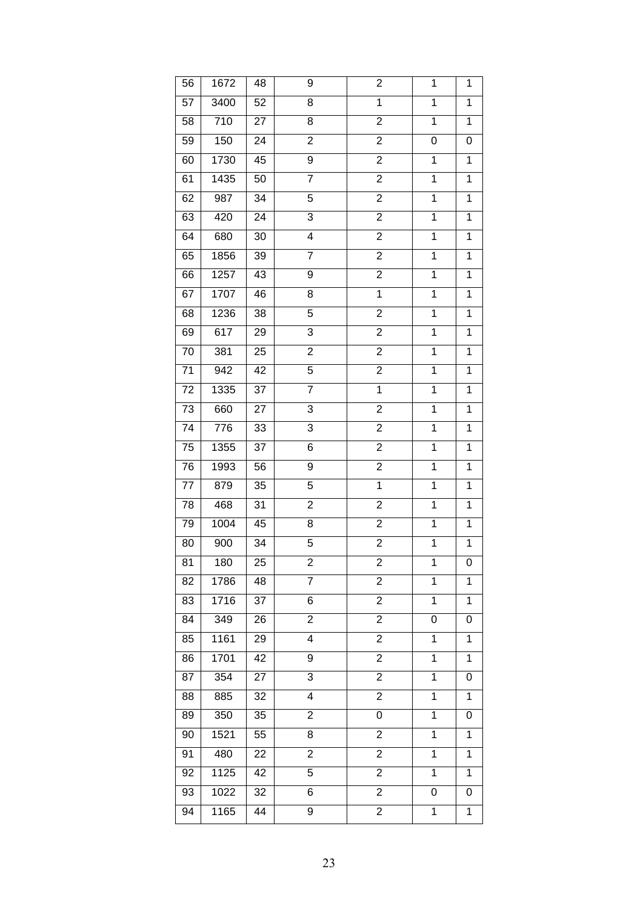| | | | | | | |
|---|---|---|---|---|---|---|
| 56 | 1672 | 48 | 9 | 2 | 1 | 1 |
| 57 | 3400 | 52 | 8 | 1 | 1 | 1 |
| 58 | 710 | 27 | 8 | 2 | 1 | 1 |
| 59 | 150 | 24 | 2 | 2 | 0 | 0 |
| 60 | 1730 | 45 | 9 | 2 | 1 | 1 |
| 61 | 1435 | 50 | 7 | 2 | 1 | 1 |
| 62 | 987 | 34 | 5 | 2 | 1 | 1 |
| 63 | 420 | 24 | 3 | 2 | 1 | 1 |
| 64 | 680 | 30 | 4 | 2 | 1 | 1 |
| 65 | 1856 | 39 | 7 | 2 | 1 | 1 |
| 66 | 1257 | 43 | 9 | 2 | 1 | 1 |
| 67 | 1707 | 46 | 8 | 1 | 1 | 1 |
| 68 | 1236 | 38 | 5 | 2 | 1 | 1 |
| 69 | 617 | 29 | 3 | 2 | 1 | 1 |
| 70 | 381 | 25 | 2 | 2 | 1 | 1 |
| 71 | 942 | 42 | 5 | 2 | 1 | 1 |
| 72 | 1335 | 37 | 7 | 1 | 1 | 1 |
| 73 | 660 | 27 | 3 | 2 | 1 | 1 |
| 74 | 776 | 33 | 3 | 2 | 1 | 1 |
| 75 | 1355 | 37 | 6 | 2 | 1 | 1 |
| 76 | 1993 | 56 | 9 | 2 | 1 | 1 |
| 77 | 879 | 35 | 5 | 1 | 1 | 1 |
| 78 | 468 | 31 | 2 | 2 | 1 | 1 |
| 79 | 1004 | 45 | 8 | 2 | 1 | 1 |
| 80 | 900 | 34 | 5 | 2 | 1 | 1 |
| 81 | 180 | 25 | 2 | 2 | 1 | 0 |
| 82 | 1786 | 48 | 7 | 2 | 1 | 1 |
| 83 | 1716 | 37 | 6 | 2 | 1 | 1 |
| 84 | 349 | 26 | 2 | 2 | 0 | 0 |
| 85 | 1161 | 29 | 4 | 2 | 1 | 1 |
| 86 | 1701 | 42 | 9 | 2 | 1 | 1 |
| 87 | 354 | 27 | 3 | 2 | 1 | 0 |
| 88 | 885 | 32 | 4 | 2 | 1 | 1 |
| 89 | 350 | 35 | 2 | 0 | 1 | 0 |
| 90 | 1521 | 55 | 8 | 2 | 1 | 1 |
| 91 | 480 | 22 | 2 | 2 | 1 | 1 |
| 92 | 1125 | 42 | 5 | 2 | 1 | 1 |
| 93 | 1022 | 32 | 6 | 2 | 0 | 0 |
| 94 | 1165 | 44 | 9 | 2 | 1 | 1 |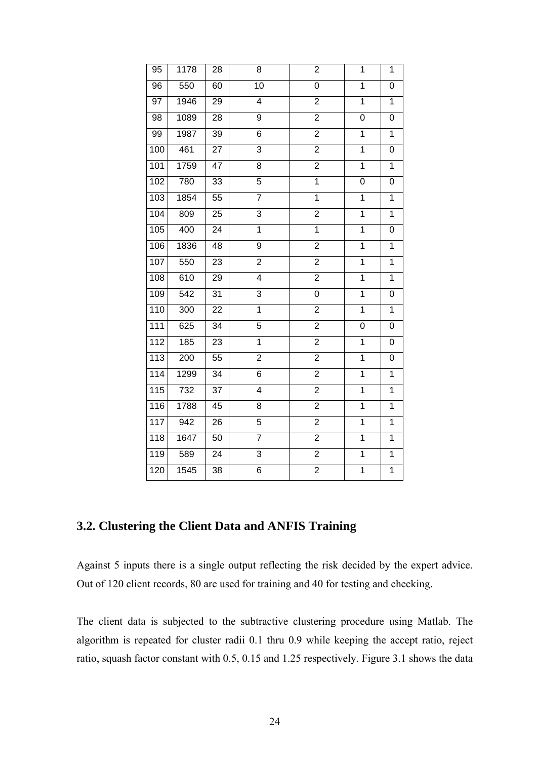| 95 | 1178 | 28 | 8 | 2 | 1 | 1 |
|---|---|---|---|---|---|---|
| 96 | 550 | 60 | 10 | 0 | 1 | 0 |
| 97 | 1946 | 29 | 4 | 2 | 1 | 1 |
| 98 | 1089 | 28 | 9 | 2 | 0 | 0 |
| 99 | 1987 | 39 | 6 | 2 | 1 | 1 |
| 100 | 461 | 27 | 3 | 2 | 1 | 0 |
| 101 | 1759 | 47 | 8 | 2 | 1 | 1 |
| 102 | 780 | 33 | 5 | 1 | 0 | 0 |
| 103 | 1854 | 55 | 7 | 1 | 1 | 1 |
| 104 | 809 | 25 | 3 | 2 | 1 | 1 |
| 105 | 400 | 24 | 1 | 1 | 1 | 0 |
| 106 | 1836 | 48 | 9 | 2 | 1 | 1 |
| 107 | 550 | 23 | 2 | 2 | 1 | 1 |
| 108 | 610 | 29 | 4 | 2 | 1 | 1 |
| 109 | 542 | 31 | 3 | 0 | 1 | 0 |
| 110 | 300 | 22 | 1 | 2 | 1 | 1 |
| 111 | 625 | 34 | 5 | 2 | 0 | 0 |
| 112 | 185 | 23 | 1 | 2 | 1 | 0 |
| 113 | 200 | 55 | 2 | 2 | 1 | 0 |
| 114 | 1299 | 34 | 6 | 2 | 1 | 1 |
| 115 | 732 | 37 | 4 | 2 | 1 | 1 |
| 116 | 1788 | 45 | 8 | 2 | 1 | 1 |
| 117 | 942 | 26 | 5 | 2 | 1 | 1 |
| 118 | 1647 | 50 | 7 | 2 | 1 | 1 |
| 119 | 589 | 24 | 3 | 2 | 1 | 1 |
| 120 | 1545 | 38 | 6 | 2 | 1 | 1 |

## 3.2. Clustering the Client Data and ANFIS Training

Against 5 inputs there is a single output reflecting the risk decided by the expert advice. Out of 120 client records, 80 are used for training and 40 for testing and checking.

The client data is subjected to the subtractive clustering procedure using Matlab. The algorithm is repeated for cluster radii 0.1 thru 0.9 while keeping the accept ratio, reject ratio, squash factor constant with 0.5, 0.15 and 1.25 respectively. Figure 3.1 shows the data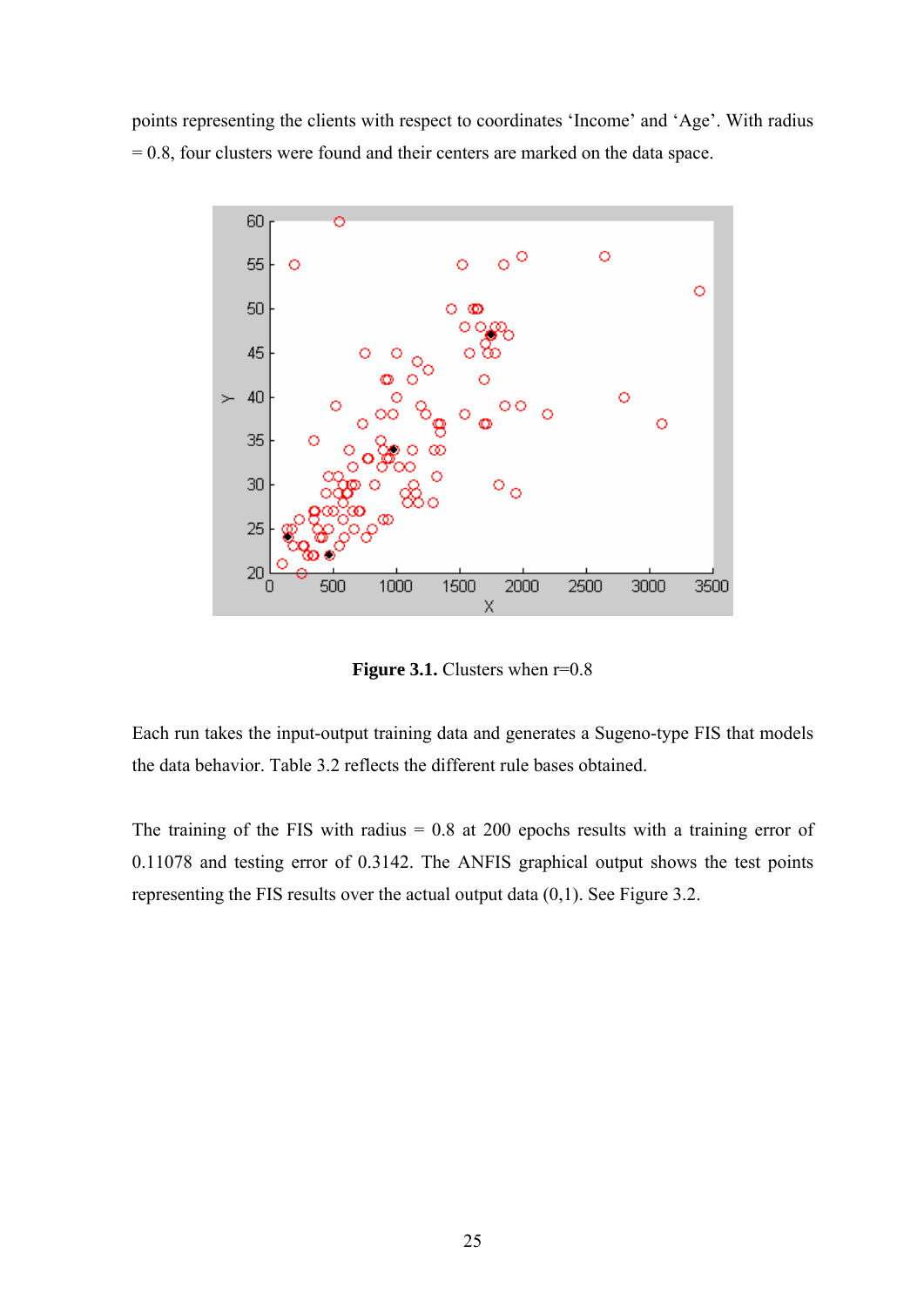points representing the clients with respect to coordinates 'Income' and 'Age'. With radius = 0.8, four clusters were found and their centers are marked on the data space.

**Figure 3.1.** Clusters when r=0.8

Each run takes the input-output training data and generates a Sugeno-type FIS that models the data behavior. Table 3.2 reflects the different rule bases obtained.

The training of the FIS with radius = 0.8 at 200 epochs results with a training error of 0.11078 and testing error of 0.3142. The ANFIS graphical output shows the test points representing the FIS results over the actual output data (0,1). See Figure 3.2.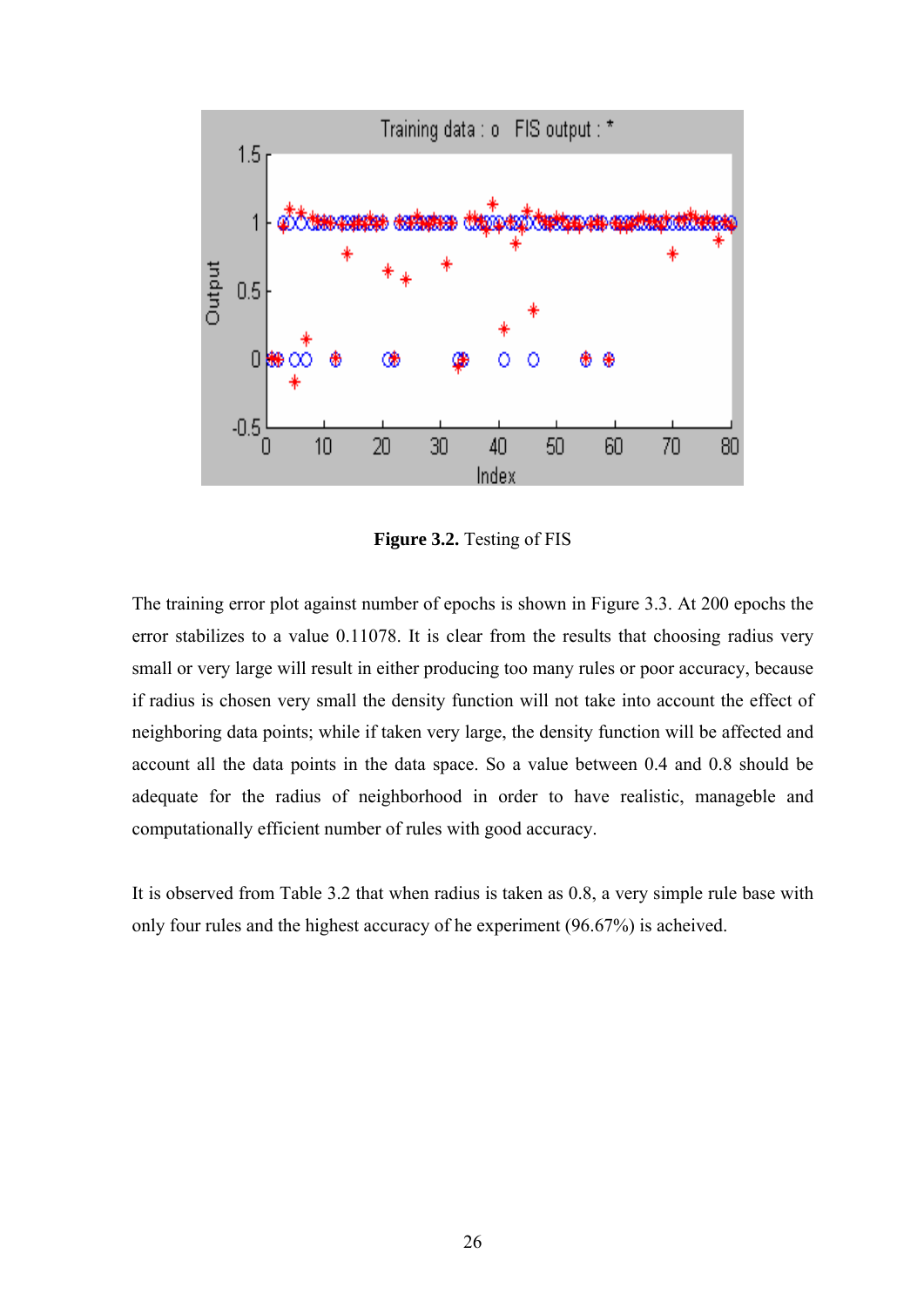**Figure 3.2.** Testing of FIS

The training error plot against number of epochs is shown in Figure 3.3. At 200 epochs the error stabilizes to a value 0.11078. It is clear from the results that choosing radius very small or very large will result in either producing too many rules or poor accuracy, because if radius is chosen very small the density function will not take into account the effect of neighboring data points; while if taken very large, the density function will be affected and account all the data points in the data space. So a value between 0.4 and 0.8 should be adequate for the radius of neighborhood in order to have realistic, manageble and computationally efficient number of rules with good accuracy.

It is observed from Table 3.2 that when radius is taken as 0.8, a very simple rule base with only four rules and the highest accuracy of he experiment (96.67%) is acheived.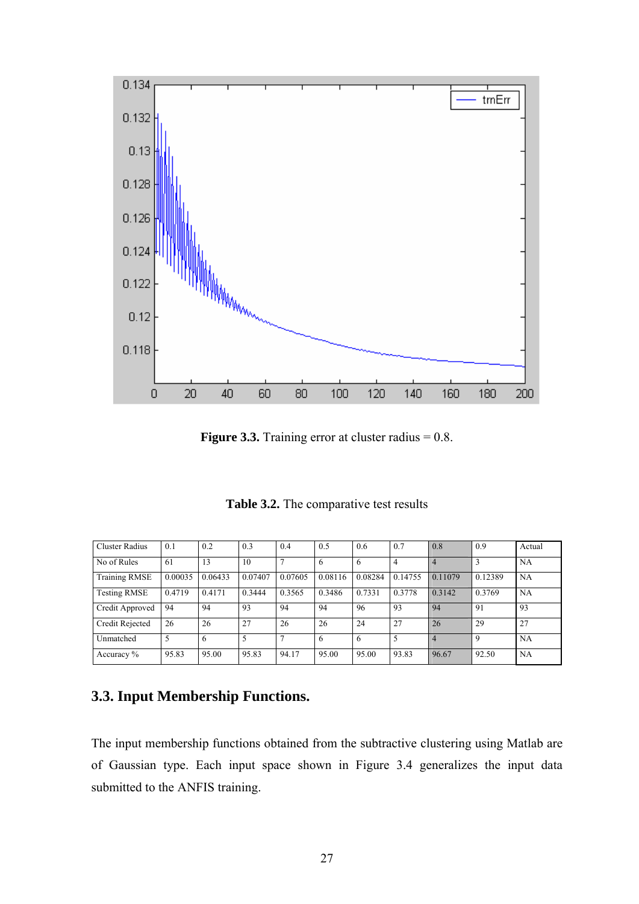**Figure 3.3.** Training error at cluster radius = 0.8.

**Table 3.2.** The comparative test results

| Cluster Radius | 0.1 | 0.2 | 0.3 | 0.4 | 0.5 | 0.6 | 0.7 | 0.8 | 0.9 | Actual |
|---|---|---|---|---|---|---|---|---|---|---|
| No of Rules | 61 | 13 | 10 | 7 | 6 | 6 | 4 | 4 | 3 | NA |
| Training RMSE | 0.00035 | 0.06433 | 0.07407 | 0.07605 | 0.08116 | 0.08284 | 0.14755 | 0.11079 | 0.12389 | NA |
| Testing RMSE | 0.4719 | 0.4171 | 0.3444 | 0.3565 | 0.3486 | 0.7331 | 0.3778 | 0.3142 | 0.3769 | NA |
| Credit Approved | 94 | 94 | 93 | 94 | 94 | 96 | 93 | 94 | 91 | 93 |
| Credit Rejected | 26 | 26 | 27 | 26 | 26 | 24 | 27 | 26 | 29 | 27 |
| Unmatched | 5 | 6 | 5 | 7 | 6 | 6 | 5 | 4 | 9 | NA |
| Accuracy % | 95.83 | 95.00 | 95.83 | 94.17 | 95.00 | 95.00 | 93.83 | 96.67 | 92.50 | NA |

## 3.3. Input Membership Functions.

The input membership functions obtained from the subtractive clustering using Matlab are of Gaussian type. Each input space shown in Figure 3.4 generalizes the input data submitted to the ANFIS training.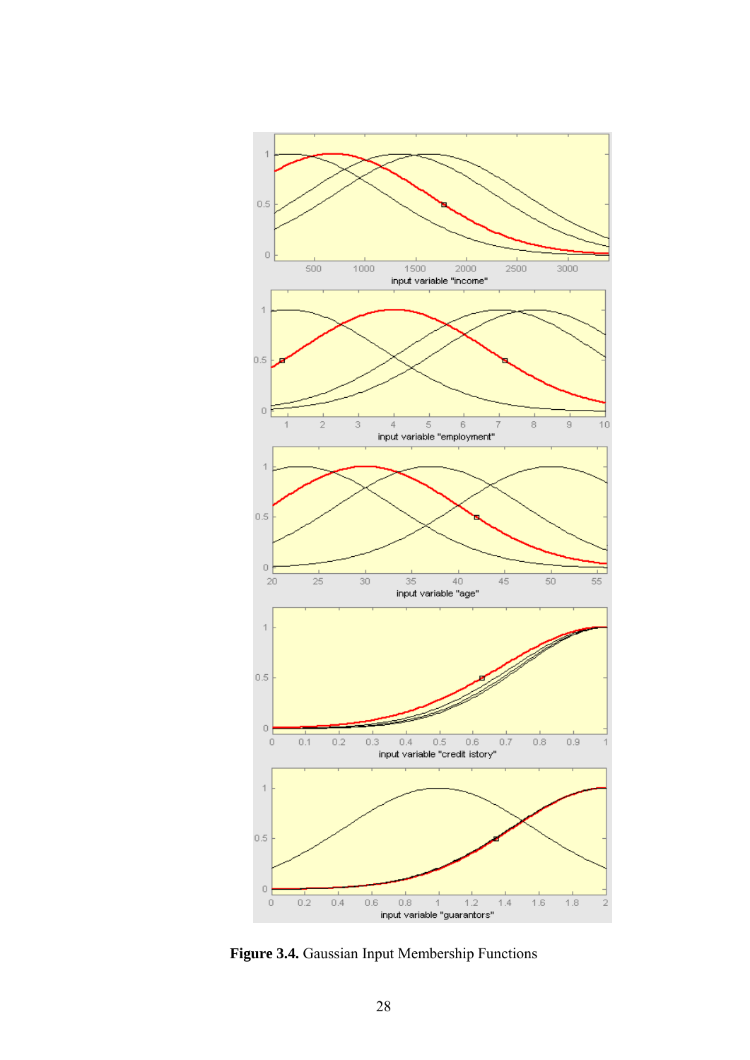**Figure 3.4.** Gaussian Input Membership Functions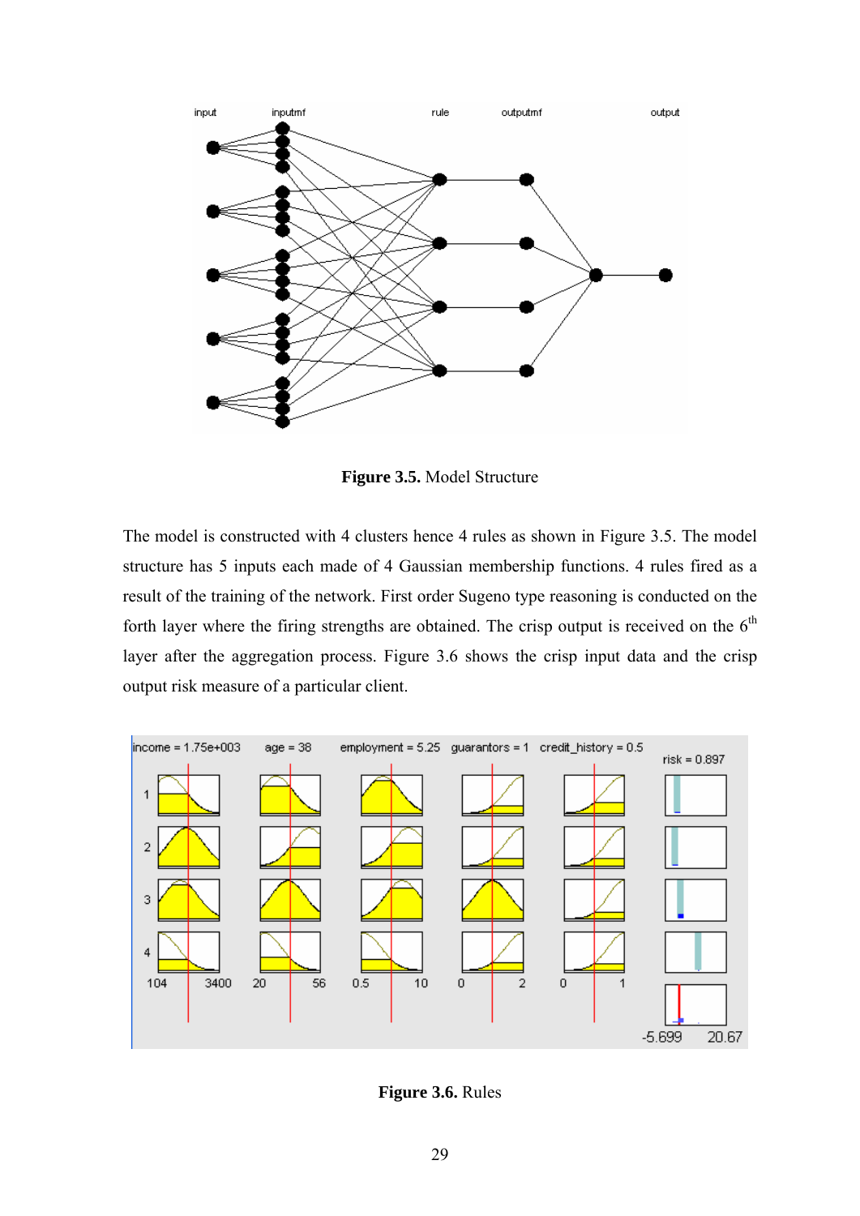**Figure 3.5.** Model Structure

The model is constructed with 4 clusters hence 4 rules as shown in Figure 3.5. The model structure has 5 inputs each made of 4 Gaussian membership functions. 4 rules fired as a result of the training of the network. First order Sugeno type reasoning is conducted on the forth layer where the firing strengths are obtained. The crisp output is received on the 6$^{th}$ layer after the aggregation process. Figure 3.6 shows the crisp input data and the crisp output risk measure of a particular client.

**Figure 3.6.** Rules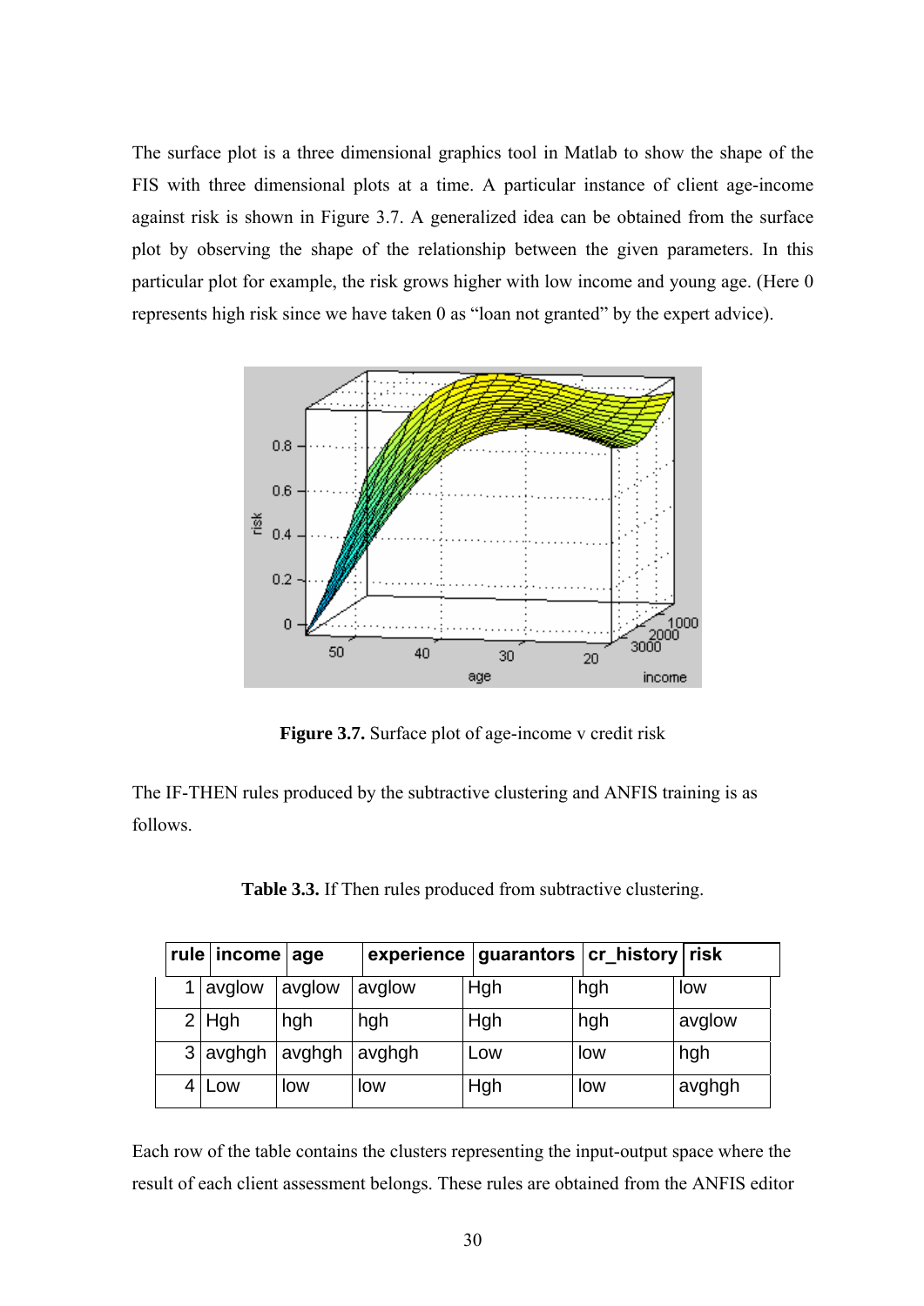The surface plot is a three dimensional graphics tool in Matlab to show the shape of the FIS with three dimensional plots at a time. A particular instance of client age-income against risk is shown in Figure 3.7. A generalized idea can be obtained from the surface plot by observing the shape of the relationship between the given parameters. In this particular plot for example, the risk grows higher with low income and young age. (Here 0 represents high risk since we have taken 0 as "loan not granted" by the expert advice).

**Figure 3.7.** Surface plot of age-income v credit risk

The IF-THEN rules produced by the subtractive clustering and ANFIS training is as follows.

**Table 3.3.** If Then rules produced from subtractive clustering.

| rule | income | age | experience | guarantors | cr_history | risk |
|---|---|---|---|---|---|---|
| 1 | avglow | avglow | avglow | Hgh | hgh | low |
| 2 | Hgh | hgh | hgh | Hgh | hgh | avglow |
| 3 | avghgh | avghgh | avghgh | Low | low | hgh |
| 4 | Low | low | low | Hgh | low | avghgh |

Each row of the table contains the clusters representing the input-output space where the result of each client assessment belongs. These rules are obtained from the ANFIS editor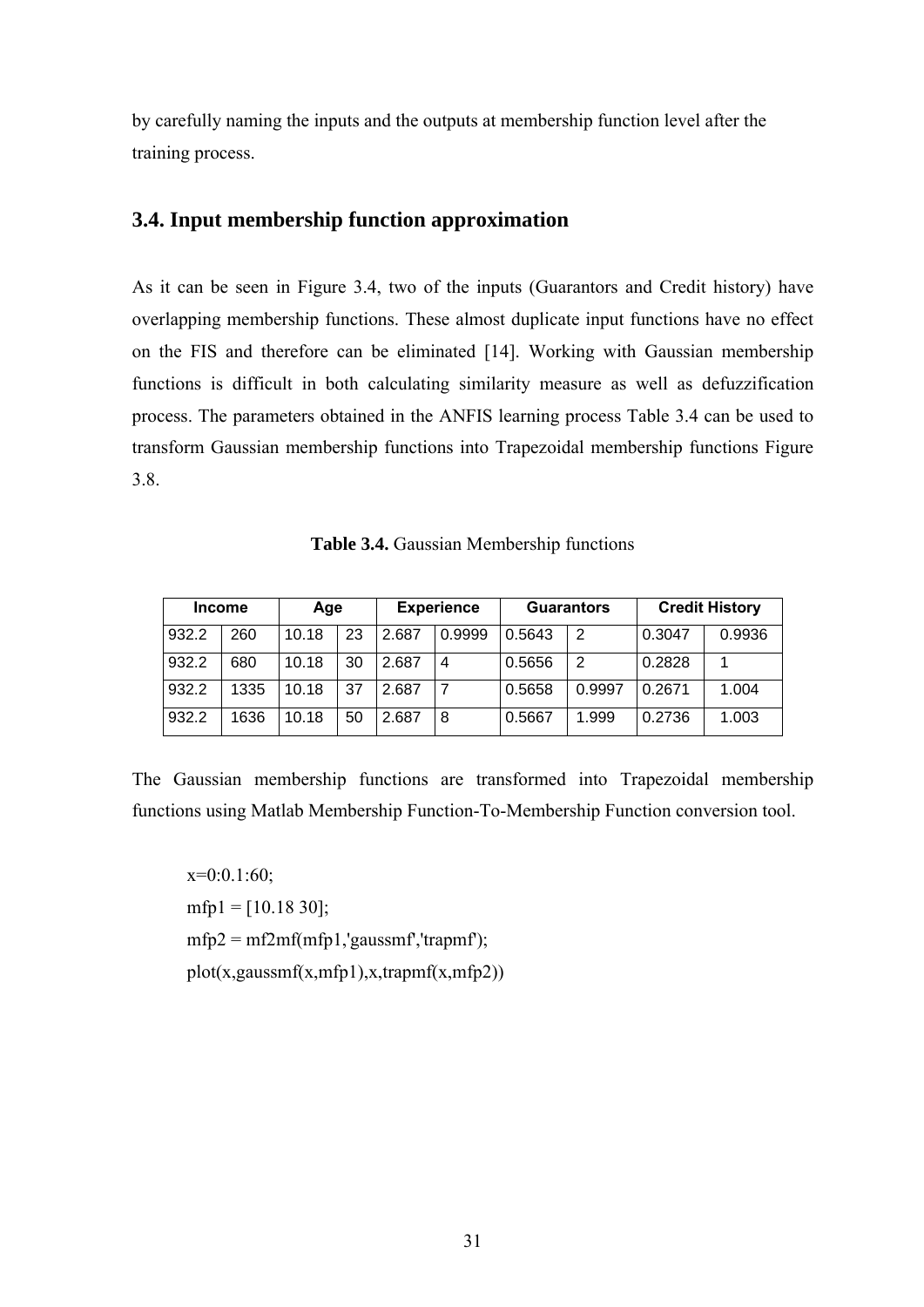by carefully naming the inputs and the outputs at membership function level after the training process.

## 3.4. Input membership function approximation

As it can be seen in Figure 3.4, two of the inputs (Guarantors and Credit history) have overlapping membership functions. These almost duplicate input functions have no effect on the FIS and therefore can be eliminated [14]. Working with Gaussian membership functions is difficult in both calculating similarity measure as well as defuzzification process. The parameters obtained in the ANFIS learning process Table 3.4 can be used to transform Gaussian membership functions into Trapezoidal membership functions Figure 3.8.

**Table 3.4.** Gaussian Membership functions

| Income | | Age | | Experience | | Guarantors | | Credit History | |
|---|---|---|---|---|---|---|---|---|---|
| 932.2 | 260 | 10.18 | 23 | 2.687 | 0.9999 | 0.5643 | 2 | 0.3047 | 0.9936 |
| 932.2 | 680 | 10.18 | 30 | 2.687 | 4 | 0.5656 | 2 | 0.2828 | 1 |
| 932.2 | 1335 | 10.18 | 37 | 2.687 | 7 | 0.5658 | 0.9997 | 0.2671 | 1.004 |
| 932.2 | 1636 | 10.18 | 50 | 2.687 | 8 | 0.5667 | 1.999 | 0.2736 | 1.003 |

The Gaussian membership functions are transformed into Trapezoidal membership functions using Matlab Membership Function-To-Membership Function conversion tool.

```
x=0:0.1:60;
mfp1 = [10.18 30];
mfp2 = mf2mf(mfp1,'gaussmf','trapmf');
plot(x,gaussmf(x,mfp1),x,trapmf(x,mfp2))
```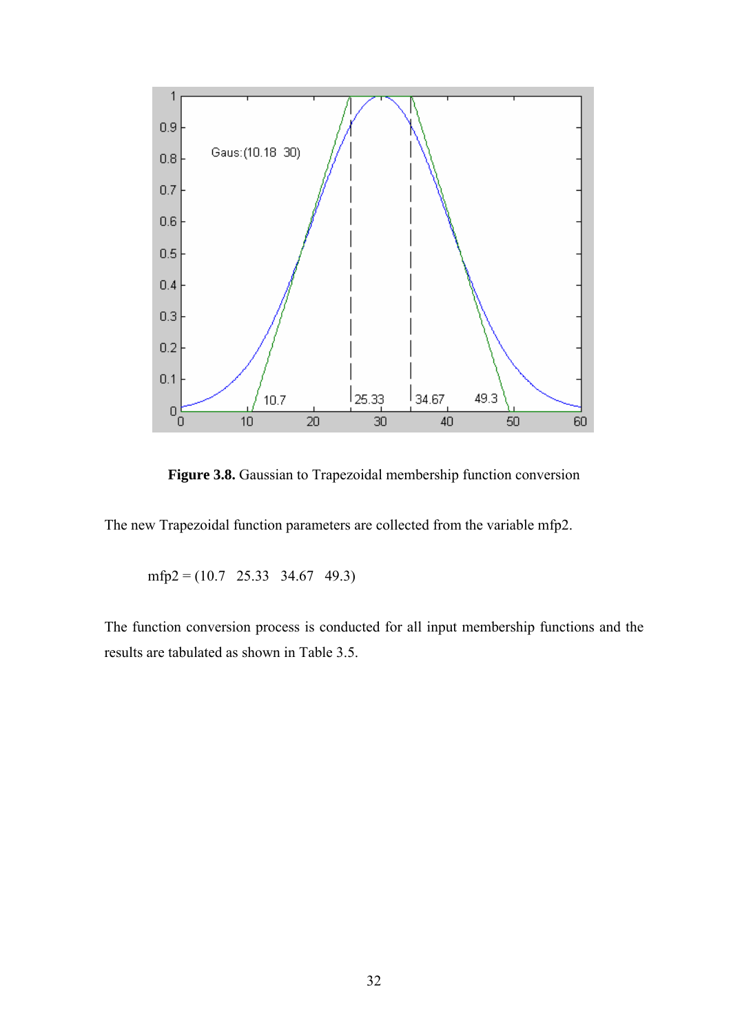**Figure 3.8.** Gaussian to Trapezoidal membership function conversion

The new Trapezoidal function parameters are collected from the variable mfp2.

mfp2 = (10.7   25.33   34.67   49.3)

The function conversion process is conducted for all input membership functions and the results are tabulated as shown in Table 3.5.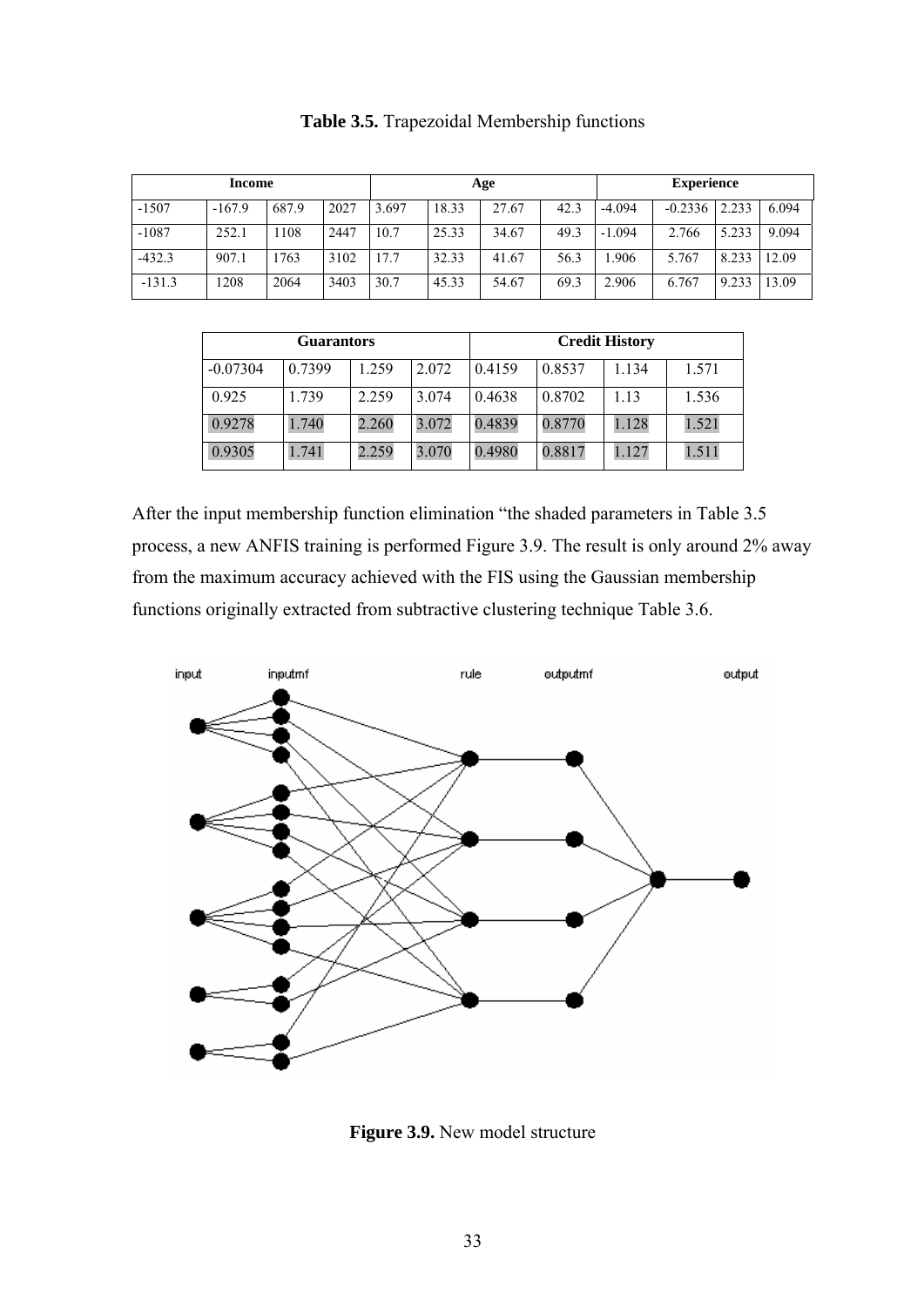**Table 3.5.** Trapezoidal Membership functions

| Income | | | | Age | | | | Experience | | | |
|---|---|---|---|---|---|---|---|---|---|---|---|
| -1507 | -167.9 | 687.9 | 2027 | 3.697 | 18.33 | 27.67 | 42.3 | -4.094 | -0.2336 | 2.233 | 6.094 |
| -1087 | 252.1 | 1108 | 2447 | 10.7 | 25.33 | 34.67 | 49.3 | -1.094 | 2.766 | 5.233 | 9.094 |
| -432.3 | 907.1 | 1763 | 3102 | 17.7 | 32.33 | 41.67 | 56.3 | 1.906 | 5.767 | 8.233 | 12.09 |
| -131.3 | 1208 | 2064 | 3403 | 30.7 | 45.33 | 54.67 | 69.3 | 2.906 | 6.767 | 9.233 | 13.09 |

| Guarantors | | | | Credit History | | | |
|---|---|---|---|---|---|---|---|
| -0.07304 | 0.7399 | 1.259 | 2.072 | 0.4159 | 0.8537 | 1.134 | 1.571 |
| 0.925 | 1.739 | 2.259 | 3.074 | 0.4638 | 0.8702 | 1.13 | 1.536 |
| 0.9278 | 1.740 | 2.260 | 3.072 | 0.4839 | 0.8770 | 1.128 | 1.521 |
| 0.9305 | 1.741 | 2.259 | 3.070 | 0.4980 | 0.8817 | 1.127 | 1.511 |

After the input membership function elimination "the shaded parameters in Table 3.5 process, a new ANFIS training is performed Figure 3.9. The result is only around 2% away from the maximum accuracy achieved with the FIS using the Gaussian membership functions originally extracted from subtractive clustering technique Table 3.6.

**Figure 3.9.** New model structure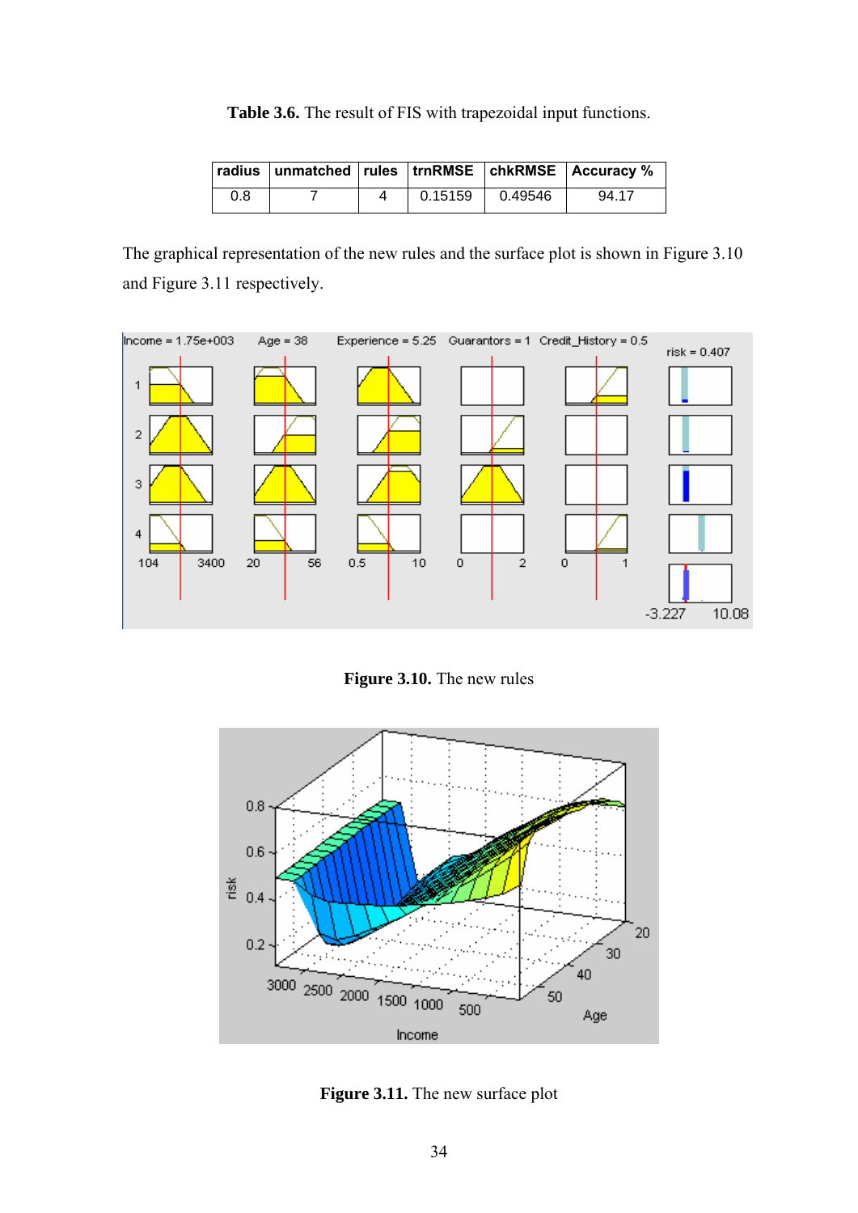**Table 3.6.** The result of FIS with trapezoidal input functions.

| radius | unmatched | rules | trnRMSE | chkRMSE | Accuracy % |
|---|---|---|---|---|---|
| 0.8 | 7 | 4 | 0.15159 | 0.49546 | 94.17 |

The graphical representation of the new rules and the surface plot is shown in Figure 3.10 and Figure 3.11 respectively.

**Figure 3.10.** The new rules

**Figure 3.11.** The new surface plot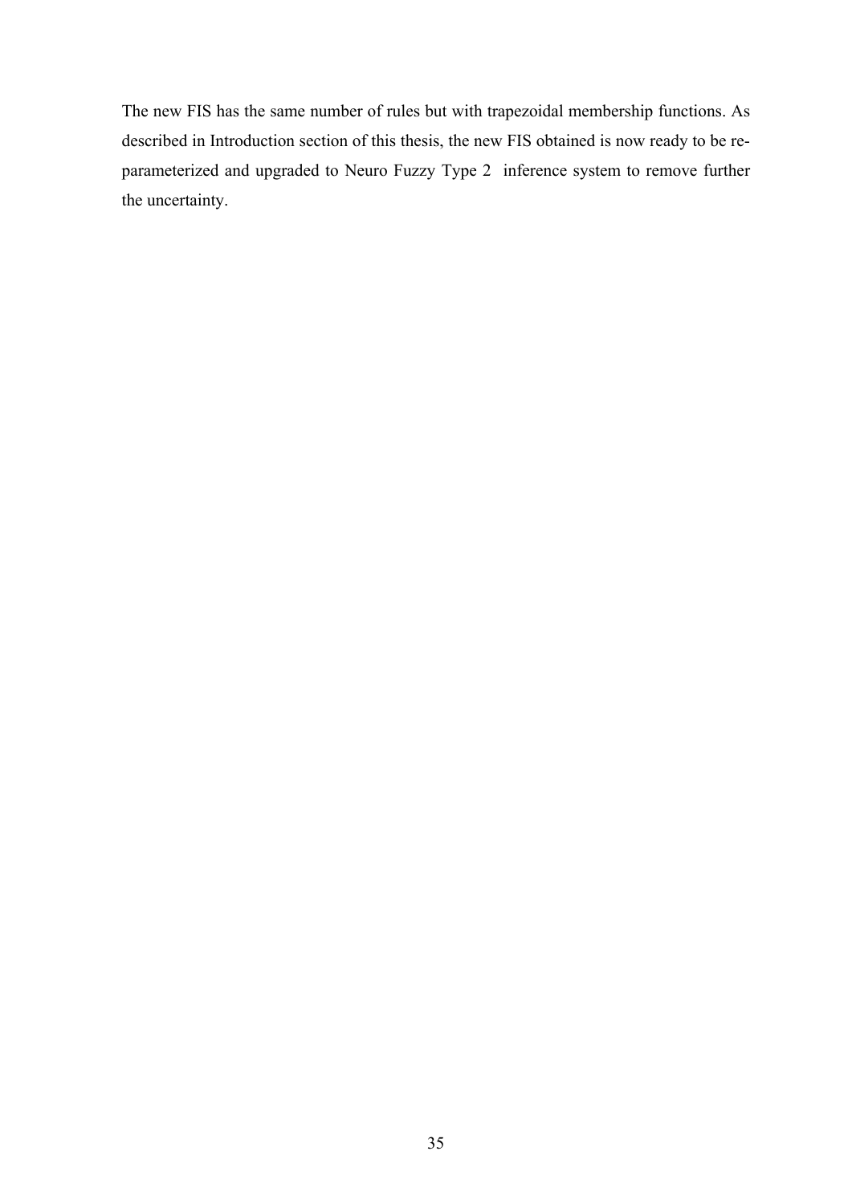The new FIS has the same number of rules but with trapezoidal membership functions. As described in Introduction section of this thesis, the new FIS obtained is now ready to be re-parameterized and upgraded to Neuro Fuzzy Type 2 inference system to remove further the uncertainty.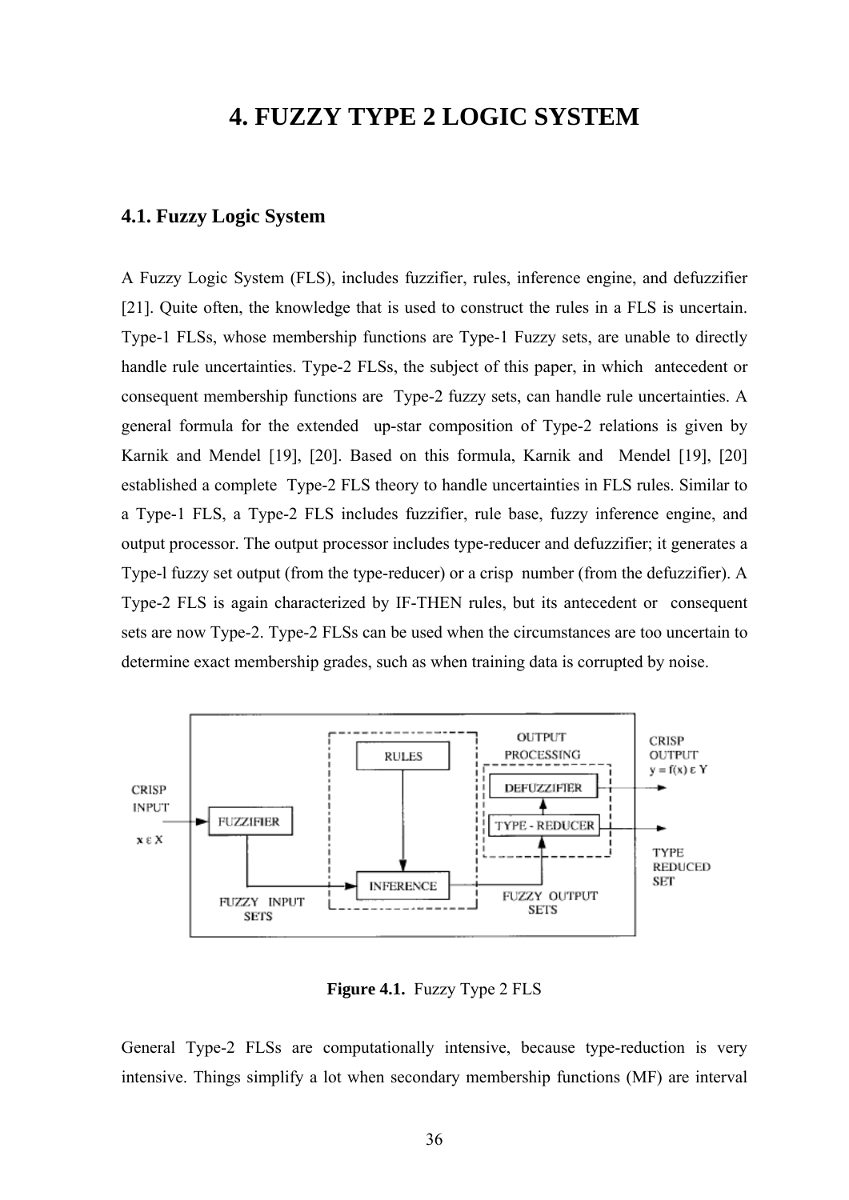# 4. FUZZY TYPE 2 LOGIC SYSTEM

## 4.1. Fuzzy Logic System

A Fuzzy Logic System (FLS), includes fuzzifier, rules, inference engine, and defuzzifier [21]. Quite often, the knowledge that is used to construct the rules in a FLS is uncertain. Type-1 FLSs, whose membership functions are Type-1 Fuzzy sets, are unable to directly handle rule uncertainties. Type-2 FLSs, the subject of this paper, in which antecedent or consequent membership functions are Type-2 fuzzy sets, can handle rule uncertainties. A general formula for the extended up-star composition of Type-2 relations is given by Karnik and Mendel [19], [20]. Based on this formula, Karnik and Mendel [19], [20] established a complete Type-2 FLS theory to handle uncertainties in FLS rules. Similar to a Type-1 FLS, a Type-2 FLS includes fuzzifier, rule base, fuzzy inference engine, and output processor. The output processor includes type-reducer and defuzzifier; it generates a Type-l fuzzy set output (from the type-reducer) or a crisp number (from the defuzzifier). A Type-2 FLS is again characterized by IF-THEN rules, but its antecedent or consequent sets are now Type-2. Type-2 FLSs can be used when the circumstances are too uncertain to determine exact membership grades, such as when training data is corrupted by noise.

CRISP INPUT $x \varepsilon X$ → FUZZIFIER → FUZZY INPUT SETS → INFERENCE (with RULES) → FUZZY OUTPUT SETS → OUTPUT PROCESSING (TYPE - REDUCER, DEFUZZIFIER) → CRISP OUTPUT $y = f(x) \varepsilon Y$ / TYPE REDUCED SET

**Figure 4.1.** Fuzzy Type 2 FLS

General Type-2 FLSs are computationally intensive, because type-reduction is very intensive. Things simplify a lot when secondary membership functions (MF) are interval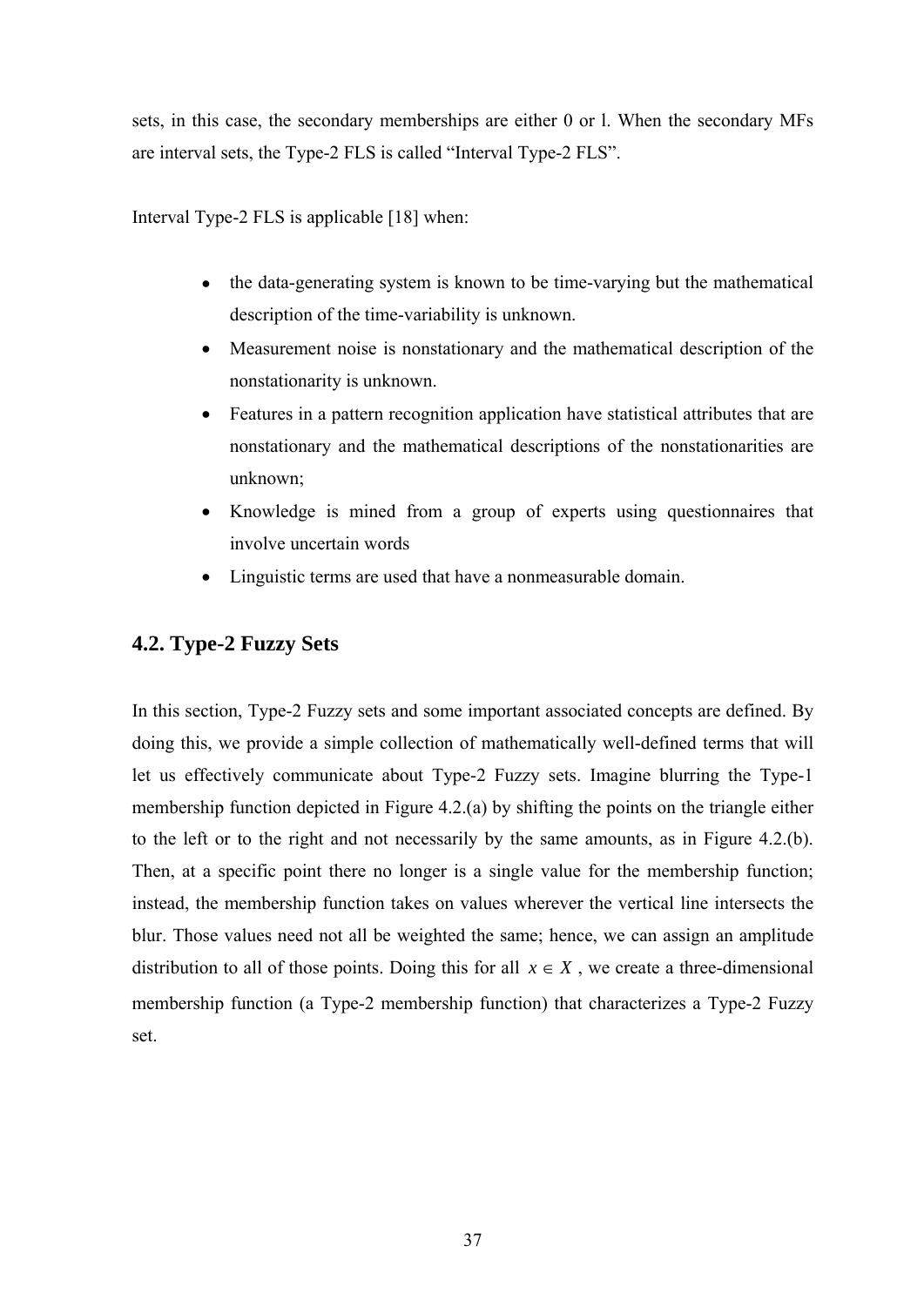sets, in this case, the secondary memberships are either 0 or l. When the secondary MFs are interval sets, the Type-2 FLS is called "Interval Type-2 FLS".

Interval Type-2 FLS is applicable [18] when:

- the data-generating system is known to be time-varying but the mathematical description of the time-variability is unknown.
- Measurement noise is nonstationary and the mathematical description of the nonstationarity is unknown.
- Features in a pattern recognition application have statistical attributes that are nonstationary and the mathematical descriptions of the nonstationarities are unknown;
- Knowledge is mined from a group of experts using questionnaires that involve uncertain words
- Linguistic terms are used that have a nonmeasurable domain.

## 4.2. Type-2 Fuzzy Sets

In this section, Type-2 Fuzzy sets and some important associated concepts are defined. By doing this, we provide a simple collection of mathematically well-defined terms that will let us effectively communicate about Type-2 Fuzzy sets. Imagine blurring the Type-1 membership function depicted in Figure 4.2.(a) by shifting the points on the triangle either to the left or to the right and not necessarily by the same amounts, as in Figure 4.2.(b). Then, at a specific point there no longer is a single value for the membership function; instead, the membership function takes on values wherever the vertical line intersects the blur. Those values need not all be weighted the same; hence, we can assign an amplitude distribution to all of those points. Doing this for all $x \in X$, we create a three-dimensional membership function (a Type-2 membership function) that characterizes a Type-2 Fuzzy set.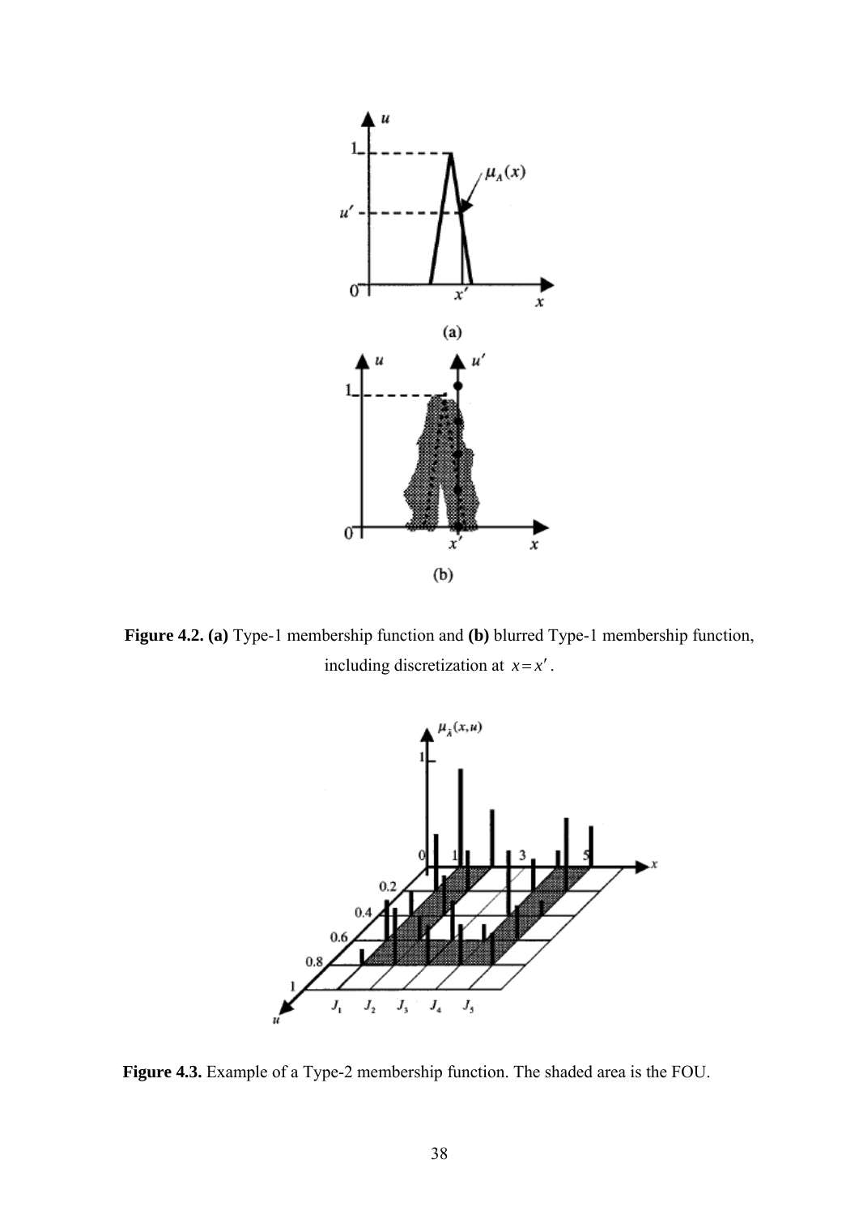**Figure 4.2. (a)** Type-1 membership function and **(b)** blurred Type-1 membership function, including discretization at $x = x'$.

**Figure 4.3.** Example of a Type-2 membership function. The shaded area is the FOU.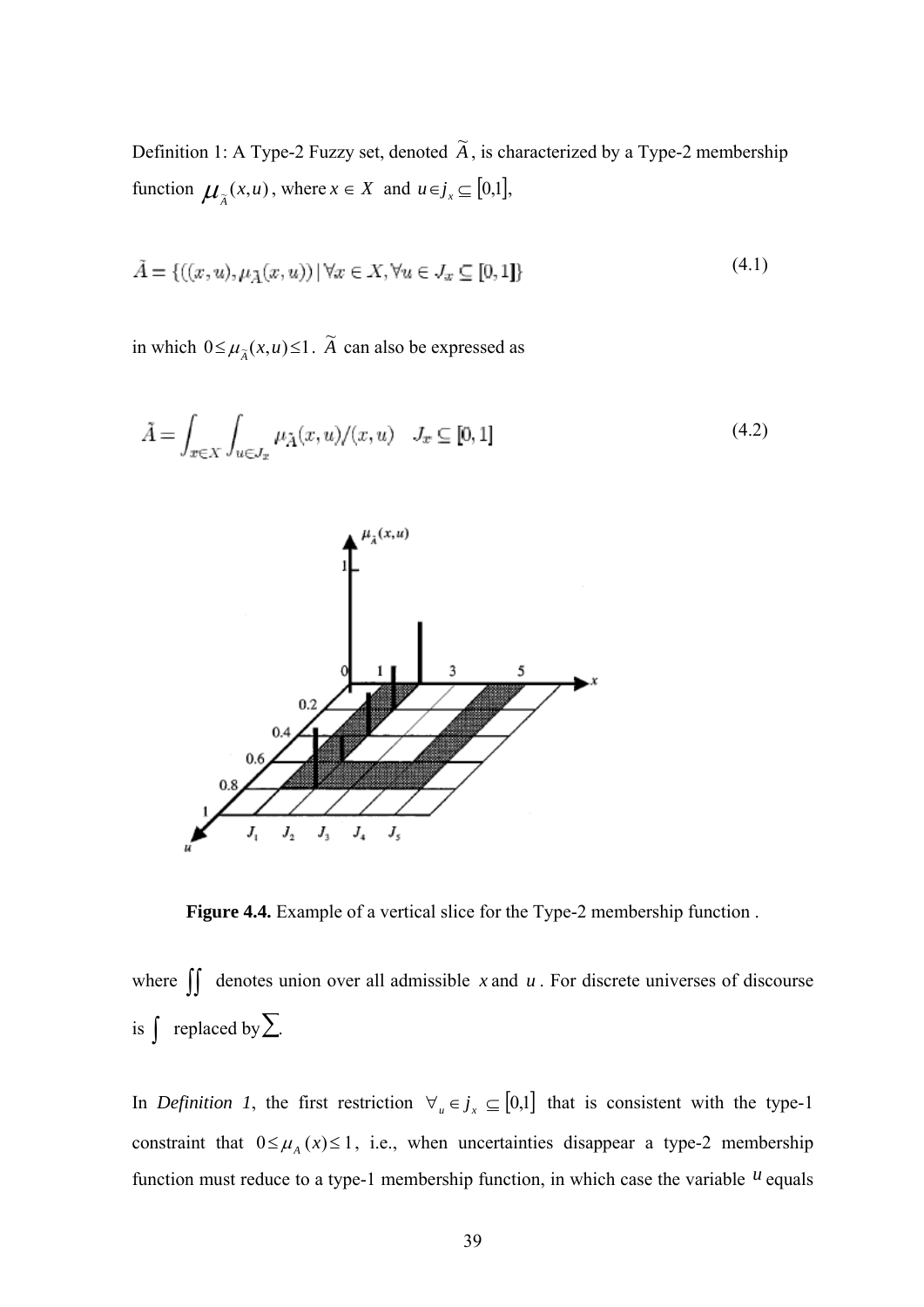Definition 1: A Type-2 Fuzzy set, denoted $\tilde{A}$, is characterized by a Type-2 membership function $\mu_{\tilde{A}}(x,u)$, where $x \in X$ and $u \in j_x \subseteq [0,1]$,

$$\tilde{A} = \{((x,u), \mu_{\tilde{A}}(x,u)) \mid \forall x \in X, \forall u \in J_x \subseteq [0,1]\} \tag{4.1}$$

in which $0 \leq \mu_{\tilde{A}}(x,u) \leq 1$. $\tilde{A}$ can also be expressed as

$$\tilde{A} = \int_{x \in X} \int_{u \in J_x} \mu_{\tilde{A}}(x,u)/(x,u) \quad J_x \subseteq [0,1] \tag{4.2}$$

**Figure 4.4.** Example of a vertical slice for the Type-2 membership function .

where $\iint$ denotes union over all admissible $x$ and $u$. For discrete universes of discourse is $\int$ replaced by $\sum$.

In *Definition 1*, the first restriction $\forall_{u} \in j_x \subseteq [0,1]$ that is consistent with the type-1 constraint that $0 \leq \mu_A(x) \leq 1$, i.e., when uncertainties disappear a type-2 membership function must reduce to a type-1 membership function, in which case the variable $u$ equals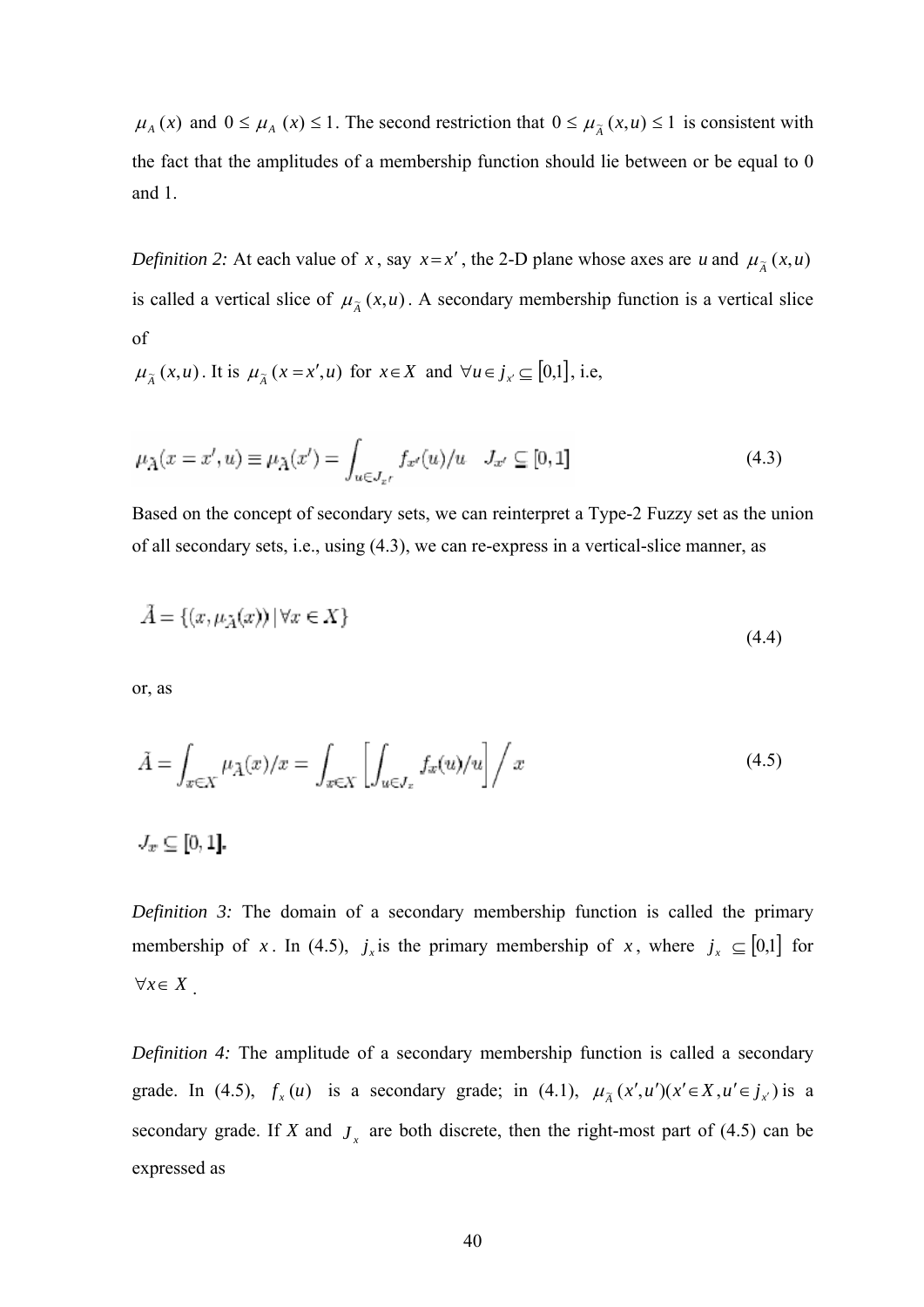$\mu_A(x)$ and $0 \le \mu_A(x) \le 1$. The second restriction that $0 \le \mu_{\tilde{A}}(x,u) \le 1$ is consistent with the fact that the amplitudes of a membership function should lie between or be equal to 0 and 1.

*Definition 2:* At each value of $x$, say $x = x'$, the 2-D plane whose axes are $u$ and $\mu_{\tilde{A}}(x,u)$ is called a vertical slice of $\mu_{\tilde{A}}(x,u)$. A secondary membership function is a vertical slice of
$\mu_{\tilde{A}}(x,u)$. It is $\mu_{\tilde{A}}(x = x',u)$ for $x \in X$ and $\forall u \in j_{x'} \subseteq [0,1]$, i.e,

$$\mu_{\tilde{A}}(x = x', u) \equiv \mu_{\tilde{A}}(x') = \int_{u \in J_{x'}} f_{x'}(u)/u \quad J_{x'} \subseteq [0,1] \tag{4.3}$$

Based on the concept of secondary sets, we can reinterpret a Type-2 Fuzzy set as the union of all secondary sets, i.e., using (4.3), we can re-express in a vertical-slice manner, as

$$\tilde{A} = \{(x, \mu_{\tilde{A}}(x)) \mid \forall x \in X\} \tag{4.4}$$

or, as

$$\tilde{A} = \int_{x \in X} \mu_{\tilde{A}}(x)/x = \int_{x \in X} \left[ \int_{u \in J_x} f_x(u)/u \right] \Big/ x \tag{4.5}$$

$$J_x \subseteq [0,1].$$

*Definition 3:* The domain of a secondary membership function is called the primary membership of $x$. In (4.5), $j_x$ is the primary membership of $x$, where $j_x \subseteq [0,1]$ for $\forall x \in X$.

*Definition 4:* The amplitude of a secondary membership function is called a secondary grade. In (4.5), $f_x(u)$ is a secondary grade; in (4.1), $\mu_{\tilde{A}}(x',u')(x' \in X, u' \in j_{x'})$ is a secondary grade. If $X$ and $J_x$ are both discrete, then the right-most part of (4.5) can be expressed as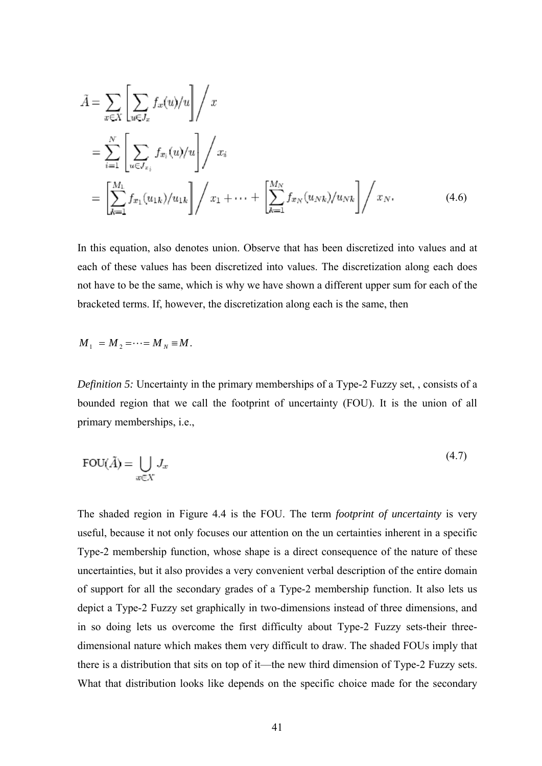$$
\begin{aligned}
\tilde{A} &= \sum_{x \in X} \left[ \sum_{u \in J_x} f_x(u)/u \right] \bigg/ x \\
&= \sum_{i=1}^{N} \left[ \sum_{u \in J_{x_i}} f_{x_i}(u)/u \right] \bigg/ x_i \\
&= \left[ \sum_{k=1}^{M_1} f_{x_1}(u_{1k})/u_{1k} \right] \bigg/ x_1 + \cdots + \left[ \sum_{k=1}^{M_N} f_{x_N}(u_{Nk})/u_{Nk} \right] \bigg/ x_N.
\end{aligned}
\tag{4.6}
$$

In this equation, also denotes union. Observe that has been discretized into values and at each of these values has been discretized into values. The discretization along each does not have to be the same, which is why we have shown a different upper sum for each of the bracketed terms. If, however, the discretization along each is the same, then

$M_1 = M_2 = \cdots = M_N \equiv M.$

*Definition 5:* Uncertainty in the primary memberships of a Type-2 Fuzzy set, , consists of a bounded region that we call the footprint of uncertainty (FOU). It is the union of all primary memberships, i.e.,

$$
\text{FOU}(\tilde{A}) = \bigcup_{x \in X} J_x \tag{4.7}
$$

The shaded region in Figure 4.4 is the FOU. The term *footprint of uncertainty* is very useful, because it not only focuses our attention on the un certainties inherent in a specific Type-2 membership function, whose shape is a direct consequence of the nature of these uncertainties, but it also provides a very convenient verbal description of the entire domain of support for all the secondary grades of a Type-2 membership function. It also lets us depict a Type-2 Fuzzy set graphically in two-dimensions instead of three dimensions, and in so doing lets us overcome the first difficulty about Type-2 Fuzzy sets-their three-dimensional nature which makes them very difficult to draw. The shaded FOUs imply that there is a distribution that sits on top of it—the new third dimension of Type-2 Fuzzy sets. What that distribution looks like depends on the specific choice made for the secondary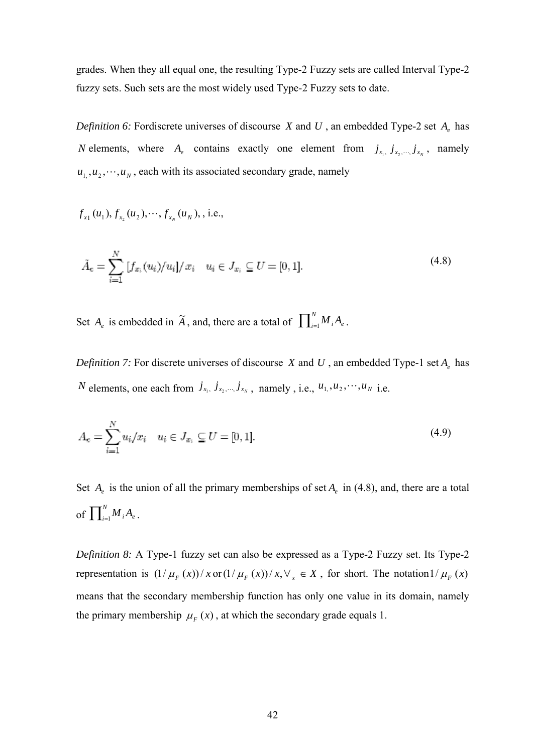grades. When they all equal one, the resulting Type-2 Fuzzy sets are called Interval Type-2 fuzzy sets. Such sets are the most widely used Type-2 Fuzzy sets to date.

*Definition 6:* Fordiscrete universes of discourse $X$ and $U$, an embedded Type-2 set $A_e$ has $N$ elements, where $A_e$ contains exactly one element from $j_{x_1,}\ j_{x_2,\cdots,}j_{x_N}$, namely $u_{1,}, u_2, \cdots, u_N$, each with its associated secondary grade, namely

$f_{x1}(u_1), f_{x_2}(u_2), \cdots, f_{x_N}(u_N),$, i.e.,

$$\tilde{A}_e = \sum_{i=1}^{N} [f_{x_i}(u_i)/u_i]/x_i \quad u_i \in J_{x_i} \subseteq U = [0,1]. \tag{4.8}$$

Set $A_e$ is embedded in $\widetilde{A}$, and, there are a total of $\prod_{i=1}^{N} M_i A_e$.

*Definition 7:* For discrete universes of discourse $X$ and $U$, an embedded Type-1 set $A_e$ has $N$ elements, one each from $j_{x_1,}\ j_{x_2,\cdots,}j_{x_N}$, namely , i.e., $u_{1,}, u_2, \cdots, u_N$ i.e.

$$A_e = \sum_{i=1}^{N} u_i/x_i \quad u_i \in J_{x_i} \subseteq U = [0,1]. \tag{4.9}$$

Set $A_e$ is the union of all the primary memberships of set $A_e$ in (4.8), and, there are a total of $\prod_{i=1}^{N} M_i A_e$.

*Definition 8:* A Type-1 fuzzy set can also be expressed as a Type-2 Fuzzy set. Its Type-2 representation is $(1/\mu_F(x))/x$ or $(1/\mu_F(x))/x, \forall_x \in X$, for short. The notation $1/\mu_F(x)$ means that the secondary membership function has only one value in its domain, namely the primary membership $\mu_F(x)$, at which the secondary grade equals 1.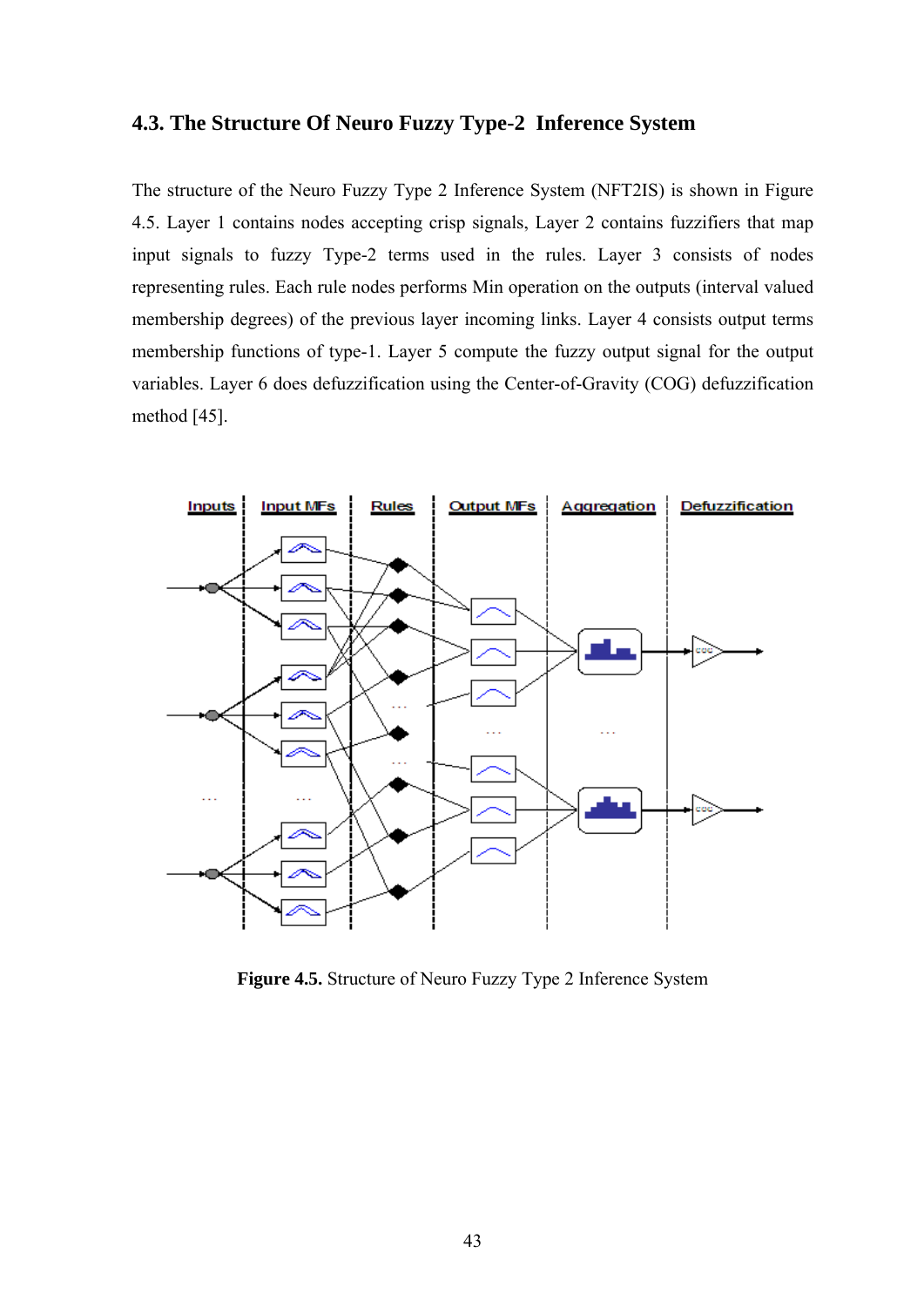### 4.3. The Structure Of Neuro Fuzzy Type-2 Inference System

The structure of the Neuro Fuzzy Type 2 Inference System (NFT2IS) is shown in Figure 4.5. Layer 1 contains nodes accepting crisp signals, Layer 2 contains fuzzifiers that map input signals to fuzzy Type-2 terms used in the rules. Layer 3 consists of nodes representing rules. Each rule nodes performs Min operation on the outputs (interval valued membership degrees) of the previous layer incoming links. Layer 4 consists output terms membership functions of type-1. Layer 5 compute the fuzzy output signal for the output variables. Layer 6 does defuzzification using the Center-of-Gravity (COG) defuzzification method [45].

**Figure 4.5.** Structure of Neuro Fuzzy Type 2 Inference System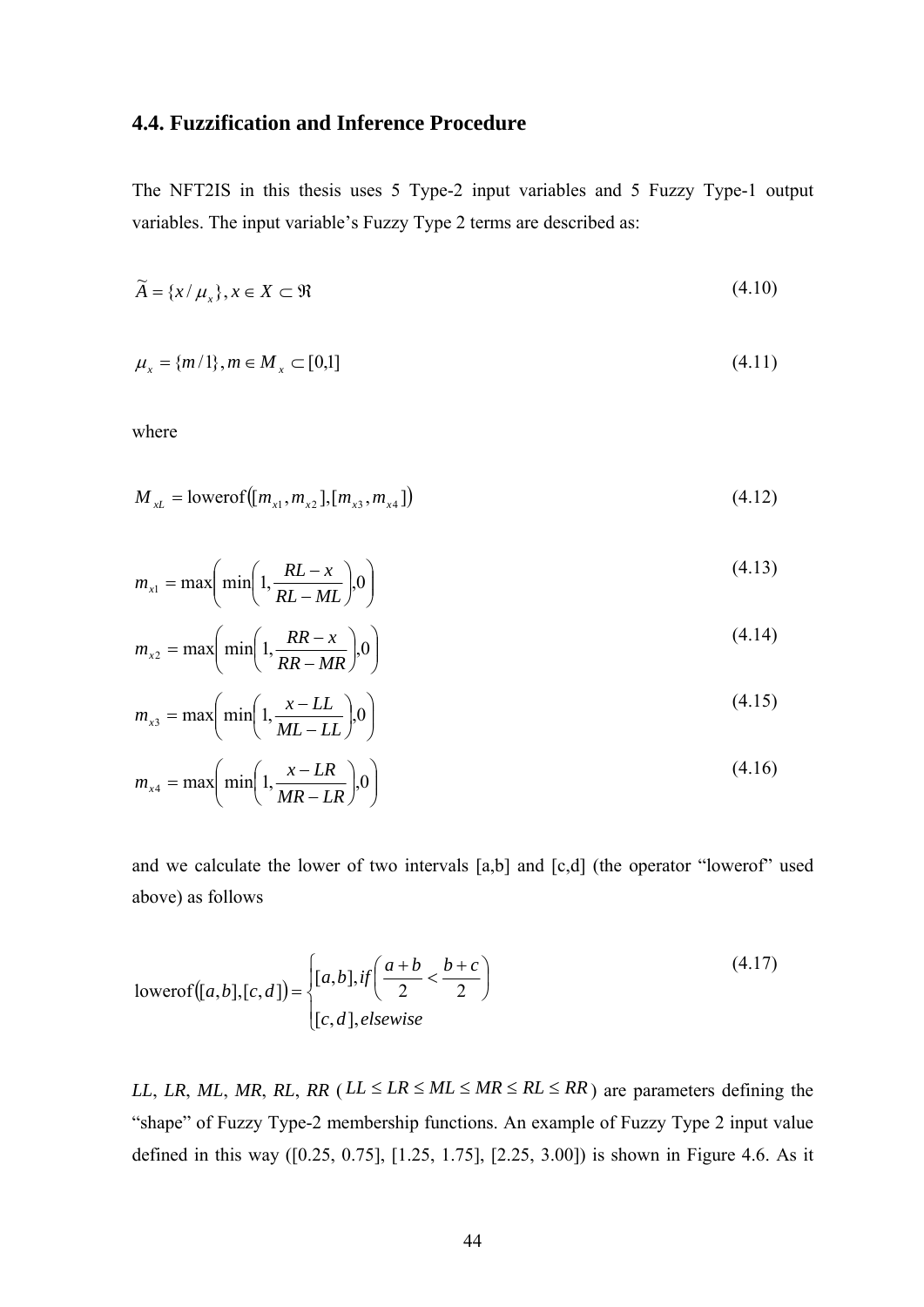## 4.4. Fuzzification and Inference Procedure

The NFT2IS in this thesis uses 5 Type-2 input variables and 5 Fuzzy Type-1 output variables. The input variable's Fuzzy Type 2 terms are described as:

$$\widetilde{A} = \{x / \mu_x\}, x \in X \subset \Re \tag{4.10}$$

$$\mu_x = \{m / 1\}, m \in M_x \subset [0,1] \tag{4.11}$$

where

$$M_{xL} = \text{lowerof}\left([m_{x1}, m_{x2}], [m_{x3}, m_{x4}]\right) \tag{4.12}$$

$$m_{x1} = \max\left(\min\left(1, \frac{RL - x}{RL - ML}\right), 0\right) \tag{4.13}$$

$$m_{x2} = \max\left(\min\left(1, \frac{RR - x}{RR - MR}\right), 0\right) \tag{4.14}$$

$$m_{x3} = \max\left(\min\left(1, \frac{x - LL}{ML - LL}\right), 0\right) \tag{4.15}$$

$$m_{x4} = \max\left(\min\left(1, \frac{x - LR}{MR - LR}\right), 0\right) \tag{4.16}$$

and we calculate the lower of two intervals [a,b] and [c,d] (the operator "lowerof" used above) as follows

$$\text{lowerof}\left([a,b],[c,d]\right) = \begin{cases} [a,b], if\left(\frac{a+b}{2} < \frac{b+c}{2}\right) \\ [c,d], elsewise \end{cases} \tag{4.17}$$

*LL*, *LR*, *ML*, *MR*, *RL*, *RR* ($LL \le LR \le ML \le MR \le RL \le RR$) are parameters defining the "shape" of Fuzzy Type-2 membership functions. An example of Fuzzy Type 2 input value defined in this way ([0.25, 0.75], [1.25, 1.75], [2.25, 3.00]) is shown in Figure 4.6. As it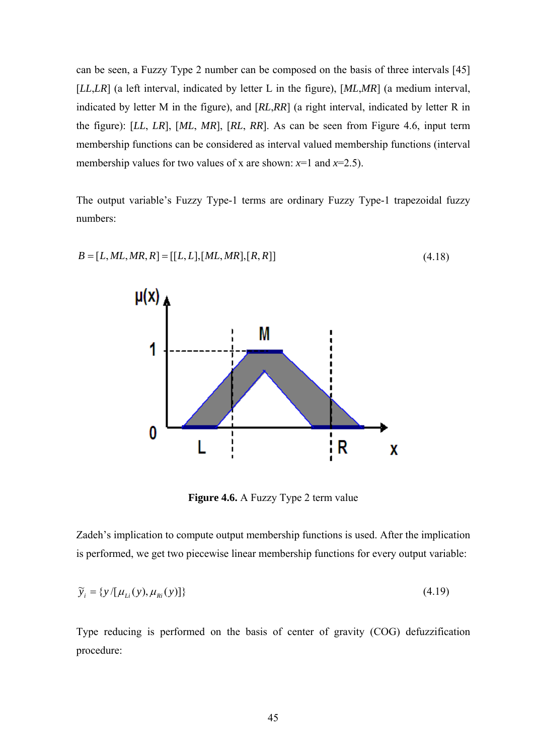can be seen, a Fuzzy Type 2 number can be composed on the basis of three intervals [45] [*LL*,*LR*] (a left interval, indicated by letter L in the figure), [*ML*,*MR*] (a medium interval, indicated by letter M in the figure), and [*RL*,*RR*] (a right interval, indicated by letter R in the figure): [*LL*, *LR*], [*ML*, *MR*], [*RL*, *RR*]. As can be seen from Figure 4.6, input term membership functions can be considered as interval valued membership functions (interval membership values for two values of x are shown: $x$=1 and $x$=2.5).

The output variable's Fuzzy Type-1 terms are ordinary Fuzzy Type-1 trapezoidal fuzzy numbers:

$$B = [L, ML, MR, R] = [[L, L], [ML, MR], [R, R]] \tag{4.18}$$

**Figure 4.6.** A Fuzzy Type 2 term value

Zadeh's implication to compute output membership functions is used. After the implication is performed, we get two piecewise linear membership functions for every output variable:

$$\tilde{y}_i = \{y / [\mu_{Li}(y), \mu_{Ri}(y)]\} \tag{4.19}$$

Type reducing is performed on the basis of center of gravity (COG) defuzzification procedure: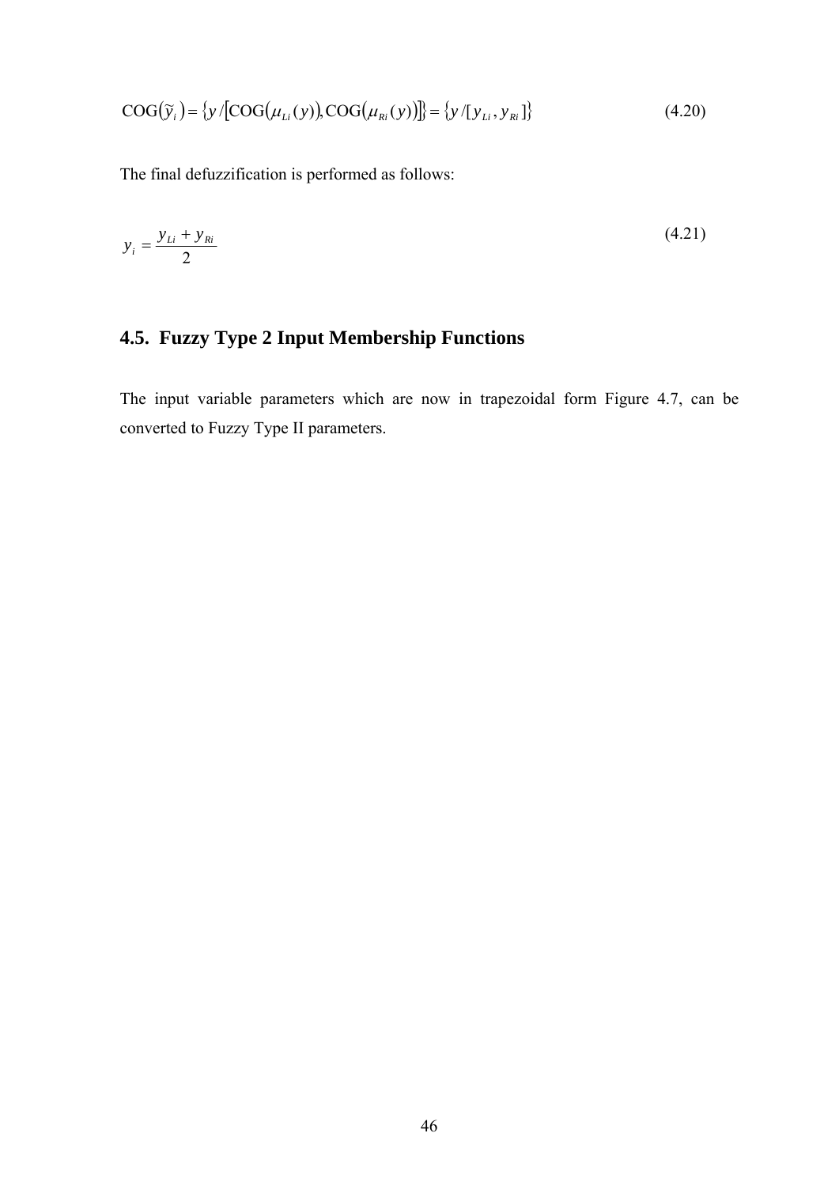$$\text{COG}(\tilde{y}_i) = \{y/[\text{COG}(\mu_{Li}(y)), \text{COG}(\mu_{Ri}(y))]\} = \{y/[y_{Li}, y_{Ri}]\} \tag{4.20}$$

The final defuzzification is performed as follows:

$$y_i = \frac{y_{Li} + y_{Ri}}{2} \tag{4.21}$$

## 4.5. Fuzzy Type 2 Input Membership Functions

The input variable parameters which are now in trapezoidal form Figure 4.7, can be converted to Fuzzy Type II parameters.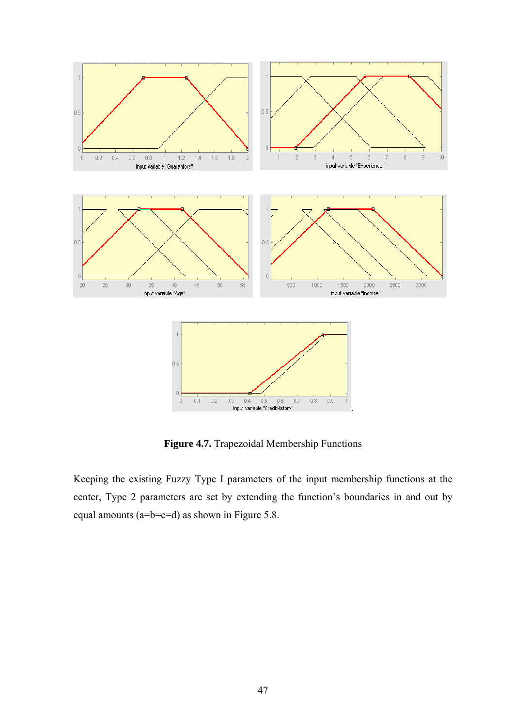**Figure 4.7.** Trapezoidal Membership Functions

Keeping the existing Fuzzy Type I parameters of the input membership functions at the center, Type 2 parameters are set by extending the function's boundaries in and out by equal amounts (a=b=c=d) as shown in Figure 5.8.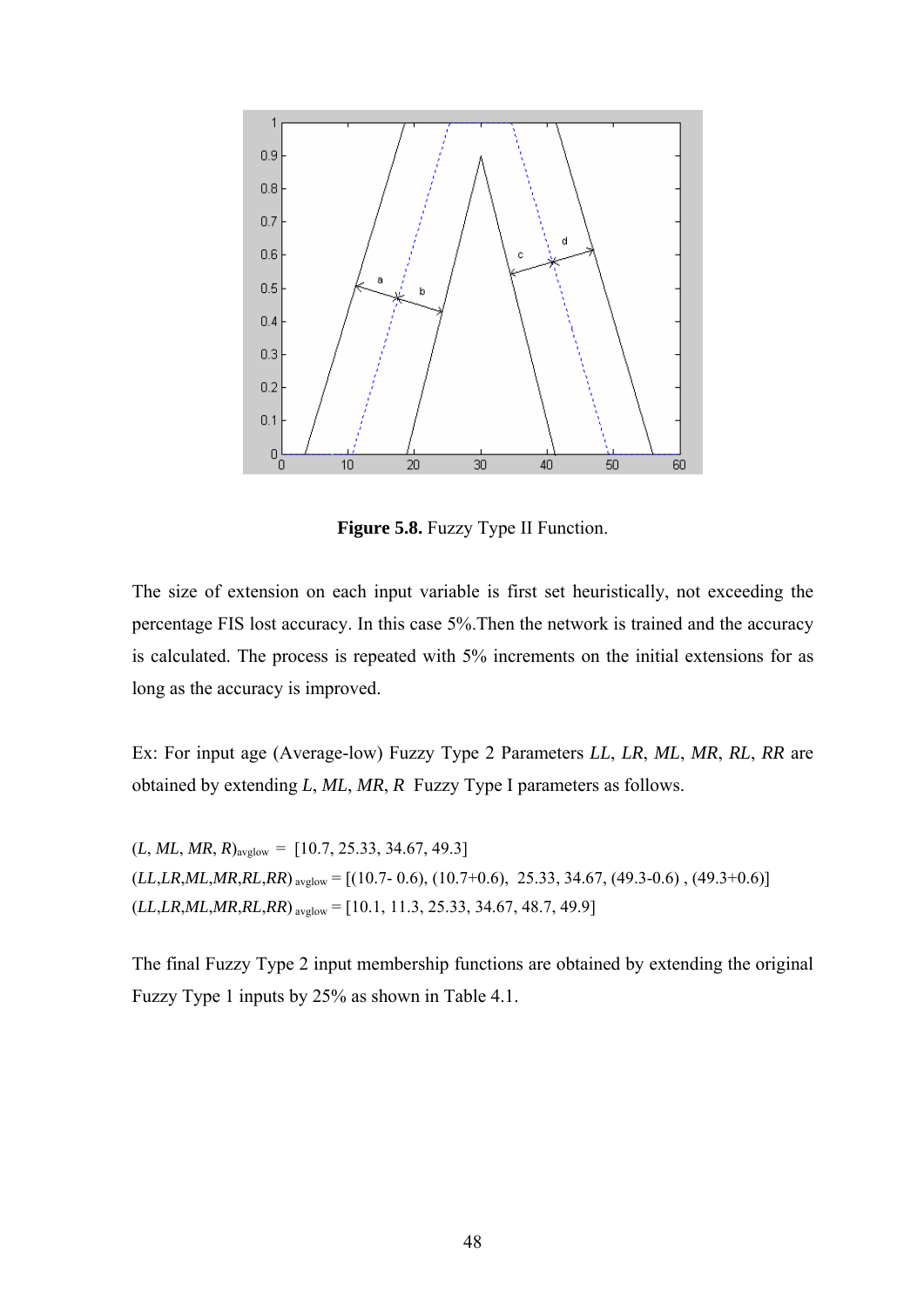**Figure 5.8.** Fuzzy Type II Function.

The size of extension on each input variable is first set heuristically, not exceeding the percentage FIS lost accuracy. In this case 5%.Then the network is trained and the accuracy is calculated. The process is repeated with 5% increments on the initial extensions for as long as the accuracy is improved.

Ex: For input age (Average-low) Fuzzy Type 2 Parameters *LL*, *LR*, *ML*, *MR*, *RL*, *RR* are obtained by extending *L*, *ML*, *MR*, *R* Fuzzy Type I parameters as follows.

$(L, ML, MR, R)_{avglow}$ = [10.7, 25.33, 34.67, 49.3]

$(LL, LR, ML, MR, RL, RR)_{avglow}$ = [(10.7- 0.6), (10.7+0.6), 25.33, 34.67, (49.3-0.6) , (49.3+0.6)]

$(LL, LR, ML, MR, RL, RR)_{avglow}$ = [10.1, 11.3, 25.33, 34.67, 48.7, 49.9]

The final Fuzzy Type 2 input membership functions are obtained by extending the original Fuzzy Type 1 inputs by 25% as shown in Table 4.1.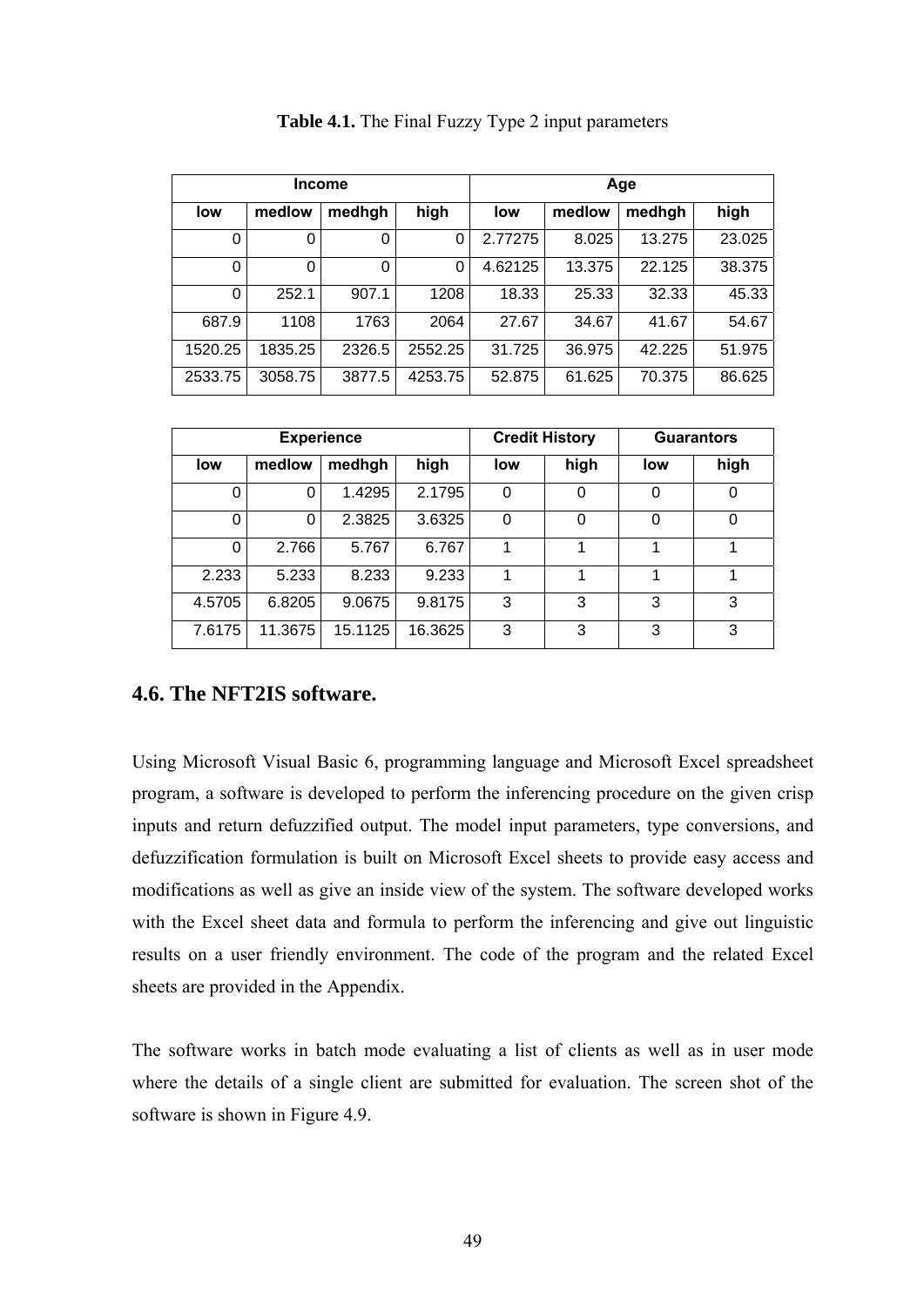**Table 4.1.** The Final Fuzzy Type 2 input parameters

| Income | | | | Age | | | |
|---|---|---|---|---|---|---|---|
| low | medlow | medhgh | high | low | medlow | medhgh | high |
| 0 | 0 | 0 | 0 | 2.77275 | 8.025 | 13.275 | 23.025 |
| 0 | 0 | 0 | 0 | 4.62125 | 13.375 | 22.125 | 38.375 |
| 0 | 252.1 | 907.1 | 1208 | 18.33 | 25.33 | 32.33 | 45.33 |
| 687.9 | 1108 | 1763 | 2064 | 27.67 | 34.67 | 41.67 | 54.67 |
| 1520.25 | 1835.25 | 2326.5 | 2552.25 | 31.725 | 36.975 | 42.225 | 51.975 |
| 2533.75 | 3058.75 | 3877.5 | 4253.75 | 52.875 | 61.625 | 70.375 | 86.625 |

| Experience | | | | Credit History | | Guarantors | |
|---|---|---|---|---|---|---|---|
| low | medlow | medhgh | high | low | high | low | high |
| 0 | 0 | 1.4295 | 2.1795 | 0 | 0 | 0 | 0 |
| 0 | 0 | 2.3825 | 3.6325 | 0 | 0 | 0 | 0 |
| 0 | 2.766 | 5.767 | 6.767 | 1 | 1 | 1 | 1 |
| 2.233 | 5.233 | 8.233 | 9.233 | 1 | 1 | 1 | 1 |
| 4.5705 | 6.8205 | 9.0675 | 9.8175 | 3 | 3 | 3 | 3 |
| 7.6175 | 11.3675 | 15.1125 | 16.3625 | 3 | 3 | 3 | 3 |

## 4.6. The NFT2IS software.

Using Microsoft Visual Basic 6, programming language and Microsoft Excel spreadsheet program, a software is developed to perform the inferencing procedure on the given crisp inputs and return defuzzified output. The model input parameters, type conversions, and defuzzification formulation is built on Microsoft Excel sheets to provide easy access and modifications as well as give an inside view of the system. The software developed works with the Excel sheet data and formula to perform the inferencing and give out linguistic results on a user friendly environment. The code of the program and the related Excel sheets are provided in the Appendix.

The software works in batch mode evaluating a list of clients as well as in user mode where the details of a single client are submitted for evaluation. The screen shot of the software is shown in Figure 4.9.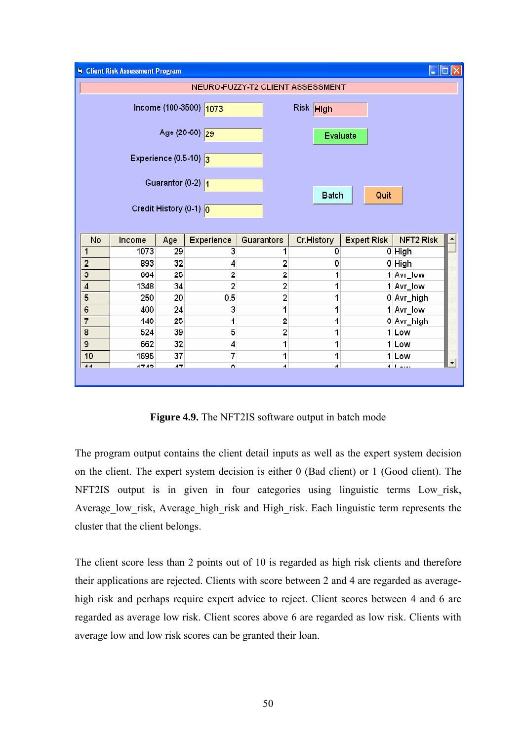Client Risk Assessment Program

NEURO-FUZZY-T2 CLIENT ASSESSMENT

Income (100-3500) 1073

Age (20-60) 29

Experience (0.5-10) 3

Guarantor (0-2) 1

Credit History (0-1) 0

Risk High

Evaluate

Batch

Quit

| No | Income | Age | Experience | Guarantors | Cr.History | Expert Risk | NFT2 Risk |
|---|---|---|---|---|---|---|---|
| 1 | 1073 | 29 | 3 | 1 | 0 | 0 | High |
| 2 | 893 | 32 | 4 | 2 | 0 | 0 | High |
| 3 | 664 | 25 | 2 | 2 | 1 | 1 | Avr_low |
| 4 | 1348 | 34 | 2 | 2 | 1 | 1 | Avr_low |
| 5 | 250 | 20 | 0.5 | 2 | 1 | 0 | Avr_high |
| 6 | 400 | 24 | 3 | 1 | 1 | 1 | Avr_low |
| 7 | 140 | 25 | 1 | 2 | 1 | 0 | Avr_high |
| 8 | 524 | 39 | 5 | 2 | 1 | 1 | Low |
| 9 | 662 | 32 | 4 | 1 | 1 | 1 | Low |
| 10 | 1695 | 37 | 7 | 1 | 1 | 1 | Low |

**Figure 4.9.** The NFT2IS software output in batch mode

The program output contains the client detail inputs as well as the expert system decision on the client. The expert system decision is either 0 (Bad client) or 1 (Good client). The NFT2IS output is in given in four categories using linguistic terms Low_risk, Average_low_risk, Average_high_risk and High_risk. Each linguistic term represents the cluster that the client belongs.

The client score less than 2 points out of 10 is regarded as high risk clients and therefore their applications are rejected. Clients with score between 2 and 4 are regarded as average-high risk and perhaps require expert advice to reject. Client scores between 4 and 6 are regarded as average low risk. Client scores above 6 are regarded as low risk. Clients with average low and low risk scores can be granted their loan.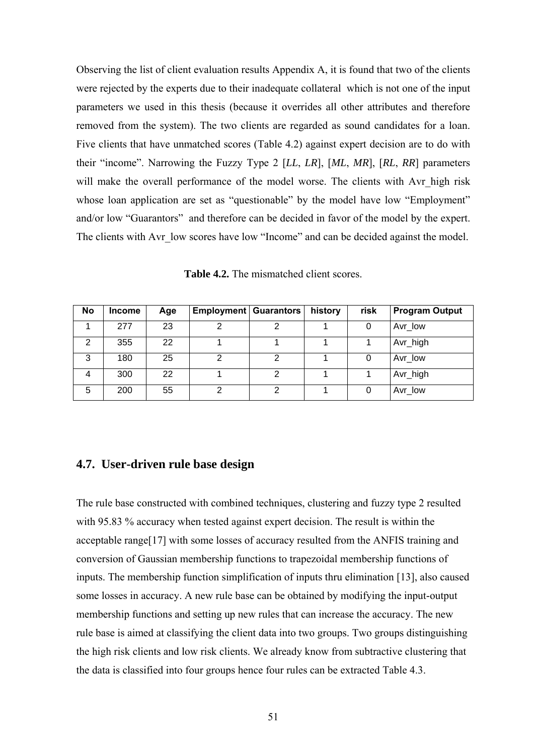Observing the list of client evaluation results Appendix A, it is found that two of the clients were rejected by the experts due to their inadequate collateral which is not one of the input parameters we used in this thesis (because it overrides all other attributes and therefore removed from the system). The two clients are regarded as sound candidates for a loan. Five clients that have unmatched scores (Table 4.2) against expert decision are to do with their "income". Narrowing the Fuzzy Type 2 [*LL*, *LR*], [*ML*, *MR*], [*RL*, *RR*] parameters will make the overall performance of the model worse. The clients with Avr_high risk whose loan application are set as "questionable" by the model have low "Employment" and/or low "Guarantors" and therefore can be decided in favor of the model by the expert. The clients with Avr_low scores have low "Income" and can be decided against the model.

**Table 4.2.** The mismatched client scores.

| No | Income | Age | Employment | Guarantors | history | risk | Program Output |
|---|---|---|---|---|---|---|---|
| 1 | 277 | 23 | 2 | 2 | 1 | 0 | Avr_low |
| 2 | 355 | 22 | 1 | 1 | 1 | 1 | Avr_high |
| 3 | 180 | 25 | 2 | 2 | 1 | 0 | Avr_low |
| 4 | 300 | 22 | 1 | 2 | 1 | 1 | Avr_high |
| 5 | 200 | 55 | 2 | 2 | 1 | 0 | Avr_low |

## 4.7. User-driven rule base design

The rule base constructed with combined techniques, clustering and fuzzy type 2 resulted with 95.83 % accuracy when tested against expert decision. The result is within the acceptable range[17] with some losses of accuracy resulted from the ANFIS training and conversion of Gaussian membership functions to trapezoidal membership functions of inputs. The membership function simplification of inputs thru elimination [13], also caused some losses in accuracy. A new rule base can be obtained by modifying the input-output membership functions and setting up new rules that can increase the accuracy. The new rule base is aimed at classifying the client data into two groups. Two groups distinguishing the high risk clients and low risk clients. We already know from subtractive clustering that the data is classified into four groups hence four rules can be extracted Table 4.3.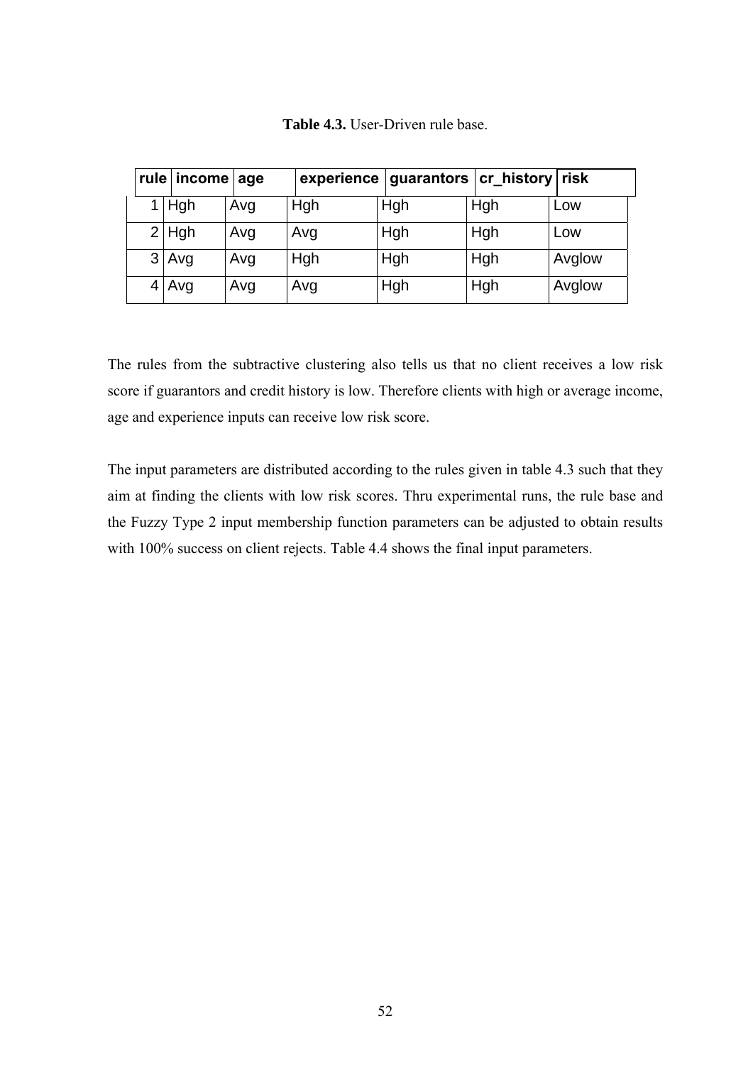**Table 4.3.** User-Driven rule base.

| rule | income | age | experience | guarantors | cr_history | risk |
|---|---|---|---|---|---|---|
| 1 | Hgh | Avg | Hgh | Hgh | Hgh | Low |
| 2 | Hgh | Avg | Avg | Hgh | Hgh | Low |
| 3 | Avg | Avg | Hgh | Hgh | Hgh | Avglow |
| 4 | Avg | Avg | Avg | Hgh | Hgh | Avglow |

The rules from the subtractive clustering also tells us that no client receives a low risk score if guarantors and credit history is low. Therefore clients with high or average income, age and experience inputs can receive low risk score.

The input parameters are distributed according to the rules given in table 4.3 such that they aim at finding the clients with low risk scores. Thru experimental runs, the rule base and the Fuzzy Type 2 input membership function parameters can be adjusted to obtain results with 100% success on client rejects. Table 4.4 shows the final input parameters.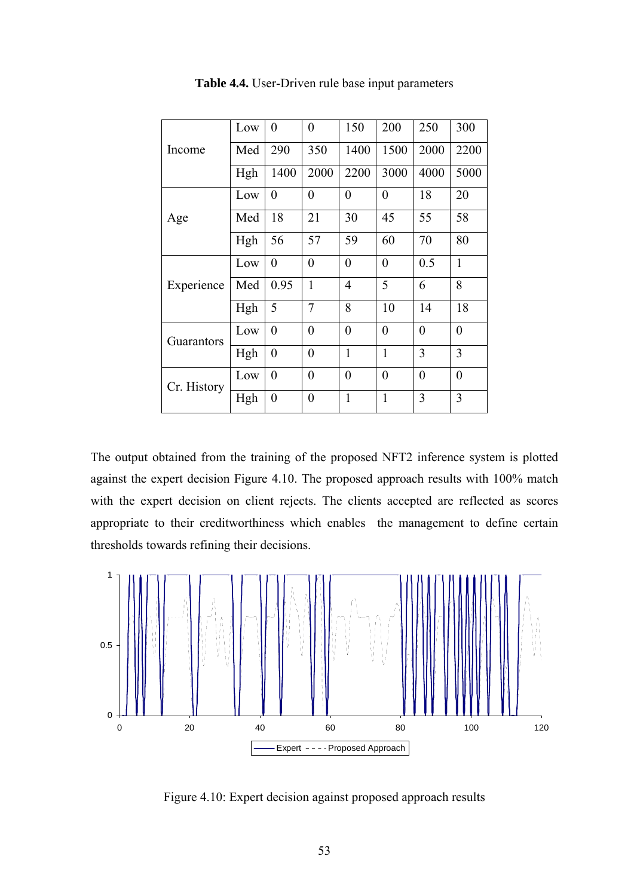**Table 4.4.** User-Driven rule base input parameters

| | | | | | | | |
|---|---|---|---|---|---|---|---|
| Income | Low | 0 | 0 | 150 | 200 | 250 | 300 |
| | Med | 290 | 350 | 1400 | 1500 | 2000 | 2200 |
| | Hgh | 1400 | 2000 | 2200 | 3000 | 4000 | 5000 |
| Age | Low | 0 | 0 | 0 | 0 | 18 | 20 |
| | Med | 18 | 21 | 30 | 45 | 55 | 58 |
| | Hgh | 56 | 57 | 59 | 60 | 70 | 80 |
| Experience | Low | 0 | 0 | 0 | 0 | 0.5 | 1 |
| | Med | 0.95 | 1 | 4 | 5 | 6 | 8 |
| | Hgh | 5 | 7 | 8 | 10 | 14 | 18 |
| Guarantors | Low | 0 | 0 | 0 | 0 | 0 | 0 |
| | Hgh | 0 | 0 | 1 | 1 | 3 | 3 |
| Cr. History | Low | 0 | 0 | 0 | 0 | 0 | 0 |
| | Hgh | 0 | 0 | 1 | 1 | 3 | 3 |

The output obtained from the training of the proposed NFT2 inference system is plotted against the expert decision Figure 4.10. The proposed approach results with 100% match with the expert decision on client rejects. The clients accepted are reflected as scores appropriate to their creditworthiness which enables the management to define certain thresholds towards refining their decisions.

Figure 4.10: Expert decision against proposed approach results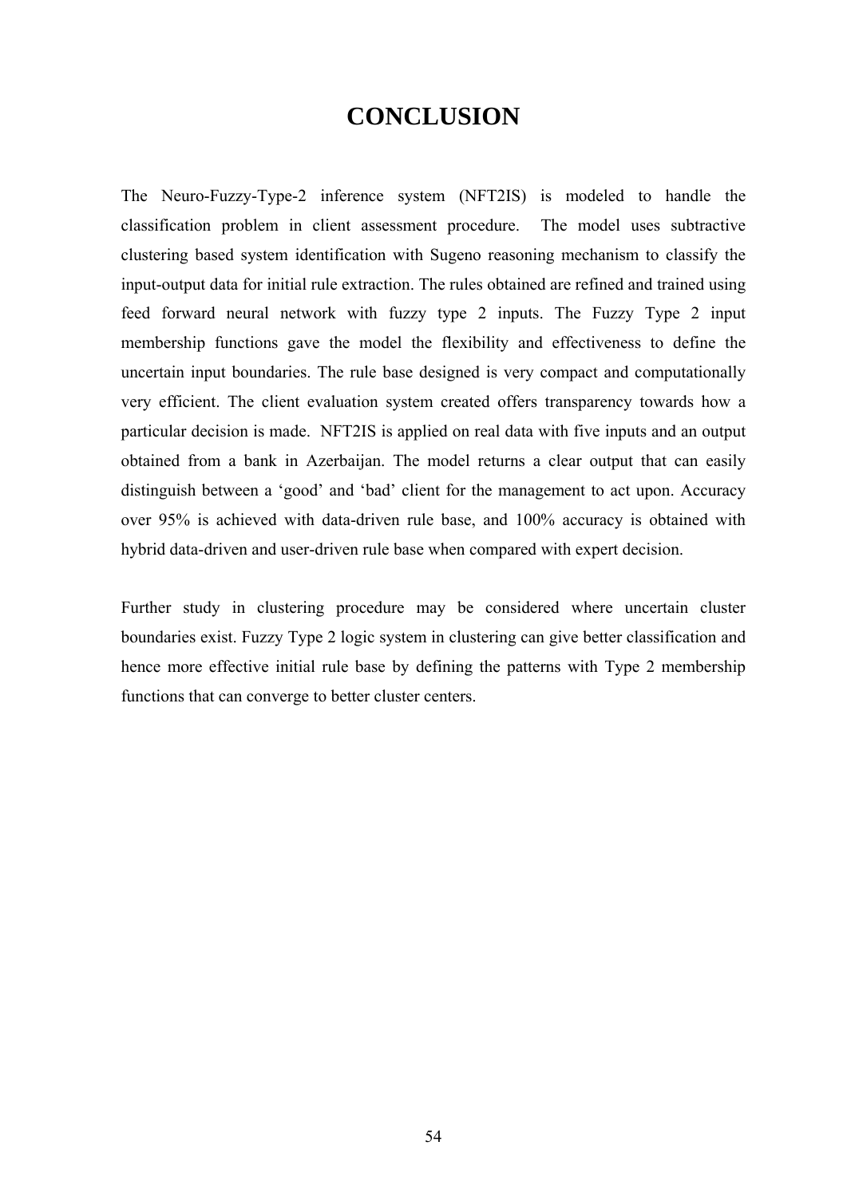# CONCLUSION

The Neuro-Fuzzy-Type-2 inference system (NFT2IS) is modeled to handle the classification problem in client assessment procedure. The model uses subtractive clustering based system identification with Sugeno reasoning mechanism to classify the input-output data for initial rule extraction. The rules obtained are refined and trained using feed forward neural network with fuzzy type 2 inputs. The Fuzzy Type 2 input membership functions gave the model the flexibility and effectiveness to define the uncertain input boundaries. The rule base designed is very compact and computationally very efficient. The client evaluation system created offers transparency towards how a particular decision is made. NFT2IS is applied on real data with five inputs and an output obtained from a bank in Azerbaijan. The model returns a clear output that can easily distinguish between a 'good' and 'bad' client for the management to act upon. Accuracy over 95% is achieved with data-driven rule base, and 100% accuracy is obtained with hybrid data-driven and user-driven rule base when compared with expert decision.

Further study in clustering procedure may be considered where uncertain cluster boundaries exist. Fuzzy Type 2 logic system in clustering can give better classification and hence more effective initial rule base by defining the patterns with Type 2 membership functions that can converge to better cluster centers.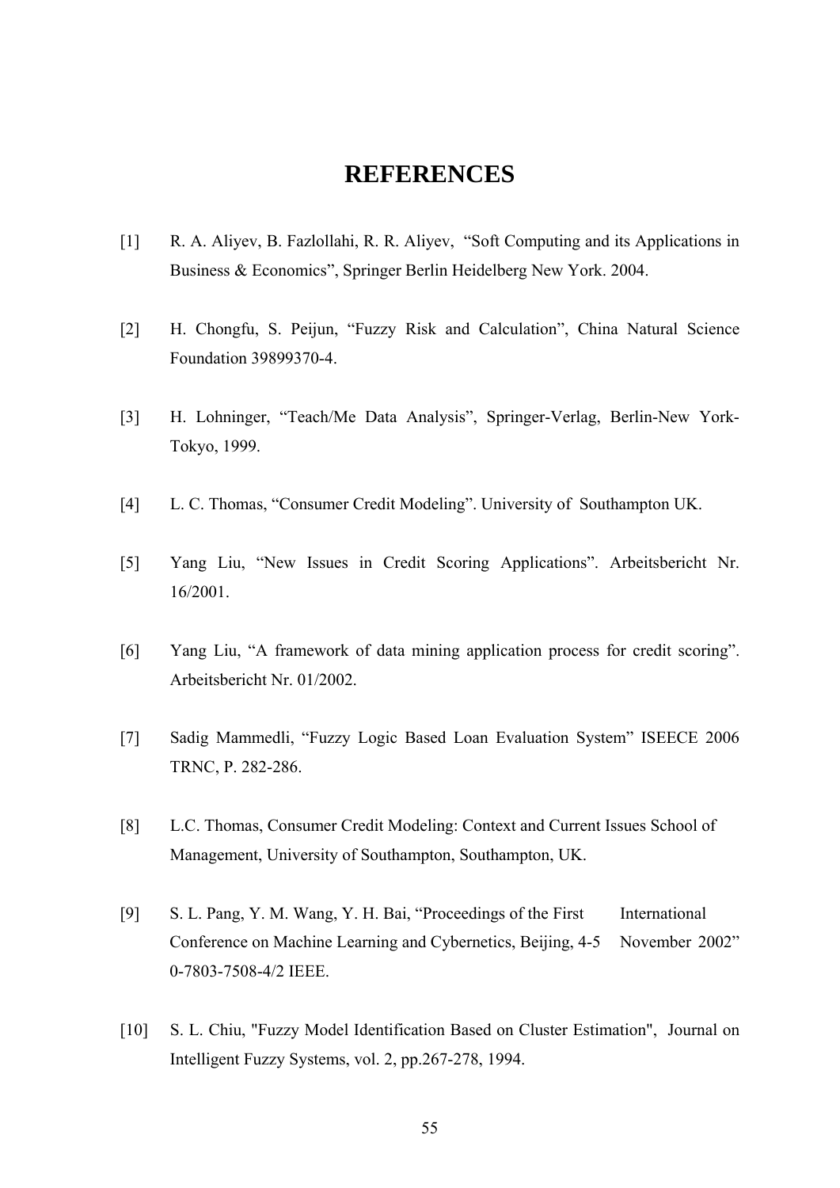# REFERENCES

[1] R. A. Aliyev, B. Fazlollahi, R. R. Aliyev, "Soft Computing and its Applications in Business & Economics", Springer Berlin Heidelberg New York. 2004.

[2] H. Chongfu, S. Peijun, "Fuzzy Risk and Calculation", China Natural Science Foundation 39899370-4.

[3] H. Lohninger, "Teach/Me Data Analysis", Springer-Verlag, Berlin-New York-Tokyo, 1999.

[4] L. C. Thomas, "Consumer Credit Modeling". University of Southampton UK.

[5] Yang Liu, "New Issues in Credit Scoring Applications". Arbeitsbericht Nr. 16/2001.

[6] Yang Liu, "A framework of data mining application process for credit scoring". Arbeitsbericht Nr. 01/2002.

[7] Sadig Mammedli, "Fuzzy Logic Based Loan Evaluation System" ISEECE 2006 TRNC, P. 282-286.

[8] L.C. Thomas, Consumer Credit Modeling: Context and Current Issues School of Management, University of Southampton, Southampton, UK.

[9] S. L. Pang, Y. M. Wang, Y. H. Bai, "Proceedings of the First International Conference on Machine Learning and Cybernetics, Beijing, 4-5 November 2002" 0-7803-7508-4/2 IEEE.

[10] S. L. Chiu, "Fuzzy Model Identification Based on Cluster Estimation", Journal on Intelligent Fuzzy Systems, vol. 2, pp.267-278, 1994.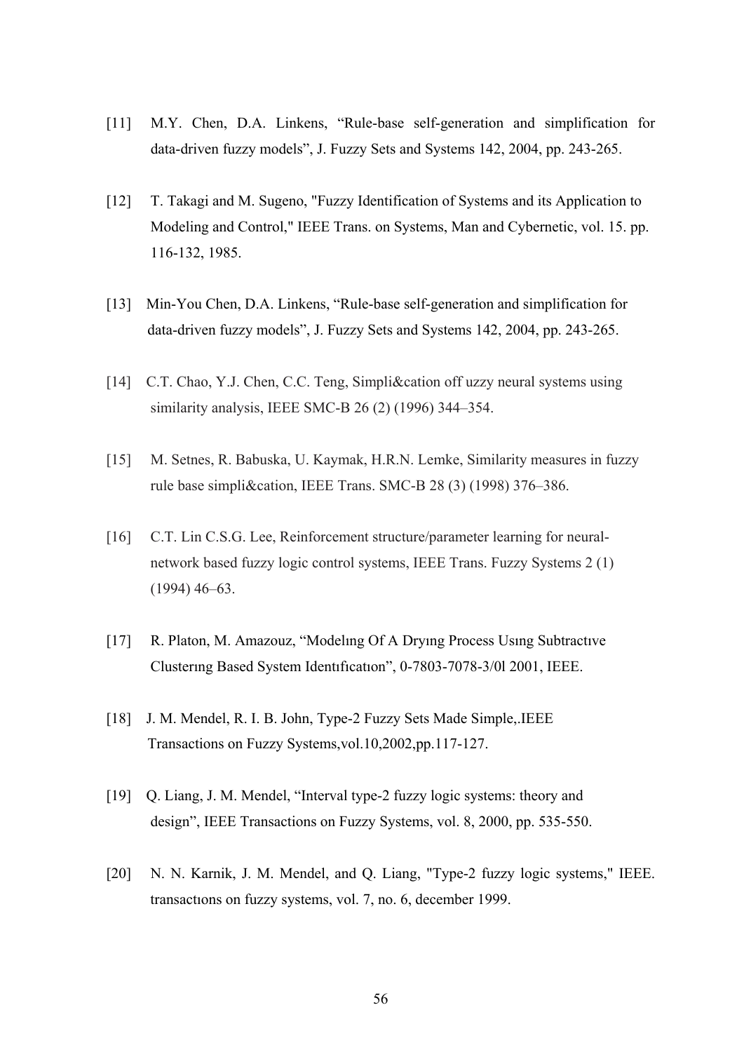[11] M.Y. Chen, D.A. Linkens, “Rule-base self-generation and simplification for data-driven fuzzy models”, J. Fuzzy Sets and Systems 142, 2004, pp. 243-265.

[12] T. Takagi and M. Sugeno, "Fuzzy Identification of Systems and its Application to Modeling and Control," IEEE Trans. on Systems, Man and Cybernetic, vol. 15. pp. 116-132, 1985.

[13] Min-You Chen, D.A. Linkens, “Rule-base self-generation and simplification for data-driven fuzzy models”, J. Fuzzy Sets and Systems 142, 2004, pp. 243-265.

[14] C.T. Chao, Y.J. Chen, C.C. Teng, Simpli&cation off uzzy neural systems using similarity analysis, IEEE SMC-B 26 (2) (1996) 344–354.

[15] M. Setnes, R. Babuska, U. Kaymak, H.R.N. Lemke, Similarity measures in fuzzy rule base simpli&cation, IEEE Trans. SMC-B 28 (3) (1998) 376–386.

[16] C.T. Lin C.S.G. Lee, Reinforcement structure/parameter learning for neural-network based fuzzy logic control systems, IEEE Trans. Fuzzy Systems 2 (1) (1994) 46–63.

[17] R. Platon, M. Amazouz, “Modelıng Of A Dryıng Process Usıng Subtractıve Clusterıng Based System Identıfıcatıon”, 0-7803-7078-3/0l 2001, IEEE.

[18] J. M. Mendel, R. I. B. John, Type-2 Fuzzy Sets Made Simple,.IEEE Transactions on Fuzzy Systems,vol.10,2002,pp.117-127.

[19] Q. Liang, J. M. Mendel, “Interval type-2 fuzzy logic systems: theory and design”, IEEE Transactions on Fuzzy Systems, vol. 8, 2000, pp. 535-550.

[20] N. N. Karnik, J. M. Mendel, and Q. Liang, "Type-2 fuzzy logic systems," IEEE. transactıons on fuzzy systems, vol. 7, no. 6, december 1999.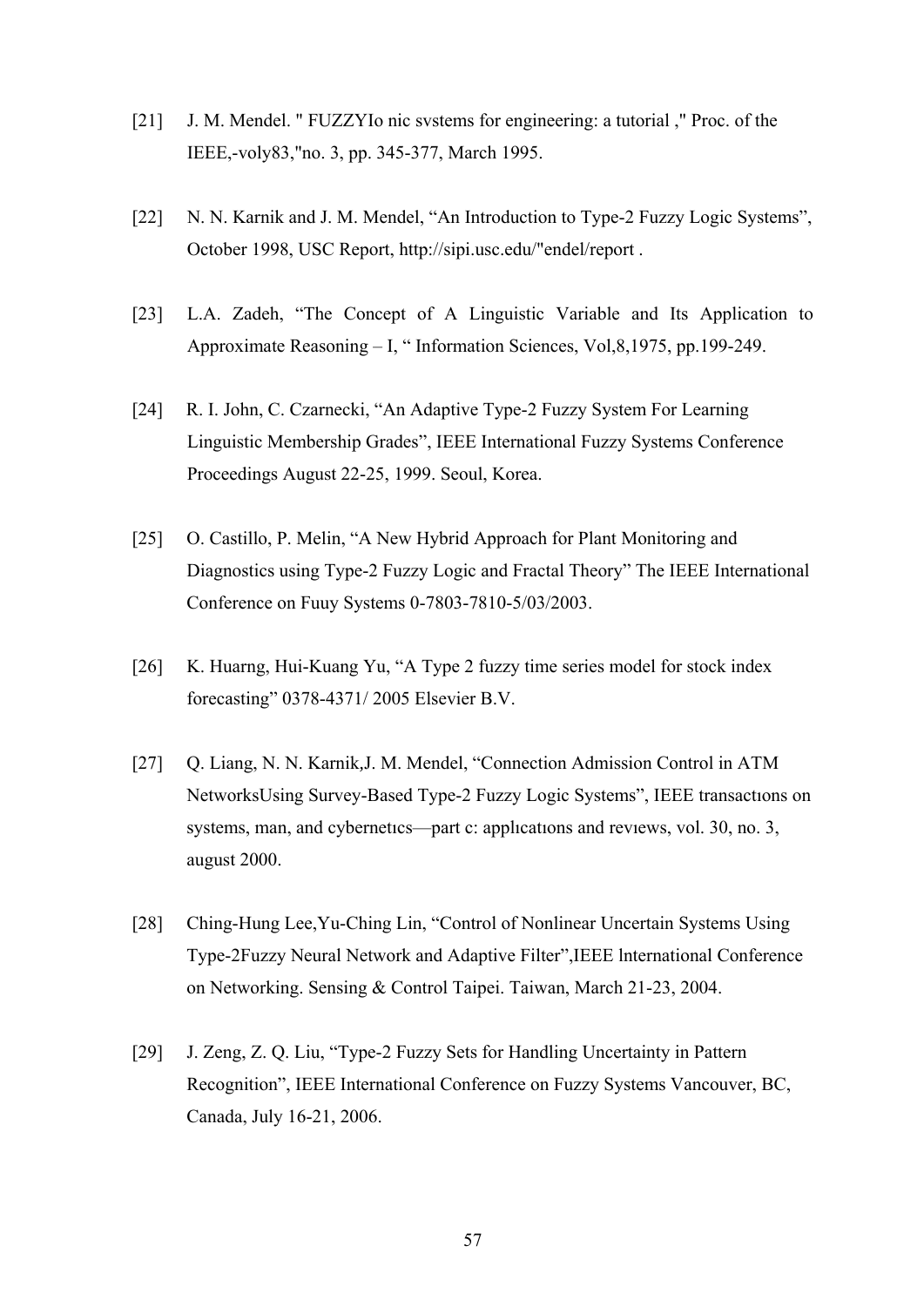[21] J. M. Mendel. " FUZZYIo nic svstems for engineering: a tutorial ," Proc. of the IEEE,-voly83,"no. 3, pp. 345-377, March 1995.

[22] N. N. Karnik and J. M. Mendel, “An Introduction to Type-2 Fuzzy Logic Systems”, October 1998, USC Report, http://sipi.usc.edu/"endel/report .

[23] L.A. Zadeh, “The Concept of A Linguistic Variable and Its Application to Approximate Reasoning – I, “ Information Sciences, Vol,8,1975, pp.199-249.

[24] R. I. John, C. Czarnecki, “An Adaptive Type-2 Fuzzy System For Learning Linguistic Membership Grades”, IEEE International Fuzzy Systems Conference Proceedings August 22-25, 1999. Seoul, Korea.

[25] O. Castillo, P. Melin, “A New Hybrid Approach for Plant Monitoring and Diagnostics using Type-2 Fuzzy Logic and Fractal Theory” The IEEE International Conference on Fuuy Systems 0-7803-7810-5/03/2003.

[26] K. Huarng, Hui-Kuang Yu, “A Type 2 fuzzy time series model for stock index forecasting” 0378-4371/ 2005 Elsevier B.V.

[27] Q. Liang, N. N. Karnik,J. M. Mendel, “Connection Admission Control in ATM NetworksUsing Survey-Based Type-2 Fuzzy Logic Systems”, IEEE transactıons on systems, man, and cybernetıcs—part c: applıcatıons and revıews, vol. 30, no. 3, august 2000.

[28] Ching-Hung Lee,Yu-Ching Lin, “Control of Nonlinear Uncertain Systems Using Type-2Fuzzy Neural Network and Adaptive Filter”,IEEE lnternational Conference on Networking. Sensing & Control Taipei. Taiwan, March 21-23, 2004.

[29] J. Zeng, Z. Q. Liu, “Type-2 Fuzzy Sets for Handling Uncertainty in Pattern Recognition”, IEEE International Conference on Fuzzy Systems Vancouver, BC, Canada, July 16-21, 2006.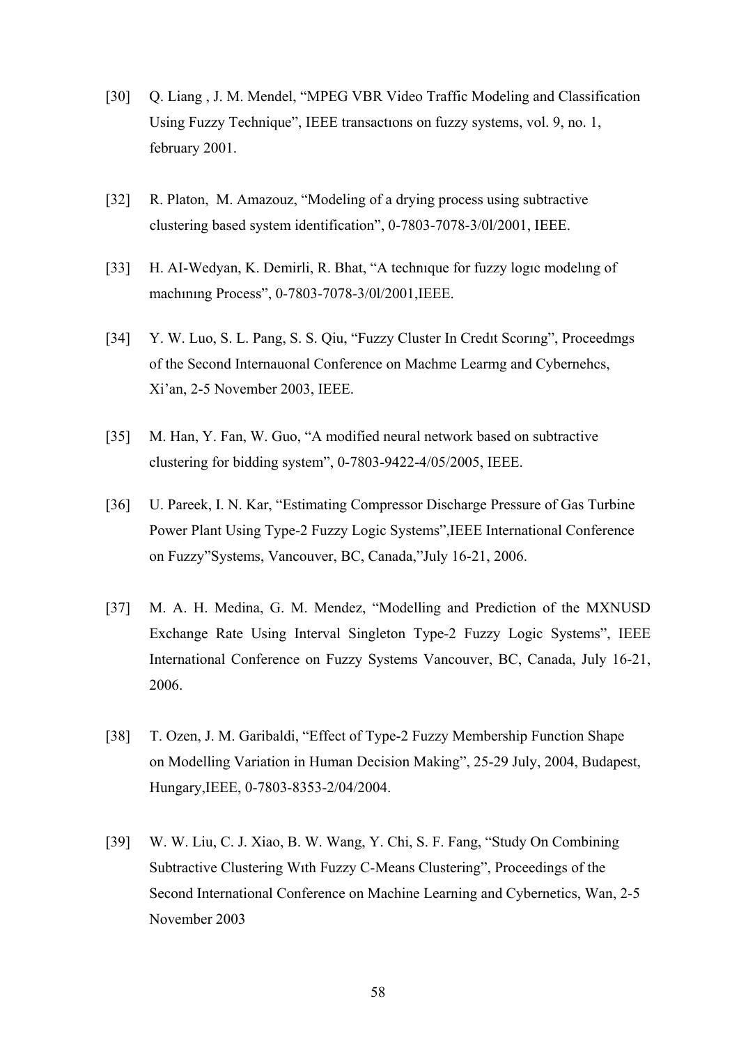[30] Q. Liang , J. M. Mendel, “MPEG VBR Video Traffic Modeling and Classification Using Fuzzy Technique”, IEEE transactıons on fuzzy systems, vol. 9, no. 1, february 2001.

[32] R. Platon, M. Amazouz, “Modeling of a drying process using subtractive clustering based system identification”, 0-7803-7078-3/0l/2001, IEEE.

[33] H. AI-Wedyan, K. Demirli, R. Bhat, “A technıque for fuzzy logıc modelıng of machınıng Process”, 0-7803-7078-3/0l/2001,IEEE.

[34] Y. W. Luo, S. L. Pang, S. S. Qiu, “Fuzzy Cluster In Credıt Scorıng”, Proceedmgs of the Second Internauonal Conference on Machme Learmg and Cybernehcs, Xi’an, 2-5 November 2003, IEEE.

[35] M. Han, Y. Fan, W. Guo, “A modified neural network based on subtractive clustering for bidding system”, 0-7803-9422-4/05/2005, IEEE.

[36] U. Pareek, I. N. Kar, “Estimating Compressor Discharge Pressure of Gas Turbine Power Plant Using Type-2 Fuzzy Logic Systems”,IEEE International Conference on Fuzzy”Systems, Vancouver, BC, Canada,”July 16-21, 2006.

[37] M. A. H. Medina, G. M. Mendez, “Modelling and Prediction of the MXNUSD Exchange Rate Using Interval Singleton Type-2 Fuzzy Logic Systems”, IEEE International Conference on Fuzzy Systems Vancouver, BC, Canada, July 16-21, 2006.

[38] T. Ozen, J. M. Garibaldi, “Effect of Type-2 Fuzzy Membership Function Shape on Modelling Variation in Human Decision Making”, 25-29 July, 2004, Budapest, Hungary,IEEE, 0-7803-8353-2/04/2004.

[39] W. W. Liu, C. J. Xiao, B. W. Wang, Y. Chi, S. F. Fang, “Study On Combining Subtractive Clustering Wıth Fuzzy C-Means Clustering”, Proceedings of the Second International Conference on Machine Learning and Cybernetics, Wan, 2-5 November 2003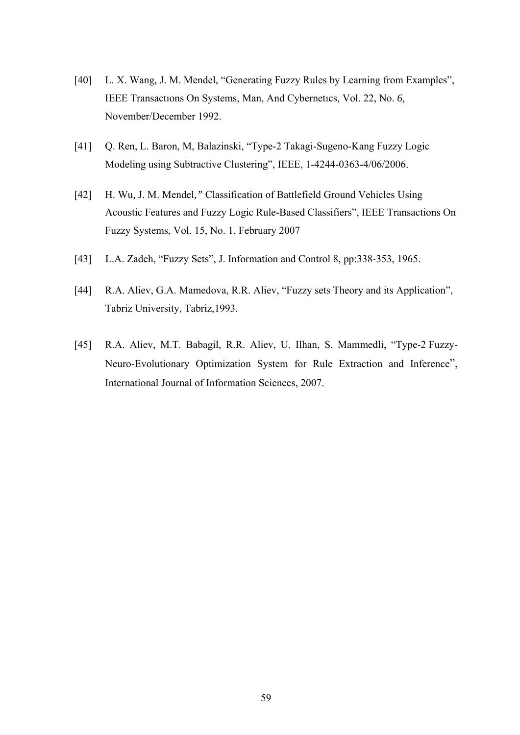[40] L. X. Wang, J. M. Mendel, “Generating Fuzzy Rules by Learning from Examples”, IEEE Transactıons On Systems, Man, And Cybernetıcs, Vol. 22, No. *6,* November/December 1992.

[41] Q. Ren, L. Baron, M, Balazinski, “Type-2 Takagi-Sugeno-Kang Fuzzy Logic Modeling using Subtractive Clustering”, IEEE, 1-4244-0363-4/06/2006.

[42] H. Wu, J. M. Mendel*,”* Classification of Battlefield Ground Vehicles Using Acoustic Features and Fuzzy Logic Rule-Based Classifiers”, IEEE Transactions On Fuzzy Systems, Vol. 15, No. 1, February 2007

[43] L.A. Zadeh, “Fuzzy Sets”, J. Information and Control 8, pp:338-353, 1965.

[44] R.A. Aliev, G.A. Mamedova, R.R. Aliev, “Fuzzy sets Theory and its Application”, Tabriz University, Tabriz,1993.

[45] R.A. Aliev, M.T. Babagil, R.R. Aliev, U. Ilhan, S. Mammedli, “Type-2 Fuzzy-Neuro-Evolutionary Optimization System for Rule Extraction and Inference”, International Journal of Information Sciences, 2007.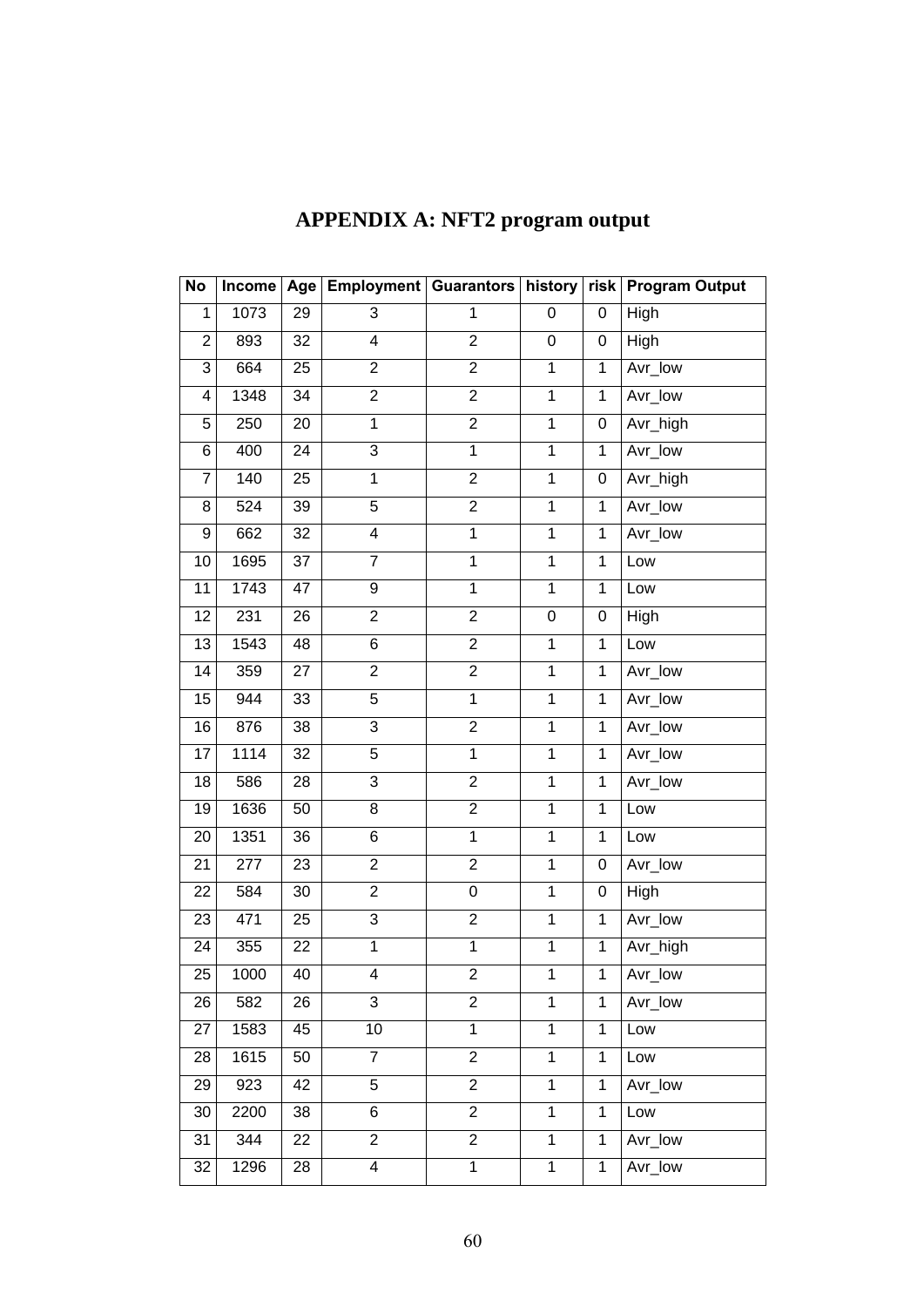# APPENDIX A: NFT2 program output

| No | Income | Age | Employment | Guarantors | history | risk | Program Output |
|---|---|---|---|---|---|---|---|
| 1 | 1073 | 29 | 3 | 1 | 0 | 0 | High |
| 2 | 893 | 32 | 4 | 2 | 0 | 0 | High |
| 3 | 664 | 25 | 2 | 2 | 1 | 1 | Avr_low |
| 4 | 1348 | 34 | 2 | 2 | 1 | 1 | Avr_low |
| 5 | 250 | 20 | 1 | 2 | 1 | 0 | Avr_high |
| 6 | 400 | 24 | 3 | 1 | 1 | 1 | Avr_low |
| 7 | 140 | 25 | 1 | 2 | 1 | 0 | Avr_high |
| 8 | 524 | 39 | 5 | 2 | 1 | 1 | Avr_low |
| 9 | 662 | 32 | 4 | 1 | 1 | 1 | Avr_low |
| 10 | 1695 | 37 | 7 | 1 | 1 | 1 | Low |
| 11 | 1743 | 47 | 9 | 1 | 1 | 1 | Low |
| 12 | 231 | 26 | 2 | 2 | 0 | 0 | High |
| 13 | 1543 | 48 | 6 | 2 | 1 | 1 | Low |
| 14 | 359 | 27 | 2 | 2 | 1 | 1 | Avr_low |
| 15 | 944 | 33 | 5 | 1 | 1 | 1 | Avr_low |
| 16 | 876 | 38 | 3 | 2 | 1 | 1 | Avr_low |
| 17 | 1114 | 32 | 5 | 1 | 1 | 1 | Avr_low |
| 18 | 586 | 28 | 3 | 2 | 1 | 1 | Avr_low |
| 19 | 1636 | 50 | 8 | 2 | 1 | 1 | Low |
| 20 | 1351 | 36 | 6 | 1 | 1 | 1 | Low |
| 21 | 277 | 23 | 2 | 2 | 1 | 0 | Avr_low |
| 22 | 584 | 30 | 2 | 0 | 1 | 0 | High |
| 23 | 471 | 25 | 3 | 2 | 1 | 1 | Avr_low |
| 24 | 355 | 22 | 1 | 1 | 1 | 1 | Avr_high |
| 25 | 1000 | 40 | 4 | 2 | 1 | 1 | Avr_low |
| 26 | 582 | 26 | 3 | 2 | 1 | 1 | Avr_low |
| 27 | 1583 | 45 | 10 | 1 | 1 | 1 | Low |
| 28 | 1615 | 50 | 7 | 2 | 1 | 1 | Low |
| 29 | 923 | 42 | 5 | 2 | 1 | 1 | Avr_low |
| 30 | 2200 | 38 | 6 | 2 | 1 | 1 | Low |
| 31 | 344 | 22 | 2 | 2 | 1 | 1 | Avr_low |
| 32 | 1296 | 28 | 4 | 1 | 1 | 1 | Avr_low |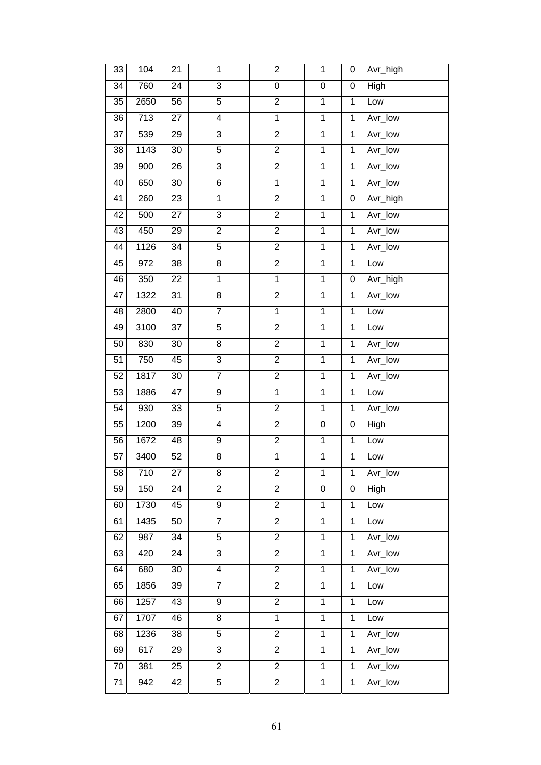| 33 | 104 | 21 | 1 | 2 | 1 | 0 | Avr_high |
|---|---|---|---|---|---|---|---|
| 34 | 760 | 24 | 3 | 0 | 0 | 0 | High |
| 35 | 2650 | 56 | 5 | 2 | 1 | 1 | Low |
| 36 | 713 | 27 | 4 | 1 | 1 | 1 | Avr_low |
| 37 | 539 | 29 | 3 | 2 | 1 | 1 | Avr_low |
| 38 | 1143 | 30 | 5 | 2 | 1 | 1 | Avr_low |
| 39 | 900 | 26 | 3 | 2 | 1 | 1 | Avr_low |
| 40 | 650 | 30 | 6 | 1 | 1 | 1 | Avr_low |
| 41 | 260 | 23 | 1 | 2 | 1 | 0 | Avr_high |
| 42 | 500 | 27 | 3 | 2 | 1 | 1 | Avr_low |
| 43 | 450 | 29 | 2 | 2 | 1 | 1 | Avr_low |
| 44 | 1126 | 34 | 5 | 2 | 1 | 1 | Avr_low |
| 45 | 972 | 38 | 8 | 2 | 1 | 1 | Low |
| 46 | 350 | 22 | 1 | 1 | 1 | 0 | Avr_high |
| 47 | 1322 | 31 | 8 | 2 | 1 | 1 | Avr_low |
| 48 | 2800 | 40 | 7 | 1 | 1 | 1 | Low |
| 49 | 3100 | 37 | 5 | 2 | 1 | 1 | Low |
| 50 | 830 | 30 | 8 | 2 | 1 | 1 | Avr_low |
| 51 | 750 | 45 | 3 | 2 | 1 | 1 | Avr_low |
| 52 | 1817 | 30 | 7 | 2 | 1 | 1 | Avr_low |
| 53 | 1886 | 47 | 9 | 1 | 1 | 1 | Low |
| 54 | 930 | 33 | 5 | 2 | 1 | 1 | Avr_low |
| 55 | 1200 | 39 | 4 | 2 | 0 | 0 | High |
| 56 | 1672 | 48 | 9 | 2 | 1 | 1 | Low |
| 57 | 3400 | 52 | 8 | 1 | 1 | 1 | Low |
| 58 | 710 | 27 | 8 | 2 | 1 | 1 | Avr_low |
| 59 | 150 | 24 | 2 | 2 | 0 | 0 | High |
| 60 | 1730 | 45 | 9 | 2 | 1 | 1 | Low |
| 61 | 1435 | 50 | 7 | 2 | 1 | 1 | Low |
| 62 | 987 | 34 | 5 | 2 | 1 | 1 | Avr_low |
| 63 | 420 | 24 | 3 | 2 | 1 | 1 | Avr_low |
| 64 | 680 | 30 | 4 | 2 | 1 | 1 | Avr_low |
| 65 | 1856 | 39 | 7 | 2 | 1 | 1 | Low |
| 66 | 1257 | 43 | 9 | 2 | 1 | 1 | Low |
| 67 | 1707 | 46 | 8 | 1 | 1 | 1 | Low |
| 68 | 1236 | 38 | 5 | 2 | 1 | 1 | Avr_low |
| 69 | 617 | 29 | 3 | 2 | 1 | 1 | Avr_low |
| 70 | 381 | 25 | 2 | 2 | 1 | 1 | Avr_low |
| 71 | 942 | 42 | 5 | 2 | 1 | 1 | Avr_low |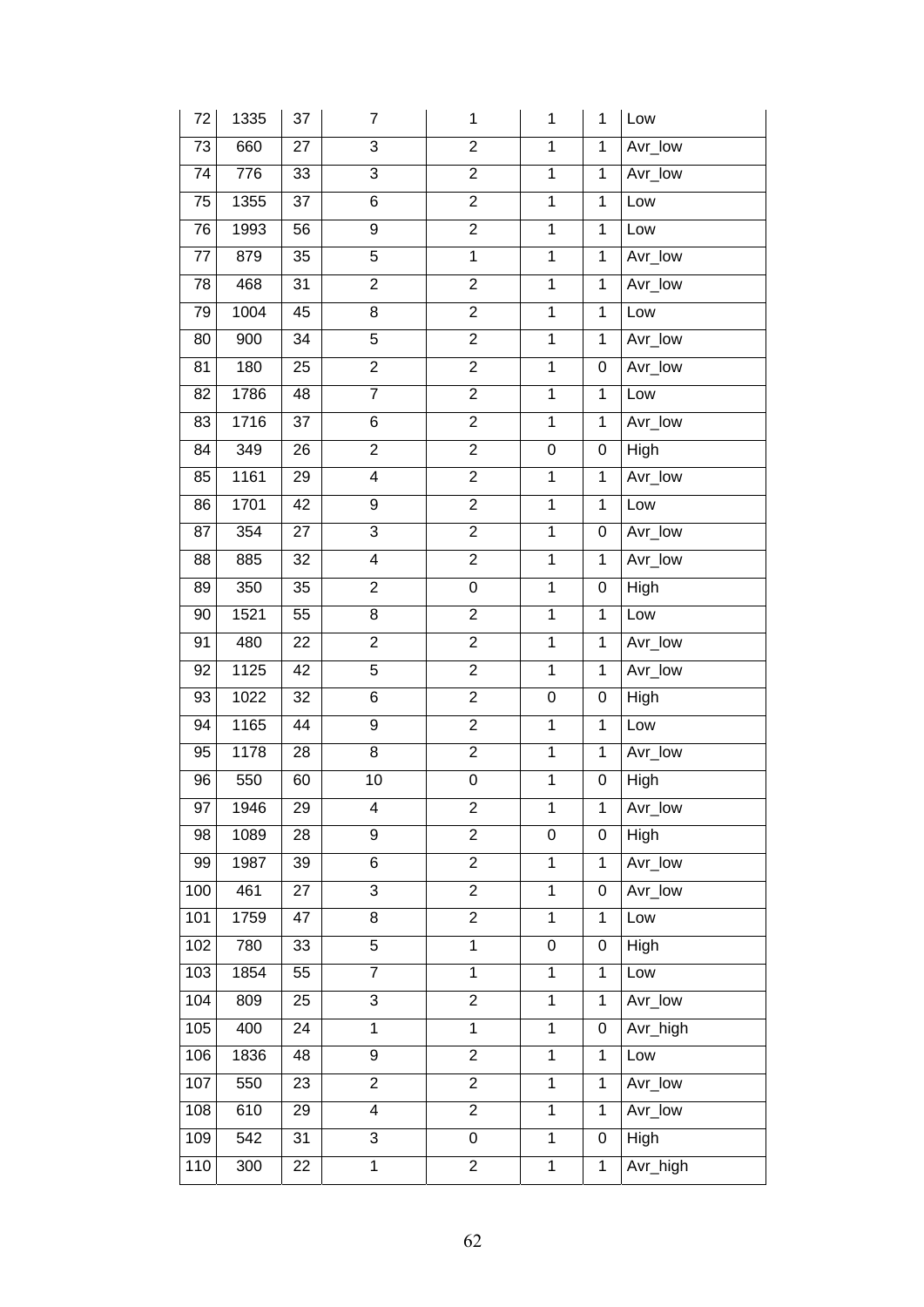| | | | | | | | |
|---|---|---|---|---|---|---|---|
| 72 | 1335 | 37 | 7 | 1 | 1 | 1 | Low |
| 73 | 660 | 27 | 3 | 2 | 1 | 1 | Avr_low |
| 74 | 776 | 33 | 3 | 2 | 1 | 1 | Avr_low |
| 75 | 1355 | 37 | 6 | 2 | 1 | 1 | Low |
| 76 | 1993 | 56 | 9 | 2 | 1 | 1 | Low |
| 77 | 879 | 35 | 5 | 1 | 1 | 1 | Avr_low |
| 78 | 468 | 31 | 2 | 2 | 1 | 1 | Avr_low |
| 79 | 1004 | 45 | 8 | 2 | 1 | 1 | Low |
| 80 | 900 | 34 | 5 | 2 | 1 | 1 | Avr_low |
| 81 | 180 | 25 | 2 | 2 | 1 | 0 | Avr_low |
| 82 | 1786 | 48 | 7 | 2 | 1 | 1 | Low |
| 83 | 1716 | 37 | 6 | 2 | 1 | 1 | Avr_low |
| 84 | 349 | 26 | 2 | 2 | 0 | 0 | High |
| 85 | 1161 | 29 | 4 | 2 | 1 | 1 | Avr_low |
| 86 | 1701 | 42 | 9 | 2 | 1 | 1 | Low |
| 87 | 354 | 27 | 3 | 2 | 1 | 0 | Avr_low |
| 88 | 885 | 32 | 4 | 2 | 1 | 1 | Avr_low |
| 89 | 350 | 35 | 2 | 0 | 1 | 0 | High |
| 90 | 1521 | 55 | 8 | 2 | 1 | 1 | Low |
| 91 | 480 | 22 | 2 | 2 | 1 | 1 | Avr_low |
| 92 | 1125 | 42 | 5 | 2 | 1 | 1 | Avr_low |
| 93 | 1022 | 32 | 6 | 2 | 0 | 0 | High |
| 94 | 1165 | 44 | 9 | 2 | 1 | 1 | Low |
| 95 | 1178 | 28 | 8 | 2 | 1 | 1 | Avr_low |
| 96 | 550 | 60 | 10 | 0 | 1 | 0 | High |
| 97 | 1946 | 29 | 4 | 2 | 1 | 1 | Avr_low |
| 98 | 1089 | 28 | 9 | 2 | 0 | 0 | High |
| 99 | 1987 | 39 | 6 | 2 | 1 | 1 | Avr_low |
| 100 | 461 | 27 | 3 | 2 | 1 | 0 | Avr_low |
| 101 | 1759 | 47 | 8 | 2 | 1 | 1 | Low |
| 102 | 780 | 33 | 5 | 1 | 0 | 0 | High |
| 103 | 1854 | 55 | 7 | 1 | 1 | 1 | Low |
| 104 | 809 | 25 | 3 | 2 | 1 | 1 | Avr_low |
| 105 | 400 | 24 | 1 | 1 | 1 | 0 | Avr_high |
| 106 | 1836 | 48 | 9 | 2 | 1 | 1 | Low |
| 107 | 550 | 23 | 2 | 2 | 1 | 1 | Avr_low |
| 108 | 610 | 29 | 4 | 2 | 1 | 1 | Avr_low |
| 109 | 542 | 31 | 3 | 0 | 1 | 0 | High |
| 110 | 300 | 22 | 1 | 2 | 1 | 1 | Avr_high |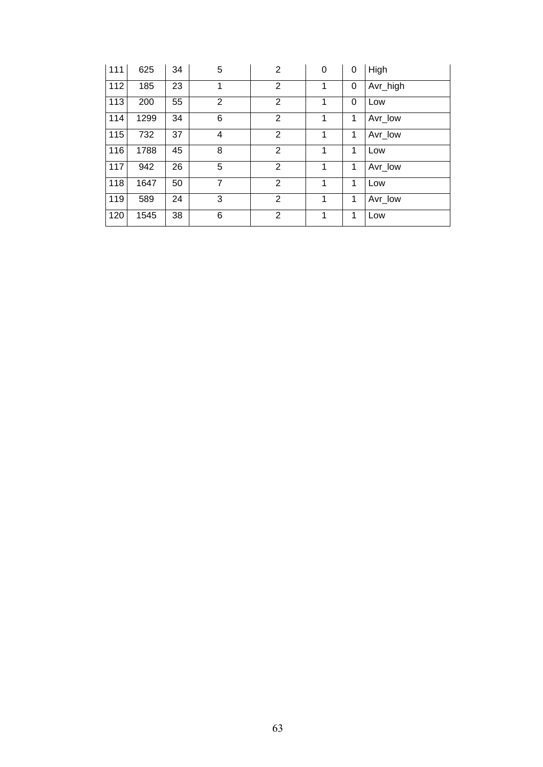| 111 | 625 | 34 | 5 | 2 | 0 | 0 | High |
|---|---|---|---|---|---|---|---|
| 112 | 185 | 23 | 1 | 2 | 1 | 0 | Avr_high |
| 113 | 200 | 55 | 2 | 2 | 1 | 0 | Low |
| 114 | 1299 | 34 | 6 | 2 | 1 | 1 | Avr_low |
| 115 | 732 | 37 | 4 | 2 | 1 | 1 | Avr_low |
| 116 | 1788 | 45 | 8 | 2 | 1 | 1 | Low |
| 117 | 942 | 26 | 5 | 2 | 1 | 1 | Avr_low |
| 118 | 1647 | 50 | 7 | 2 | 1 | 1 | Low |
| 119 | 589 | 24 | 3 | 2 | 1 | 1 | Avr_low |
| 120 | 1545 | 38 | 6 | 2 | 1 | 1 | Low |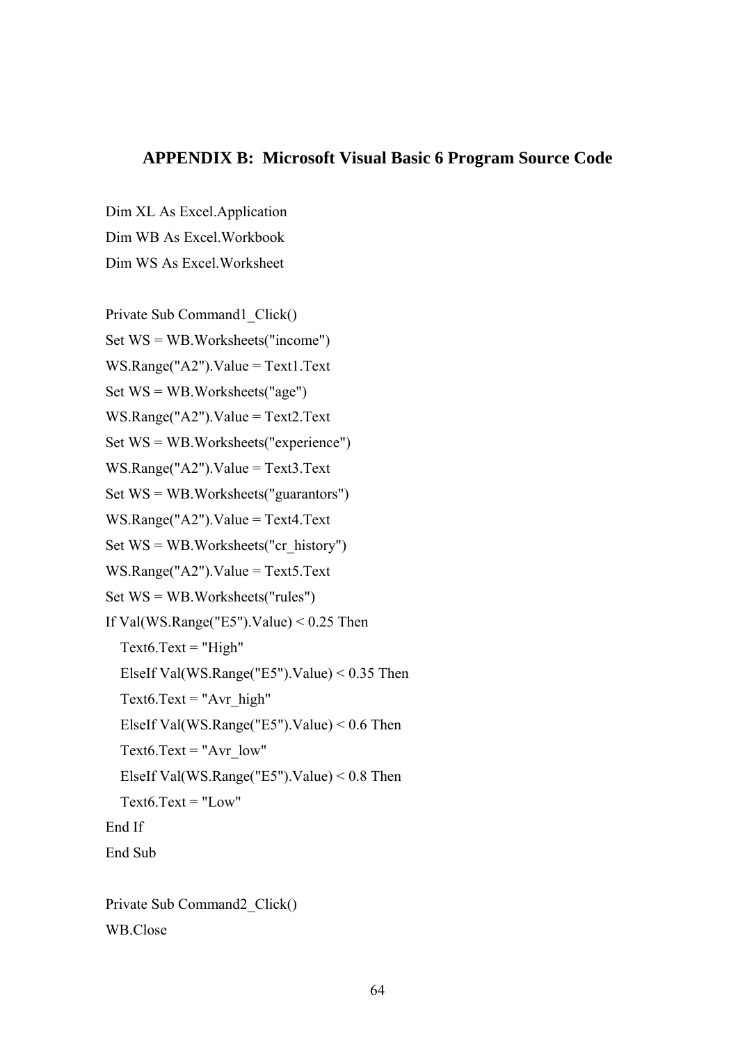## APPENDIX B: Microsoft Visual Basic 6 Program Source Code

```
Dim XL As Excel.Application
Dim WB As Excel.Workbook
Dim WS As Excel.Worksheet

Private Sub Command1_Click()
Set WS = WB.Worksheets("income")
WS.Range("A2").Value = Text1.Text
Set WS = WB.Worksheets("age")
WS.Range("A2").Value = Text2.Text
Set WS = WB.Worksheets("experience")
WS.Range("A2").Value = Text3.Text
Set WS = WB.Worksheets("guarantors")
WS.Range("A2").Value = Text4.Text
Set WS = WB.Worksheets("cr_history")
WS.Range("A2").Value = Text5.Text
Set WS = WB.Worksheets("rules")
If Val(WS.Range("E5").Value) < 0.25 Then
    Text6.Text = "High"
    ElseIf Val(WS.Range("E5").Value) < 0.35 Then
    Text6.Text = "Avr_high"
    ElseIf Val(WS.Range("E5").Value) < 0.6 Then
    Text6.Text = "Avr_low"
    ElseIf Val(WS.Range("E5").Value) < 0.8 Then
    Text6.Text = "Low"
End If
End Sub

Private Sub Command2_Click()
WB.Close
```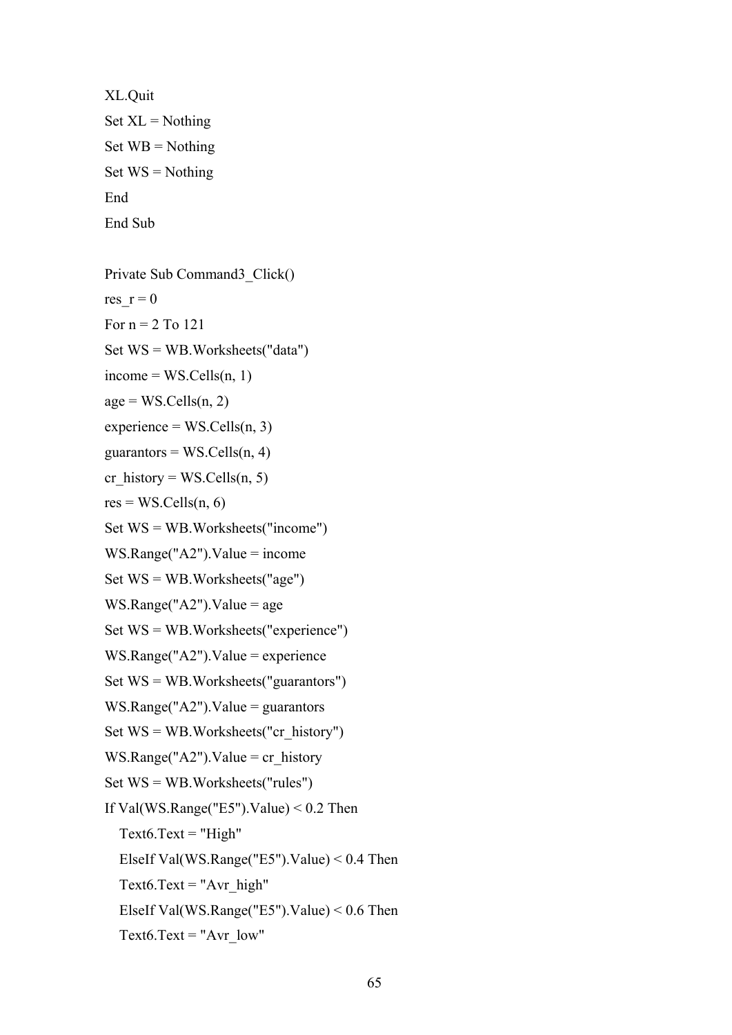```
XL.Quit
Set XL = Nothing
Set WB = Nothing
Set WS = Nothing
End
End Sub

Private Sub Command3_Click()
res_r = 0
For n = 2 To 121
Set WS = WB.Worksheets("data")
income = WS.Cells(n, 1)
age = WS.Cells(n, 2)
experience = WS.Cells(n, 3)
guarantors = WS.Cells(n, 4)
cr_history = WS.Cells(n, 5)
res = WS.Cells(n, 6)
Set WS = WB.Worksheets("income")
WS.Range("A2").Value = income
Set WS = WB.Worksheets("age")
WS.Range("A2").Value = age
Set WS = WB.Worksheets("experience")
WS.Range("A2").Value = experience
Set WS = WB.Worksheets("guarantors")
WS.Range("A2").Value = guarantors
Set WS = WB.Worksheets("cr_history")
WS.Range("A2").Value = cr_history
Set WS = WB.Worksheets("rules")
If Val(WS.Range("E5").Value) < 0.2 Then
   Text6.Text = "High"
   ElseIf Val(WS.Range("E5").Value) < 0.4 Then
   Text6.Text = "Avr_high"
   ElseIf Val(WS.Range("E5").Value) < 0.6 Then
   Text6.Text = "Avr_low"
```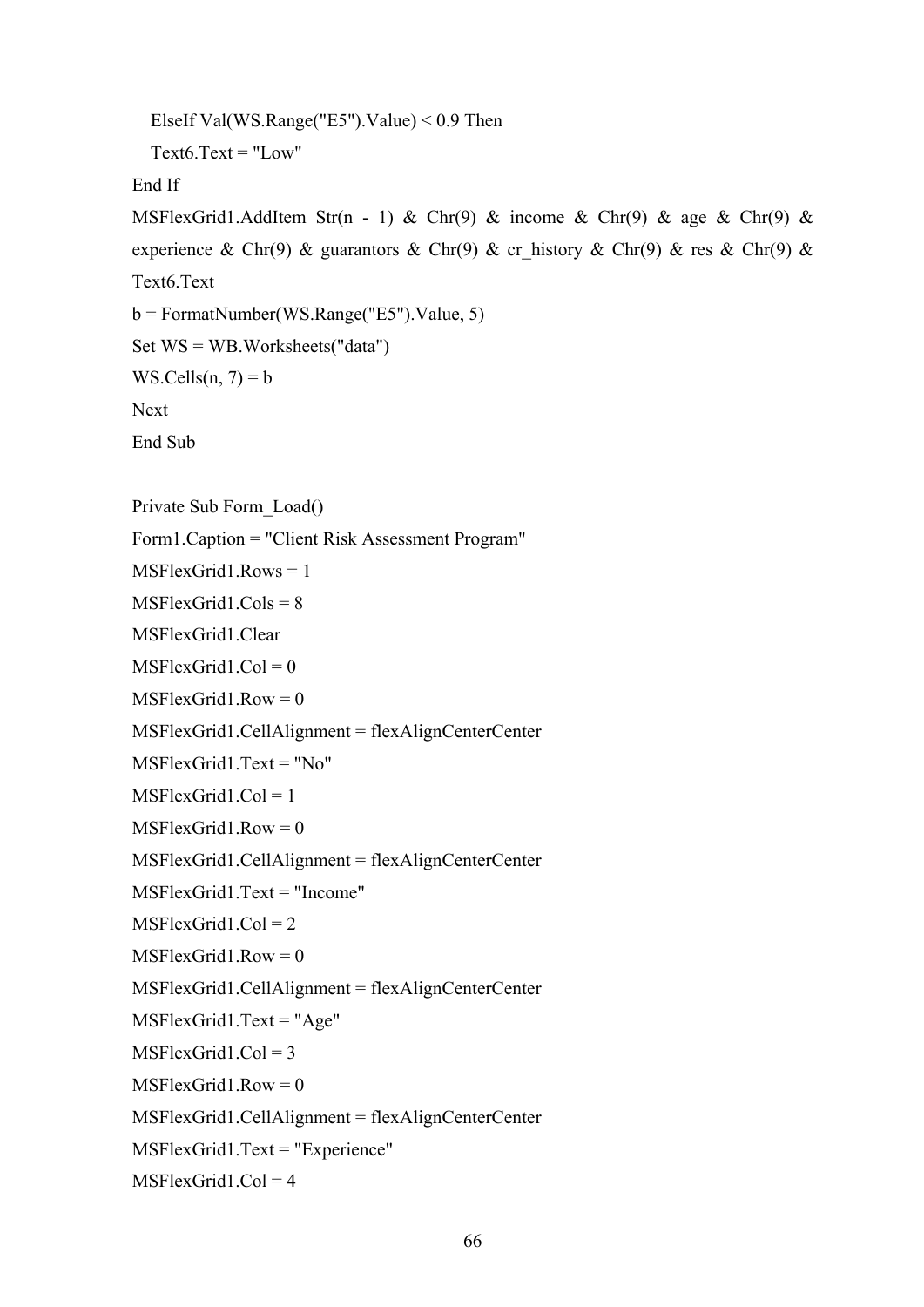```
    ElseIf Val(WS.Range("E5").Value) < 0.9 Then
    Text6.Text = "Low"
End If
MSFlexGrid1.AddItem Str(n - 1) & Chr(9) & income & Chr(9) & age & Chr(9) & experience & Chr(9) & guarantors & Chr(9) & cr_history & Chr(9) & res & Chr(9) & Text6.Text
b = FormatNumber(WS.Range("E5").Value, 5)
Set WS = WB.Worksheets("data")
WS.Cells(n, 7) = b
Next
End Sub

Private Sub Form_Load()
Form1.Caption = "Client Risk Assessment Program"
MSFlexGrid1.Rows = 1
MSFlexGrid1.Cols = 8
MSFlexGrid1.Clear
MSFlexGrid1.Col = 0
MSFlexGrid1.Row = 0
MSFlexGrid1.CellAlignment = flexAlignCenterCenter
MSFlexGrid1.Text = "No"
MSFlexGrid1.Col = 1
MSFlexGrid1.Row = 0
MSFlexGrid1.CellAlignment = flexAlignCenterCenter
MSFlexGrid1.Text = "Income"
MSFlexGrid1.Col = 2
MSFlexGrid1.Row = 0
MSFlexGrid1.CellAlignment = flexAlignCenterCenter
MSFlexGrid1.Text = "Age"
MSFlexGrid1.Col = 3
MSFlexGrid1.Row = 0
MSFlexGrid1.CellAlignment = flexAlignCenterCenter
MSFlexGrid1.Text = "Experience"
MSFlexGrid1.Col = 4
```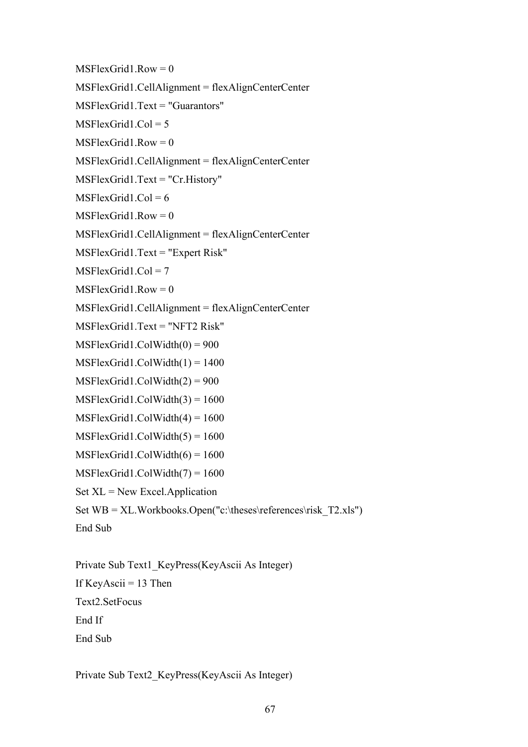```
MSFlexGrid1.Row = 0
MSFlexGrid1.CellAlignment = flexAlignCenterCenter
MSFlexGrid1.Text = "Guarantors"
MSFlexGrid1.Col = 5
MSFlexGrid1.Row = 0
MSFlexGrid1.CellAlignment = flexAlignCenterCenter
MSFlexGrid1.Text = "Cr.History"
MSFlexGrid1.Col = 6
MSFlexGrid1.Row = 0
MSFlexGrid1.CellAlignment = flexAlignCenterCenter
MSFlexGrid1.Text = "Expert Risk"
MSFlexGrid1.Col = 7
MSFlexGrid1.Row = 0
MSFlexGrid1.CellAlignment = flexAlignCenterCenter
MSFlexGrid1.Text = "NFT2 Risk"
MSFlexGrid1.ColWidth(0) = 900
MSFlexGrid1.ColWidth(1) = 1400
MSFlexGrid1.ColWidth(2) = 900
MSFlexGrid1.ColWidth(3) = 1600
MSFlexGrid1.ColWidth(4) = 1600
MSFlexGrid1.ColWidth(5) = 1600
MSFlexGrid1.ColWidth(6) = 1600
MSFlexGrid1.ColWidth(7) = 1600
Set XL = New Excel.Application
Set WB = XL.Workbooks.Open("c:\theses\references\risk_T2.xls")
End Sub

Private Sub Text1_KeyPress(KeyAscii As Integer)
If KeyAscii = 13 Then
Text2.SetFocus
End If
End Sub

Private Sub Text2_KeyPress(KeyAscii As Integer)
```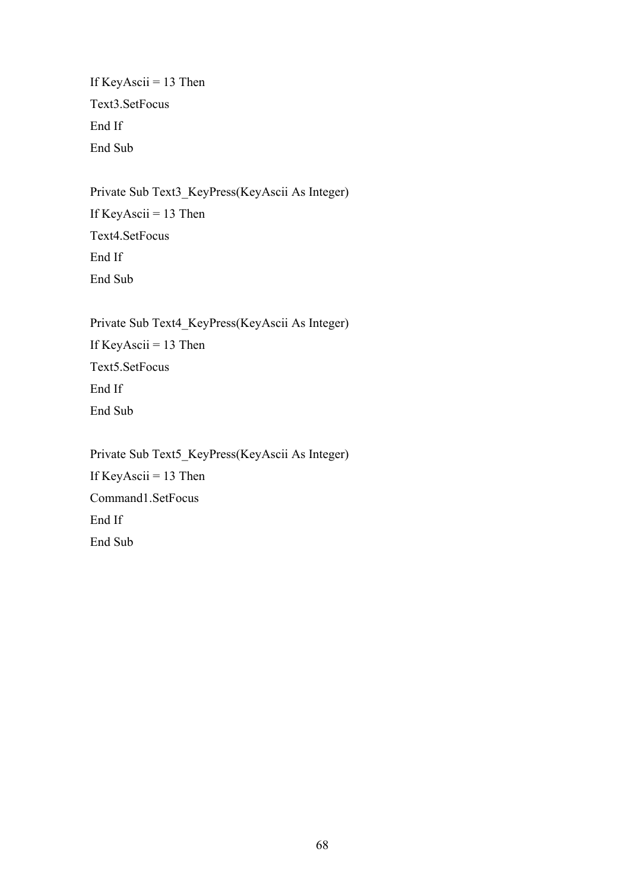```
If KeyAscii = 13 Then
Text3.SetFocus
End If
End Sub

Private Sub Text3_KeyPress(KeyAscii As Integer)
If KeyAscii = 13 Then
Text4.SetFocus
End If
End Sub

Private Sub Text4_KeyPress(KeyAscii As Integer)
If KeyAscii = 13 Then
Text5.SetFocus
End If
End Sub

Private Sub Text5_KeyPress(KeyAscii As Integer)
If KeyAscii = 13 Then
Command1.SetFocus
End If
End Sub
```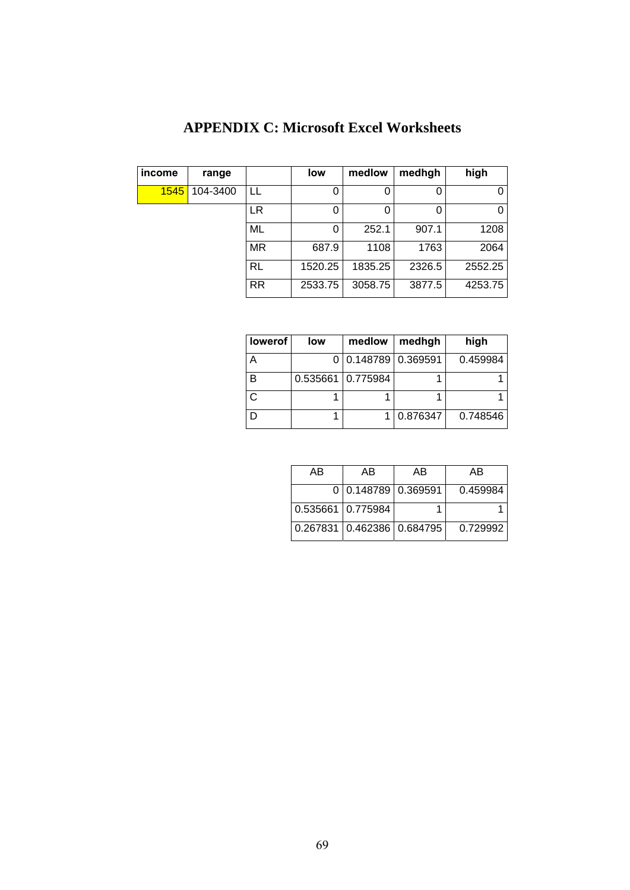# APPENDIX C: Microsoft Excel Worksheets

| income | range | | low | medlow | medhgh | high |
|---|---|---|---|---|---|---|
| 1545 | 104-3400 | LL | 0 | 0 | 0 | 0 |
| | | LR | 0 | 0 | 0 | 0 |
| | | ML | 0 | 252.1 | 907.1 | 1208 |
| | | MR | 687.9 | 1108 | 1763 | 2064 |
| | | RL | 1520.25 | 1835.25 | 2326.5 | 2552.25 |
| | | RR | 2533.75 | 3058.75 | 3877.5 | 4253.75 |

| lowerof | low | medlow | medhgh | high |
|---|---|---|---|---|
| A | 0 | 0.148789 | 0.369591 | 0.459984 |
| B | 0.535661 | 0.775984 | 1 | 1 |
| C | 1 | 1 | 1 | 1 |
| D | 1 | 1 | 0.876347 | 0.748546 |

| AB | AB | AB | AB |
|---|---|---|---|
| 0 | 0.148789 | 0.369591 | 0.459984 |
| 0.535661 | 0.775984 | 1 | 1 |
| 0.267831 | 0.462386 | 0.684795 | 0.729992 |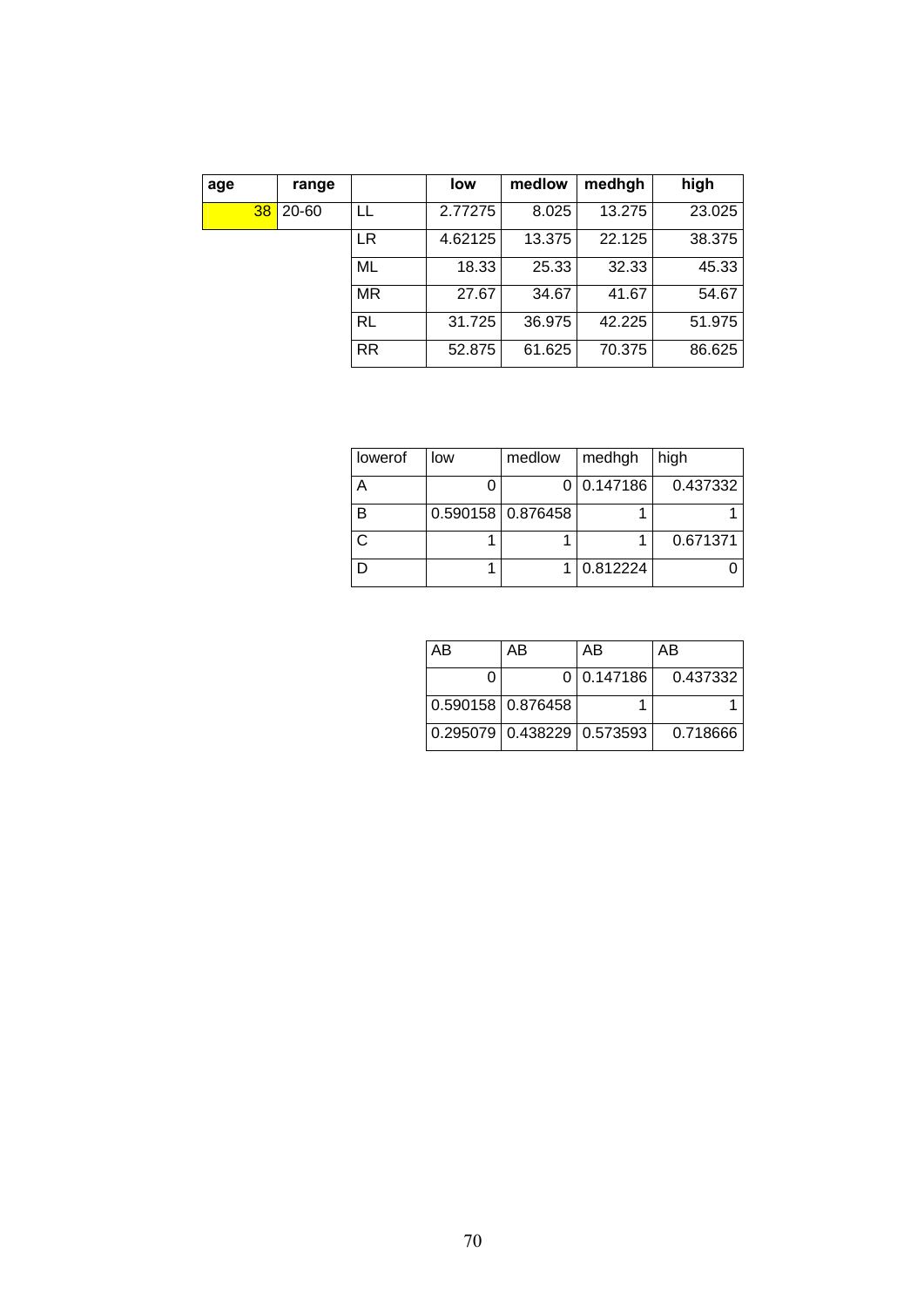| age | range | | low | medlow | medhgh | high |
|---|---|---|---|---|---|---|
| 38 | 20-60 | LL | 2.77275 | 8.025 | 13.275 | 23.025 |
| | | LR | 4.62125 | 13.375 | 22.125 | 38.375 |
| | | ML | 18.33 | 25.33 | 32.33 | 45.33 |
| | | MR | 27.67 | 34.67 | 41.67 | 54.67 |
| | | RL | 31.725 | 36.975 | 42.225 | 51.975 |
| | | RR | 52.875 | 61.625 | 70.375 | 86.625 |

| lowerof | low | medlow | medhgh | high |
|---|---|---|---|---|
| A | 0 | 0 | 0.147186 | 0.437332 |
| B | 0.590158 | 0.876458 | 1 | 1 |
| C | 1 | 1 | 1 | 0.671371 |
| D | 1 | 1 | 0.812224 | 0 |

| AB | AB | AB | AB |
|---|---|---|---|
| 0 | 0 | 0.147186 | 0.437332 |
| 0.590158 | 0.876458 | 1 | 1 |
| 0.295079 | 0.438229 | 0.573593 | 0.718666 |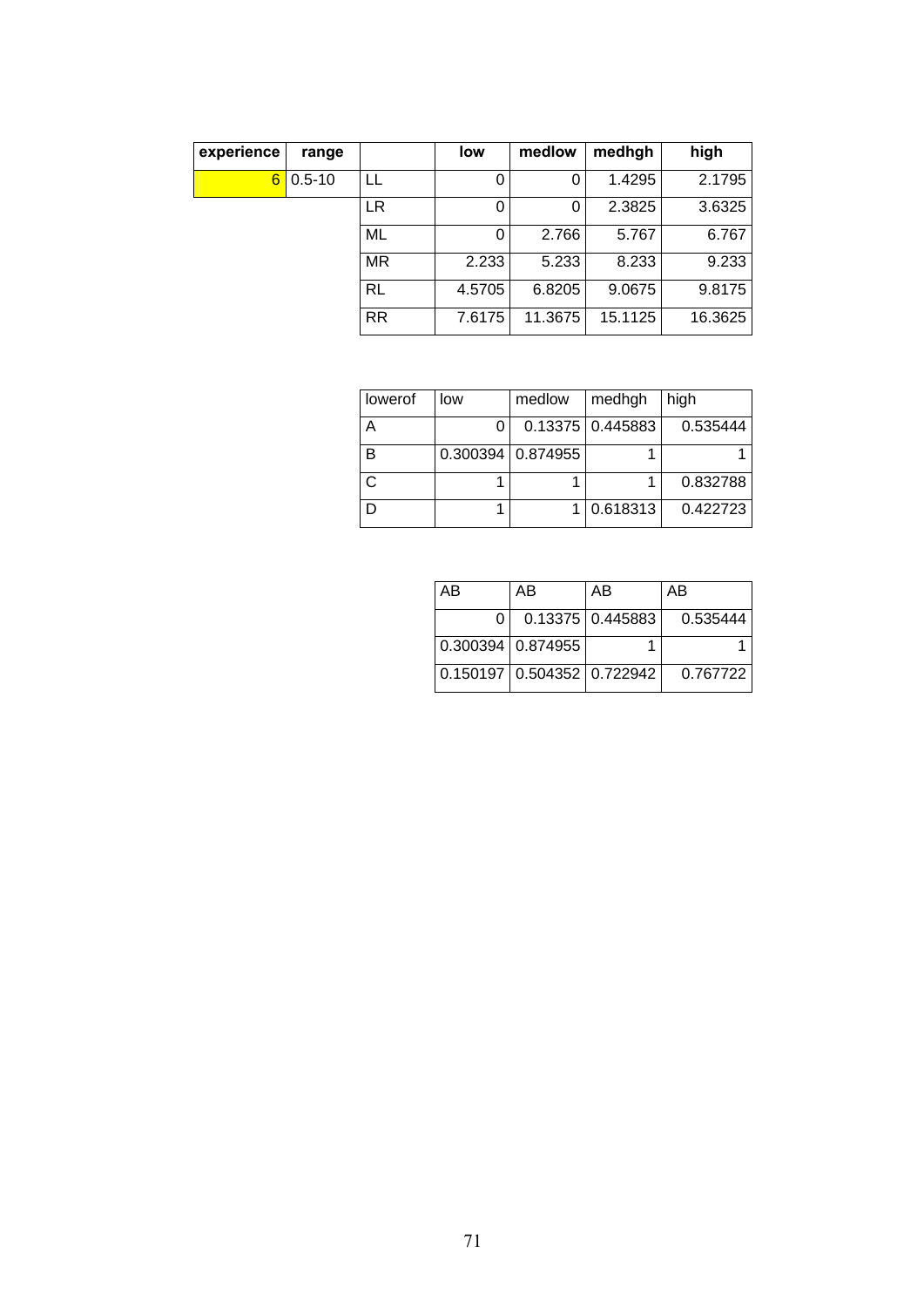| experience | range | | low | medlow | medhgh | high |
|---|---|---|---|---|---|---|
| 6 | 0.5-10 | LL | 0 | 0 | 1.4295 | 2.1795 |
| | | LR | 0 | 0 | 2.3825 | 3.6325 |
| | | ML | 0 | 2.766 | 5.767 | 6.767 |
| | | MR | 2.233 | 5.233 | 8.233 | 9.233 |
| | | RL | 4.5705 | 6.8205 | 9.0675 | 9.8175 |
| | | RR | 7.6175 | 11.3675 | 15.1125 | 16.3625 |

| lowerof | low | medlow | medhgh | high |
|---|---|---|---|---|
| A | 0 | 0.13375 | 0.445883 | 0.535444 |
| B | 0.300394 | 0.874955 | 1 | 1 |
| C | 1 | 1 | 1 | 0.832788 |
| D | 1 | 1 | 0.618313 | 0.422723 |

| AB | AB | AB | AB |
|---|---|---|---|
| 0 | 0.13375 | 0.445883 | 0.535444 |
| 0.300394 | 0.874955 | 1 | 1 |
| 0.150197 | 0.504352 | 0.722942 | 0.767722 |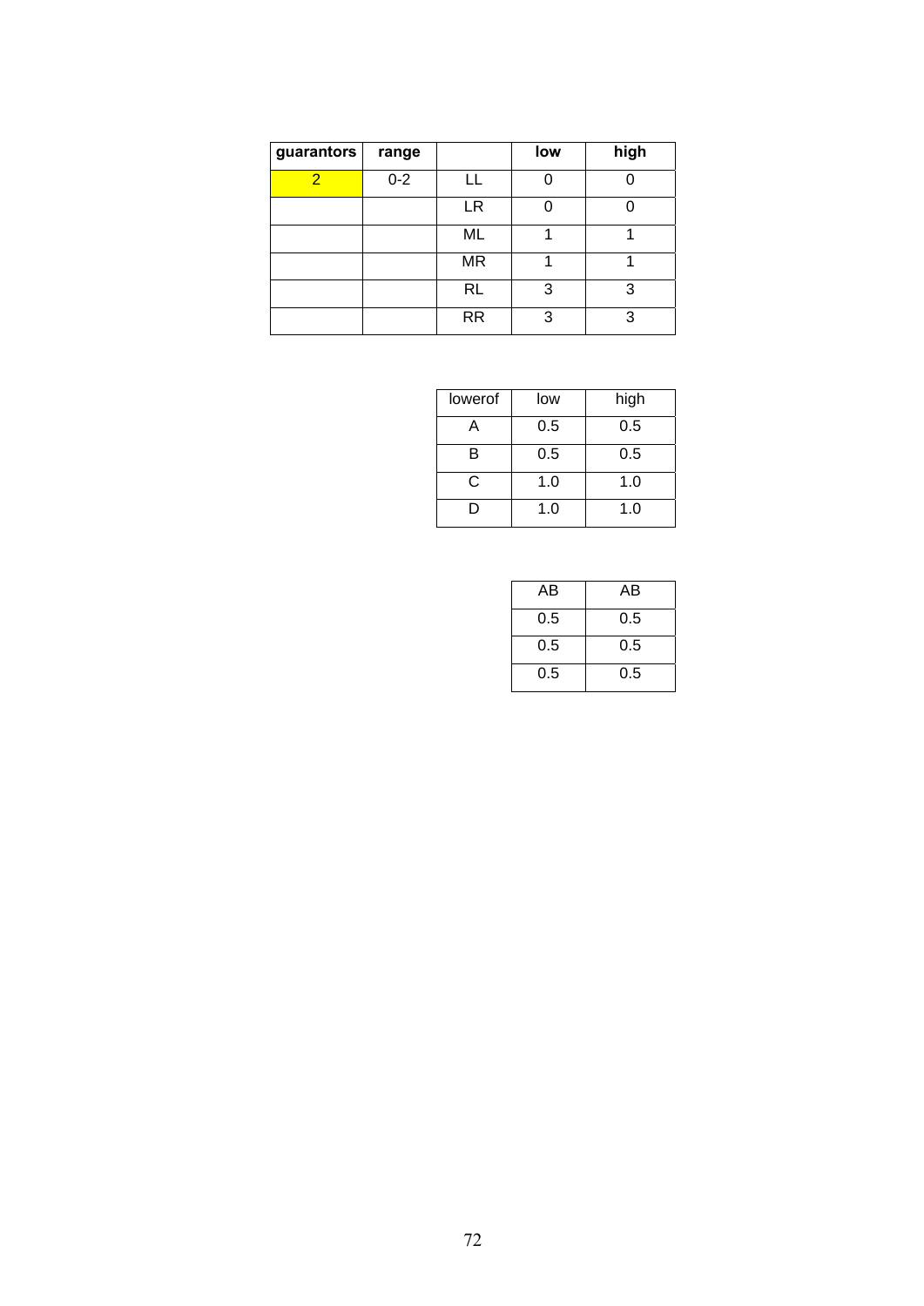| **guarantors** | **range** | | **low** | **high** |
|---|---|---|---|---|
| 2 | 0-2 | LL | 0 | 0 |
| | | LR | 0 | 0 |
| | | ML | 1 | 1 |
| | | MR | 1 | 1 |
| | | RL | 3 | 3 |
| | | RR | 3 | 3 |

| lowerof | low | high |
|---|---|---|
| A | 0.5 | 0.5 |
| B | 0.5 | 0.5 |
| C | 1.0 | 1.0 |
| D | 1.0 | 1.0 |

| AB | AB |
|---|---|
| 0.5 | 0.5 |
| 0.5 | 0.5 |
| 0.5 | 0.5 |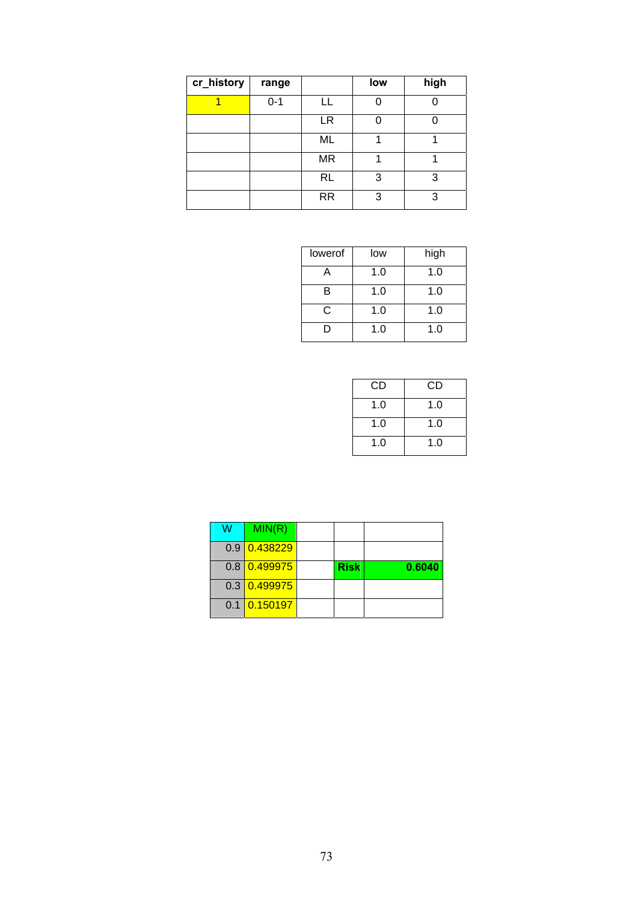| cr_history | range | | low | high |
|---|---|---|---|---|
| 1 | 0-1 | LL | 0 | 0 |
| | | LR | 0 | 0 |
| | | ML | 1 | 1 |
| | | MR | 1 | 1 |
| | | RL | 3 | 3 |
| | | RR | 3 | 3 |

| lowerof | low | high |
|---|---|---|
| A | 1.0 | 1.0 |
| B | 1.0 | 1.0 |
| C | 1.0 | 1.0 |
| D | 1.0 | 1.0 |

| CD | CD |
|---|---|
| 1.0 | 1.0 |
| 1.0 | 1.0 |
| 1.0 | 1.0 |

| W | MIN(R) | | | |
|---|---|---|---|---|
| 0.9 | 0.438229 | | | |
| 0.8 | 0.499975 | | Risk | 0.6040 |
| 0.3 | 0.499975 | | | |
| 0.1 | 0.150197 | | | |